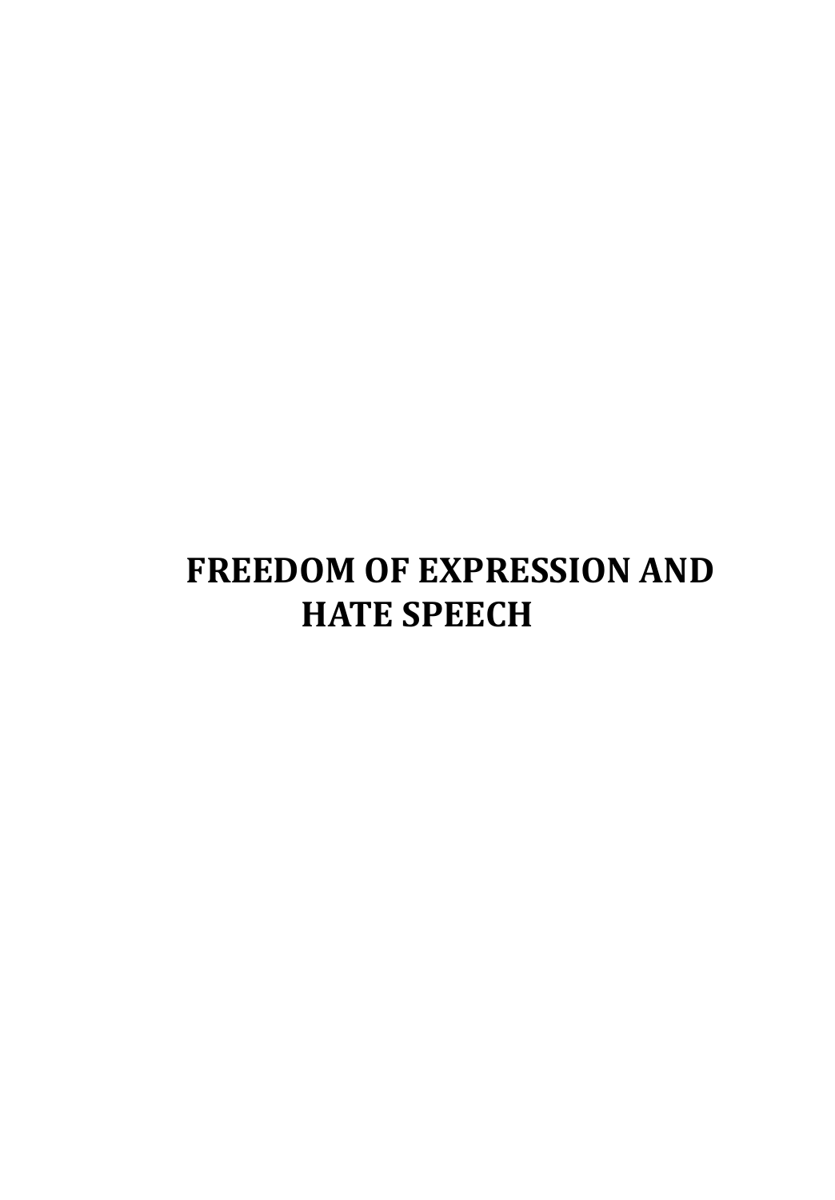# FREEDOM OF EXPRESSION AND HATE SPEECH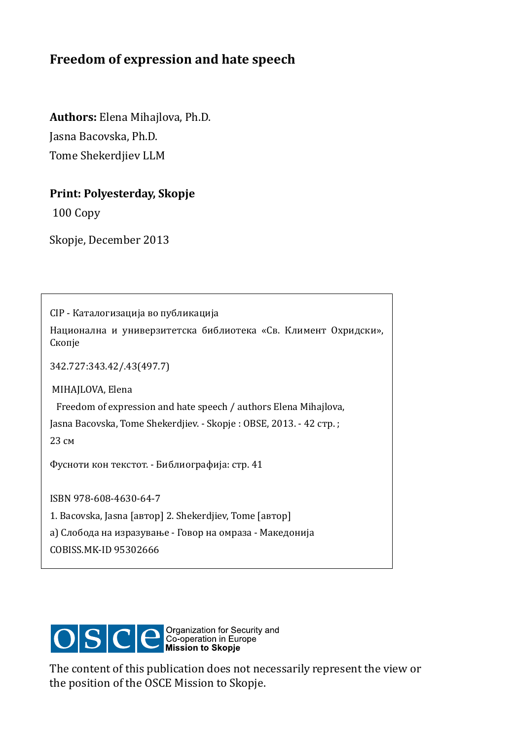**Freedom of expression and hate speech**

**Authors:** Elena Mihajlova, Ph.D.

Jasna Bacovska, Ph.D.

Tome Shekerdjiev LLM

**Print: Polyesterday, Skopje**

100 Copy

Skopje, December 2013

CIP - Каталогизација во публикација

Национална и универзитетска библиотека «Св. Климент Охридски», Скопје

342.727:343.42/.43(497.7)

MIHAJLOVA, Elena

Freedom of expression and hate speech / authors Elena Mihajlova, Jasna Bacovska, Tome Shekerdjiev. - Skopje : OBSE, 2013. - 42 стр. ; 23 см

Фусноти кон текстот. - Библиографија: стр. 41

ISBN 978-608-4630-64-7

1. Bacovska, Jasna [автор] 2. Shekerdjiev, Tome [автор]

а) Слобода на изразување - Говор на омраза - Македонија

COBISS.MK-ID 95302666

OSCE Organization for Security and Co-operation in Europe **Mission to Skopje**

The content of this publication does not necessarily represent the view or the position of the OSCE Mission to Skopje.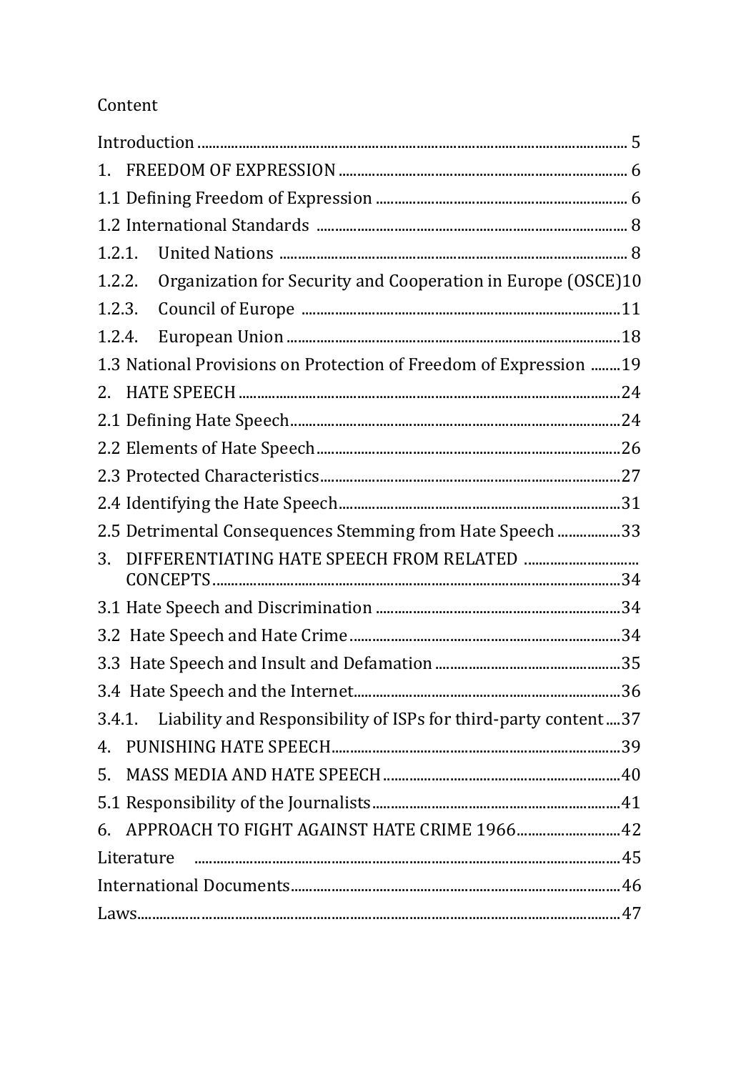Content

Introduction ........................................................................................................ 5

1. FREEDOM OF EXPRESSION ........................................................................ 6

1.1 Defining Freedom of Expression ................................................................ 6

1.2 International Standards ................................................................................ 8

1.2.1. United Nations ........................................................................................ 8

1.2.2. Organization for Security and Cooperation in Europe (OSCE)10

1.2.3. Council of Europe ..................................................................................11

1.2.4. European Union .....................................................................................18

1.3 National Provisions on Protection of Freedom of Expression ........19

2. HATE SPEECH ...................................................................................................24

2.1 Defining Hate Speech......................................................................................24

2.2 Elements of Hate Speech...............................................................................26

2.3 Protected Characteristics..............................................................................27

2.4 Identifying the Hate Speech..........................................................................31

2.5 Detrimental Consequences Stemming from Hate Speech .................33

3. DIFFERENTIATING HATE SPEECH FROM RELATED CONCEPTS..........................................................................................................34

3.1 Hate Speech and Discrimination ................................................................34

3.2 Hate Speech and Hate Crime .......................................................................34

3.3 Hate Speech and Insult and Defamation ..................................................35

3.4 Hate Speech and the Internet.......................................................................36

3.4.1. Liability and Responsibility of ISPs for third-party content....37

4. PUNISHING HATE SPEECH...........................................................................39

5. MASS MEDIA AND HATE SPEECH...............................................................40

5.1 Responsibility of the Journalists..................................................................41

6. APPROACH TO FIGHT AGAINST HATE CRIME 1966..........................42

Literature ...............................................................................................................45

International Documents.......................................................................................46

Laws..........................................................................................................................47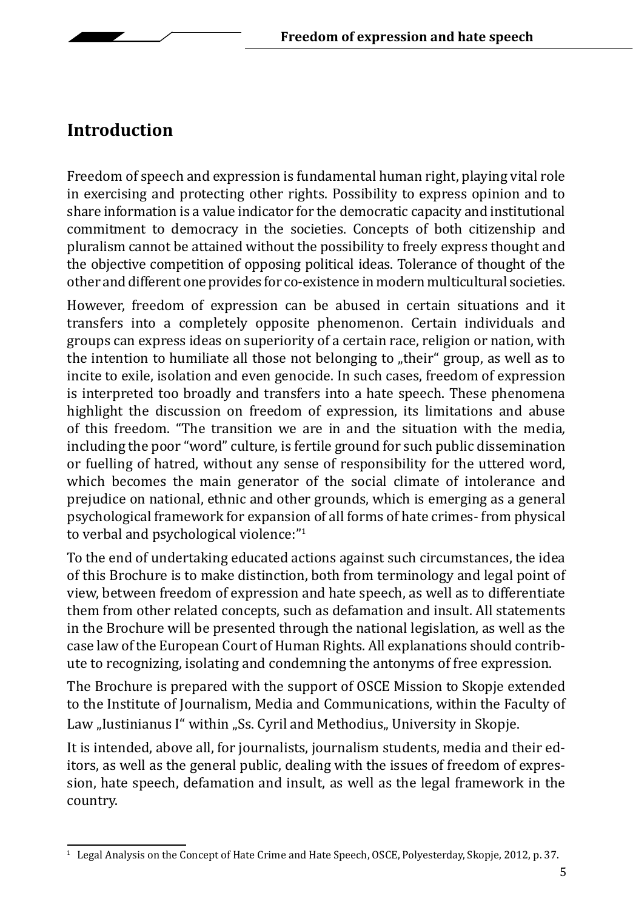## Introduction

Freedom of speech and expression is fundamental human right, playing vital role in exercising and protecting other rights. Possibility to express opinion and to share information is a value indicator for the democratic capacity and institutional commitment to democracy in the societies. Concepts of both citizenship and pluralism cannot be attained without the possibility to freely express thought and the objective competition of opposing political ideas. Tolerance of thought of the other and different one provides for co-existence in modern multicultural societies.

However, freedom of expression can be abused in certain situations and it transfers into a completely opposite phenomenon. Certain individuals and groups can express ideas on superiority of a certain race, religion or nation, with the intention to humiliate all those not belonging to „their" group, as well as to incite to exile, isolation and even genocide. In such cases, freedom of expression is interpreted too broadly and transfers into a hate speech. These phenomena highlight the discussion on freedom of expression, its limitations and abuse of this freedom. "The transition we are in and the situation with the media, including the poor "word" culture, is fertile ground for such public dissemination or fuelling of hatred, without any sense of responsibility for the uttered word, which becomes the main generator of the social climate of intolerance and prejudice on national, ethnic and other grounds, which is emerging as a general psychological framework for expansion of all forms of hate crimes- from physical to verbal and psychological violence:"[1]

To the end of undertaking educated actions against such circumstances, the idea of this Brochure is to make distinction, both from terminology and legal point of view, between freedom of expression and hate speech, as well as to differentiate them from other related concepts, such as defamation and insult. All statements in the Brochure will be presented through the national legislation, as well as the case law of the European Court of Human Rights. All explanations should contribute to recognizing, isolating and condemning the antonyms of free expression.

The Brochure is prepared with the support of OSCE Mission to Skopje extended to the Institute of Journalism, Media and Communications, within the Faculty of Law „Iustinianus I" within „Ss. Cyril and Methodius„ University in Skopje.

It is intended, above all, for journalists, journalism students, media and their editors, as well as the general public, dealing with the issues of freedom of expression, hate speech, defamation and insult, as well as the legal framework in the country.

[1] Legal Analysis on the Concept of Hate Crime and Hate Speech, OSCE, Polyesterday, Skopje, 2012, p. 37.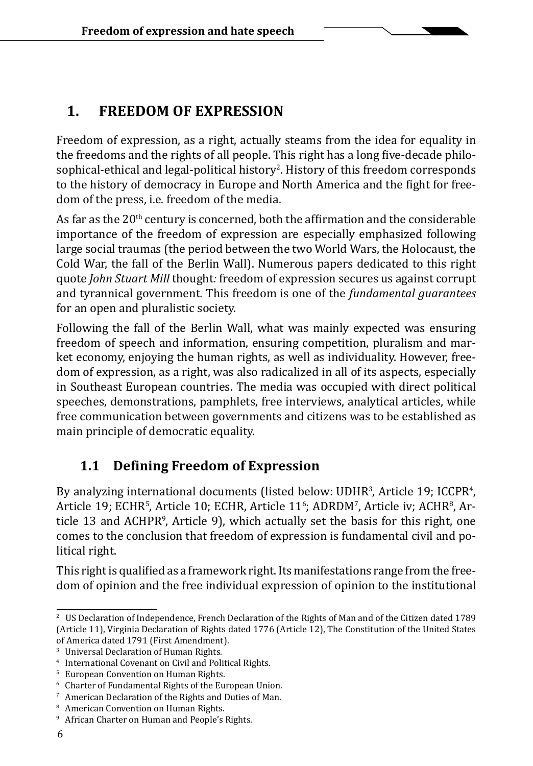# 1. FREEDOM OF EXPRESSION

Freedom of expression, as a right, actually steams from the idea for equality in the freedoms and the rights of all people. This right has a long five-decade philosophical-ethical and legal-political history[2]. History of this freedom corresponds to the history of democracy in Europe and North America and the fight for freedom of the press, i.e. freedom of the media.

As far as the 20th century is concerned, both the affirmation and the considerable importance of the freedom of expression are especially emphasized following large social traumas (the period between the two World Wars, the Holocaust, the Cold War, the fall of the Berlin Wall). Numerous papers dedicated to this right quote *John Stuart Mill* thought*:* freedom of expression secures us against corrupt and tyrannical government. This freedom is one of the *fundamental guarantees* for an open and pluralistic society.

Following the fall of the Berlin Wall, what was mainly expected was ensuring freedom of speech and information, ensuring competition, pluralism and market economy, enjoying the human rights, as well as individuality. However, freedom of expression, as a right, was also radicalized in all of its aspects, especially in Southeast European countries. The media was occupied with direct political speeches, demonstrations, pamphlets, free interviews, analytical articles, while free communication between governments and citizens was to be established as main principle of democratic equality.

## 1.1 Defining Freedom of Expression

By analyzing international documents (listed below: UDHR[3], Article 19; ICCPR[4], Article 19; ECHR[5], Article 10; ECHR, Article 11[6]; ADRDM[7], Article iv; ACHR[8], Article 13 and ACHPR[9], Article 9), which actually set the basis for this right, one comes to the conclusion that freedom of expression is fundamental civil and political right.

This right is qualified as a framework right. Its manifestations range from the freedom of opinion and the free individual expression of opinion to the institutional

---

[2] US Declaration of Independence, French Declaration of the Rights of Man and of the Citizen dated 1789 (Article 11), Virginia Declaration of Rights dated 1776 (Article 12), The Constitution of the United States of America dated 1791 (First Amendment).

[3] Universal Declaration of Human Rights.

[4] International Covenant on Civil and Political Rights.

[5] European Convention on Human Rights.

[6] Charter of Fundamental Rights of the European Union.

[7] American Declaration of the Rights and Duties of Man.

[8] American Convention on Human Rights.

[9] African Charter on Human and People's Rights.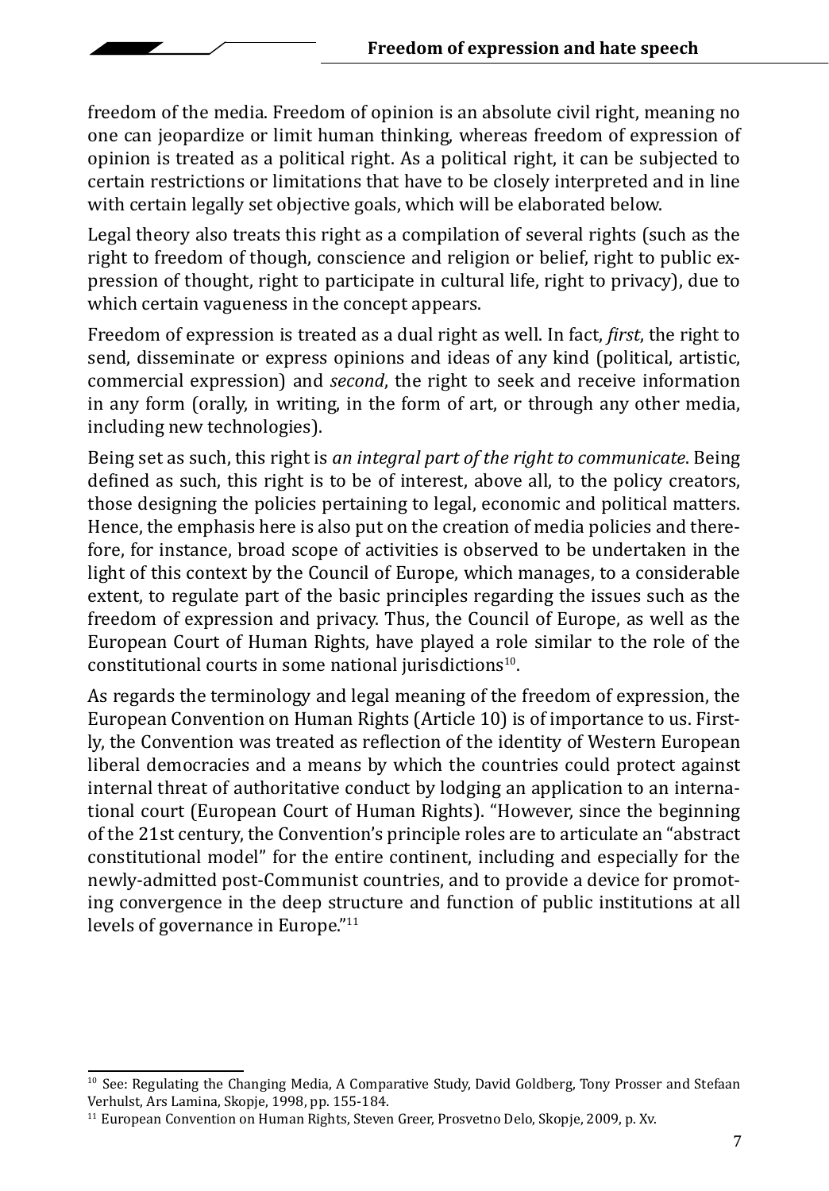freedom of the media. Freedom of opinion is an absolute civil right, meaning no one can jeopardize or limit human thinking, whereas freedom of expression of opinion is treated as a political right. As a political right, it can be subjected to certain restrictions or limitations that have to be closely interpreted and in line with certain legally set objective goals, which will be elaborated below.

Legal theory also treats this right as a compilation of several rights (such as the right to freedom of though, conscience and religion or belief, right to public expression of thought, right to participate in cultural life, right to privacy), due to which certain vagueness in the concept appears.

Freedom of expression is treated as a dual right as well. In fact, *first*, the right to send, disseminate or express opinions and ideas of any kind (political, artistic, commercial expression) and *second*, the right to seek and receive information in any form (orally, in writing, in the form of art, or through any other media, including new technologies).

Being set as such, this right is *an integral part of the right to communicate*. Being defined as such, this right is to be of interest, above all, to the policy creators, those designing the policies pertaining to legal, economic and political matters. Hence, the emphasis here is also put on the creation of media policies and therefore, for instance, broad scope of activities is observed to be undertaken in the light of this context by the Council of Europe, which manages, to a considerable extent, to regulate part of the basic principles regarding the issues such as the freedom of expression and privacy. Thus, the Council of Europe, as well as the European Court of Human Rights, have played a role similar to the role of the constitutional courts in some national jurisdictions[10].

As regards the terminology and legal meaning of the freedom of expression, the European Convention on Human Rights (Article 10) is of importance to us. Firstly, the Convention was treated as reflection of the identity of Western European liberal democracies and a means by which the countries could protect against internal threat of authoritative conduct by lodging an application to an international court (European Court of Human Rights). "However, since the beginning of the 21st century, the Convention's principle roles are to articulate an "abstract constitutional model" for the entire continent, including and especially for the newly-admitted post-Communist countries, and to provide a device for promoting convergence in the deep structure and function of public institutions at all levels of governance in Europe."[11]

---

[10] See: Regulating the Changing Media, A Comparative Study, David Goldberg, Tony Prosser and Stefaan Verhulst, Ars Lamina, Skopje, 1998, pp. 155-184.

[11] European Convention on Human Rights, Steven Greer, Prosvetno Delo, Skopje, 2009, p. Xv.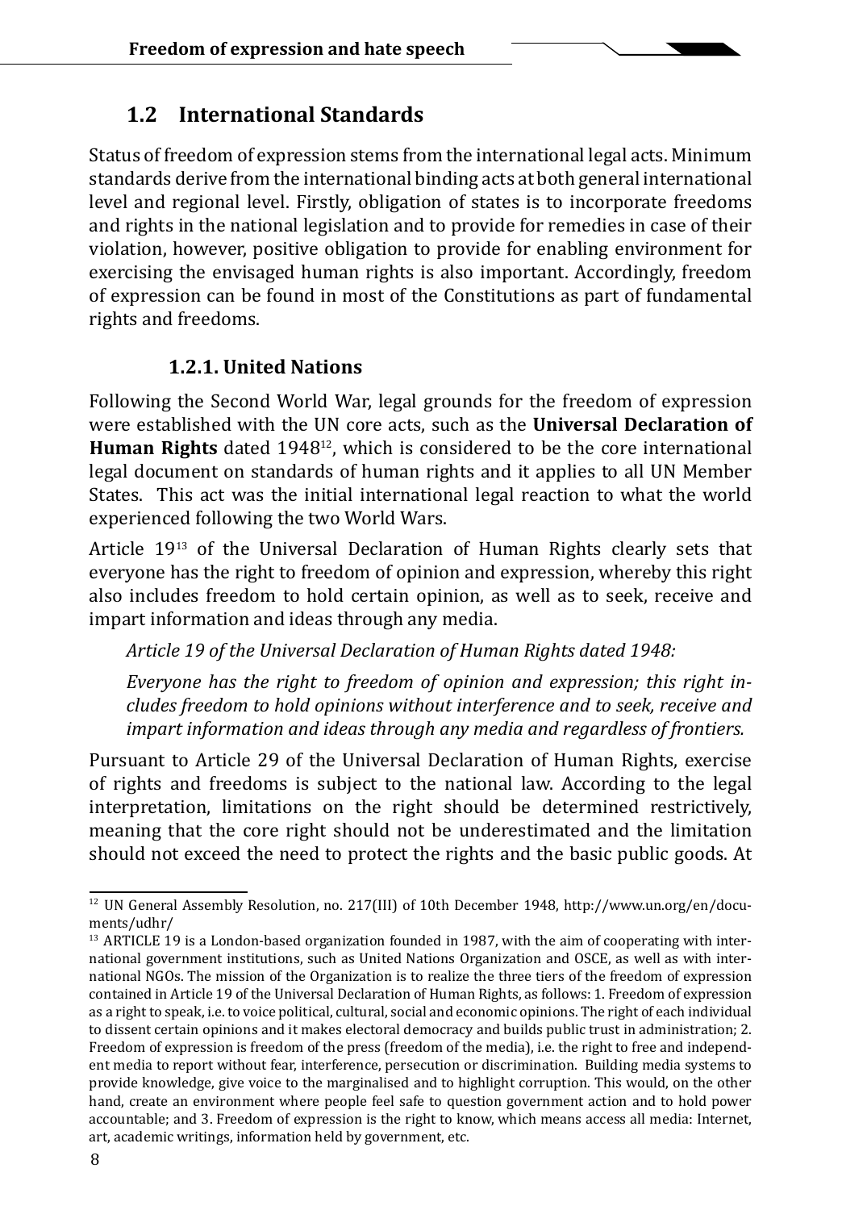## 1.2 International Standards

Status of freedom of expression stems from the international legal acts. Minimum standards derive from the international binding acts at both general international level and regional level. Firstly, obligation of states is to incorporate freedoms and rights in the national legislation and to provide for remedies in case of their violation, however, positive obligation to provide for enabling environment for exercising the envisaged human rights is also important. Accordingly, freedom of expression can be found in most of the Constitutions as part of fundamental rights and freedoms.

### 1.2.1. United Nations

Following the Second World War, legal grounds for the freedom of expression were established with the UN core acts, such as the **Universal Declaration of Human Rights** dated 1948[12], which is considered to be the core international legal document on standards of human rights and it applies to all UN Member States. This act was the initial international legal reaction to what the world experienced following the two World Wars.

Article 19[13] of the Universal Declaration of Human Rights clearly sets that everyone has the right to freedom of opinion and expression, whereby this right also includes freedom to hold certain opinion, as well as to seek, receive and impart information and ideas through any media.

> *Article 19 of the Universal Declaration of Human Rights dated 1948:*
>
> *Everyone has the right to freedom of opinion and expression; this right includes freedom to hold opinions without interference and to seek, receive and impart information and ideas through any media and regardless of frontiers.*

Pursuant to Article 29 of the Universal Declaration of Human Rights, exercise of rights and freedoms is subject to the national law. According to the legal interpretation, limitations on the right should be determined restrictively, meaning that the core right should not be underestimated and the limitation should not exceed the need to protect the rights and the basic public goods. At

---

[12] UN General Assembly Resolution, no. 217(III) of 10th December 1948, http://www.un.org/en/documents/udhr/

[13] ARTICLE 19 is a London-based organization founded in 1987, with the aim of cooperating with international government institutions, such as United Nations Organization and OSCE, as well as with international NGOs. The mission of the Organization is to realize the three tiers of the freedom of expression contained in Article 19 of the Universal Declaration of Human Rights, as follows: 1. Freedom of expression as a right to speak, i.e. to voice political, cultural, social and economic opinions. The right of each individual to dissent certain opinions and it makes electoral democracy and builds public trust in administration; 2. Freedom of expression is freedom of the press (freedom of the media), i.e. the right to free and independent media to report without fear, interference, persecution or discrimination. Building media systems to provide knowledge, give voice to the marginalised and to highlight corruption. This would, on the other hand, create an environment where people feel safe to question government action and to hold power accountable; and 3. Freedom of expression is the right to know, which means access all media: Internet, art, academic writings, information held by government, etc.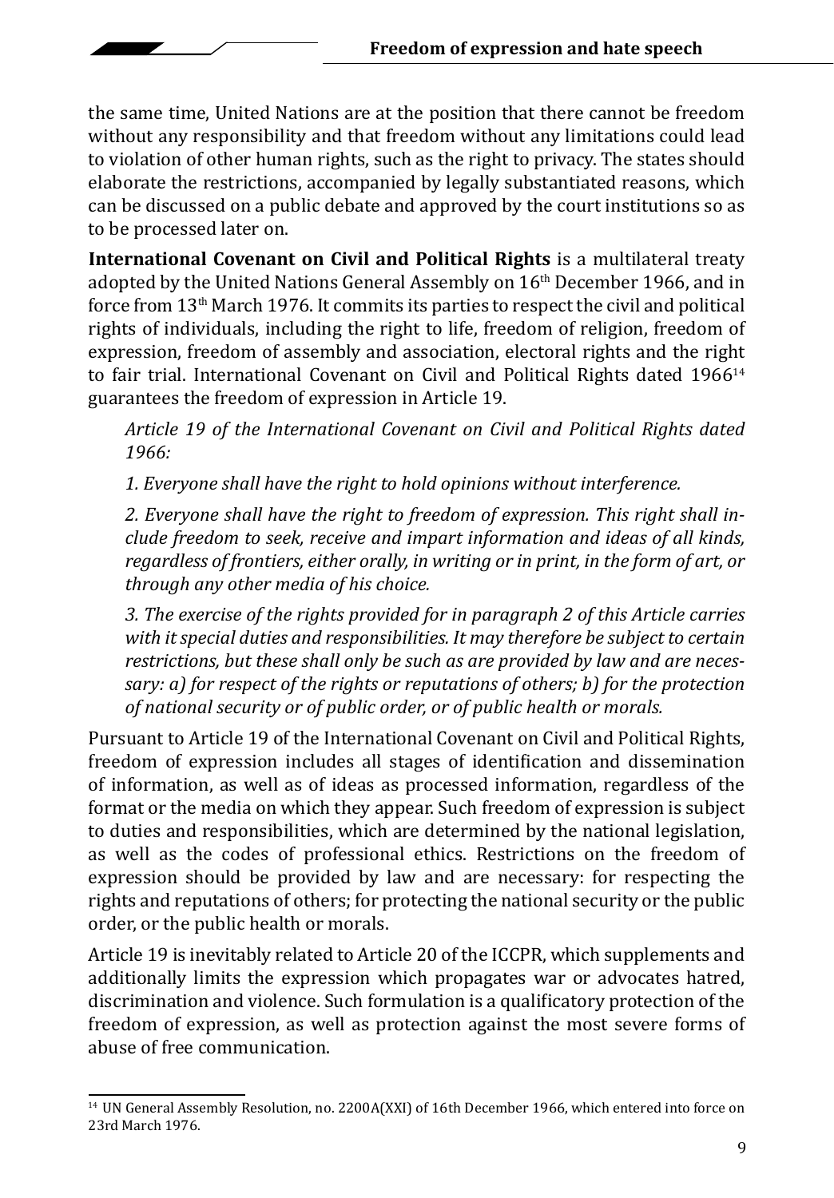the same time, United Nations are at the position that there cannot be freedom without any responsibility and that freedom without any limitations could lead to violation of other human rights, such as the right to privacy. The states should elaborate the restrictions, accompanied by legally substantiated reasons, which can be discussed on a public debate and approved by the court institutions so as to be processed later on.

**International Covenant on Civil and Political Rights** is a multilateral treaty adopted by the United Nations General Assembly on 16th December 1966, and in force from 13th March 1976. It commits its parties to respect the civil and political rights of individuals, including the right to life, freedom of religion, freedom of expression, freedom of assembly and association, electoral rights and the right to fair trial. International Covenant on Civil and Political Rights dated 1966[14] guarantees the freedom of expression in Article 19.

> *Article 19 of the International Covenant on Civil and Political Rights dated 1966:*
>
> *1. Everyone shall have the right to hold opinions without interference.*
>
> *2. Everyone shall have the right to freedom of expression. This right shall include freedom to seek, receive and impart information and ideas of all kinds, regardless of frontiers, either orally, in writing or in print, in the form of art, or through any other media of his choice.*
>
> *3. The exercise of the rights provided for in paragraph 2 of this Article carries with it special duties and responsibilities. It may therefore be subject to certain restrictions, but these shall only be such as are provided by law and are necessary: a) for respect of the rights or reputations of others; b) for the protection of national security or of public order, or of public health or morals.*

Pursuant to Article 19 of the International Covenant on Civil and Political Rights, freedom of expression includes all stages of identification and dissemination of information, as well as of ideas as processed information, regardless of the format or the media on which they appear. Such freedom of expression is subject to duties and responsibilities, which are determined by the national legislation, as well as the codes of professional ethics. Restrictions on the freedom of expression should be provided by law and are necessary: for respecting the rights and reputations of others; for protecting the national security or the public order, or the public health or morals.

Article 19 is inevitably related to Article 20 of the ICCPR, which supplements and additionally limits the expression which propagates war or advocates hatred, discrimination and violence. Such formulation is a qualificatory protection of the freedom of expression, as well as protection against the most severe forms of abuse of free communication.

---

[14] UN General Assembly Resolution, no. 2200A(XXI) of 16th December 1966, which entered into force on 23rd March 1976.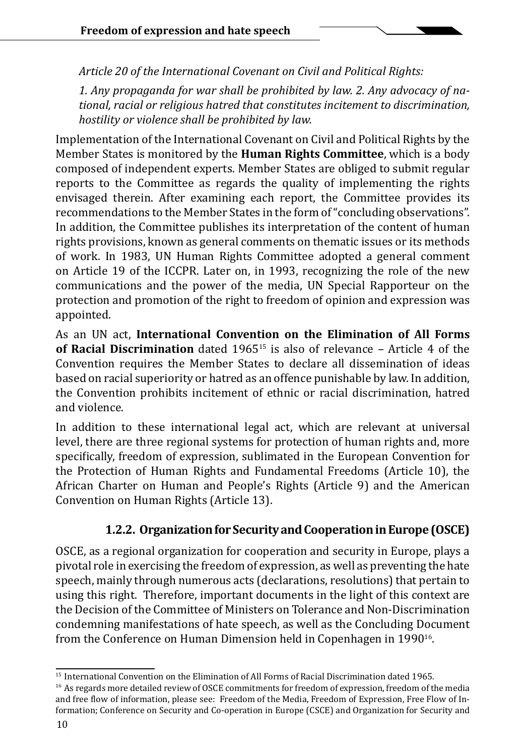*Article 20 of the International Covenant on Civil and Political Rights:*

*1. Any propaganda for war shall be prohibited by law. 2. Any advocacy of national, racial or religious hatred that constitutes incitement to discrimination, hostility or violence shall be prohibited by law.*

Implementation of the International Covenant on Civil and Political Rights by the Member States is monitored by the **Human Rights Committee**, which is a body composed of independent experts. Member States are obliged to submit regular reports to the Committee as regards the quality of implementing the rights envisaged therein. After examining each report, the Committee provides its recommendations to the Member States in the form of "concluding observations". In addition, the Committee publishes its interpretation of the content of human rights provisions, known as general comments on thematic issues or its methods of work. In 1983, UN Human Rights Committee adopted a general comment on Article 19 of the ICCPR. Later on, in 1993, recognizing the role of the new communications and the power of the media, UN Special Rapporteur on the protection and promotion of the right to freedom of opinion and expression was appointed.

As an UN act, **International Convention on the Elimination of All Forms of Racial Discrimination** dated 1965[15] is also of relevance – Article 4 of the Convention requires the Member States to declare all dissemination of ideas based on racial superiority or hatred as an offence punishable by law. In addition, the Convention prohibits incitement of ethnic or racial discrimination, hatred and violence.

In addition to these international legal act, which are relevant at universal level, there are three regional systems for protection of human rights and, more specifically, freedom of expression, sublimated in the European Convention for the Protection of Human Rights and Fundamental Freedoms (Article 10), the African Charter on Human and People's Rights (Article 9) and the American Convention on Human Rights (Article 13).

### 1.2.2. Organization for Security and Cooperation in Europe (OSCE)

OSCE, as a regional organization for cooperation and security in Europe, plays a pivotal role in exercising the freedom of expression, as well as preventing the hate speech, mainly through numerous acts (declarations, resolutions) that pertain to using this right. Therefore, important documents in the light of this context are the Decision of the Committee of Ministers on Tolerance and Non-Discrimination condemning manifestations of hate speech, as well as the Concluding Document from the Conference on Human Dimension held in Copenhagen in 1990[16].

---

[15] International Convention on the Elimination of All Forms of Racial Discrimination dated 1965.

[16] As regards more detailed review of OSCE commitments for freedom of expression, freedom of the media and free flow of information, please see: Freedom of the Media, Freedom of Expression, Free Flow of Information; Conference on Security and Co-operation in Europe (CSCE) and Organization for Security and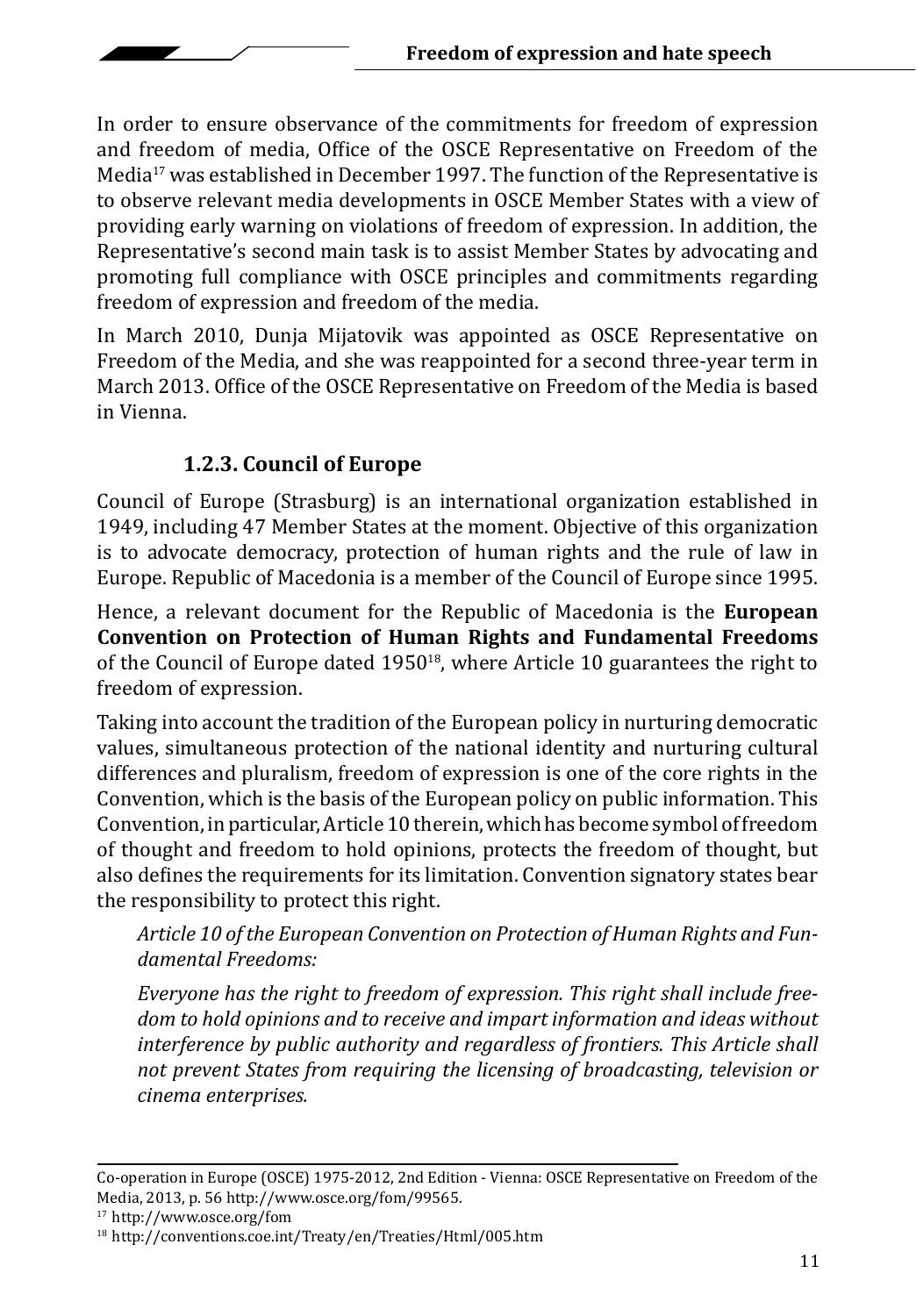In order to ensure observance of the commitments for freedom of expression and freedom of media, Office of the OSCE Representative on Freedom of the Media[17] was established in December 1997. The function of the Representative is to observe relevant media developments in OSCE Member States with a view of providing early warning on violations of freedom of expression. In addition, the Representative's second main task is to assist Member States by advocating and promoting full compliance with OSCE principles and commitments regarding freedom of expression and freedom of the media.

In March 2010, Dunja Mijatovik was appointed as OSCE Representative on Freedom of the Media, and she was reappointed for a second three-year term in March 2013. Office of the OSCE Representative on Freedom of the Media is based in Vienna.

### 1.2.3. Council of Europe

Council of Europe (Strasburg) is an international organization established in 1949, including 47 Member States at the moment. Objective of this organization is to advocate democracy, protection of human rights and the rule of law in Europe. Republic of Macedonia is a member of the Council of Europe since 1995.

Hence, a relevant document for the Republic of Macedonia is the **European Convention on Protection of Human Rights and Fundamental Freedoms** of the Council of Europe dated 1950[18], where Article 10 guarantees the right to freedom of expression.

Taking into account the tradition of the European policy in nurturing democratic values, simultaneous protection of the national identity and nurturing cultural differences and pluralism, freedom of expression is one of the core rights in the Convention, which is the basis of the European policy on public information. This Convention, in particular, Article 10 therein, which has become symbol of freedom of thought and freedom to hold opinions, protects the freedom of thought, but also defines the requirements for its limitation. Convention signatory states bear the responsibility to protect this right.

*Article 10 of the European Convention on Protection of Human Rights and Fundamental Freedoms:*

*Everyone has the right to freedom of expression. This right shall include freedom to hold opinions and to receive and impart information and ideas without interference by public authority and regardless of frontiers. This Article shall not prevent States from requiring the licensing of broadcasting, television or cinema enterprises.*

---

Co-operation in Europe (OSCE) 1975-2012, 2nd Edition - Vienna: OSCE Representative on Freedom of the Media, 2013, p. 56 http://www.osce.org/fom/99565.

[17] http://www.osce.org/fom

[18] http://conventions.coe.int/Treaty/en/Treaties/Html/005.htm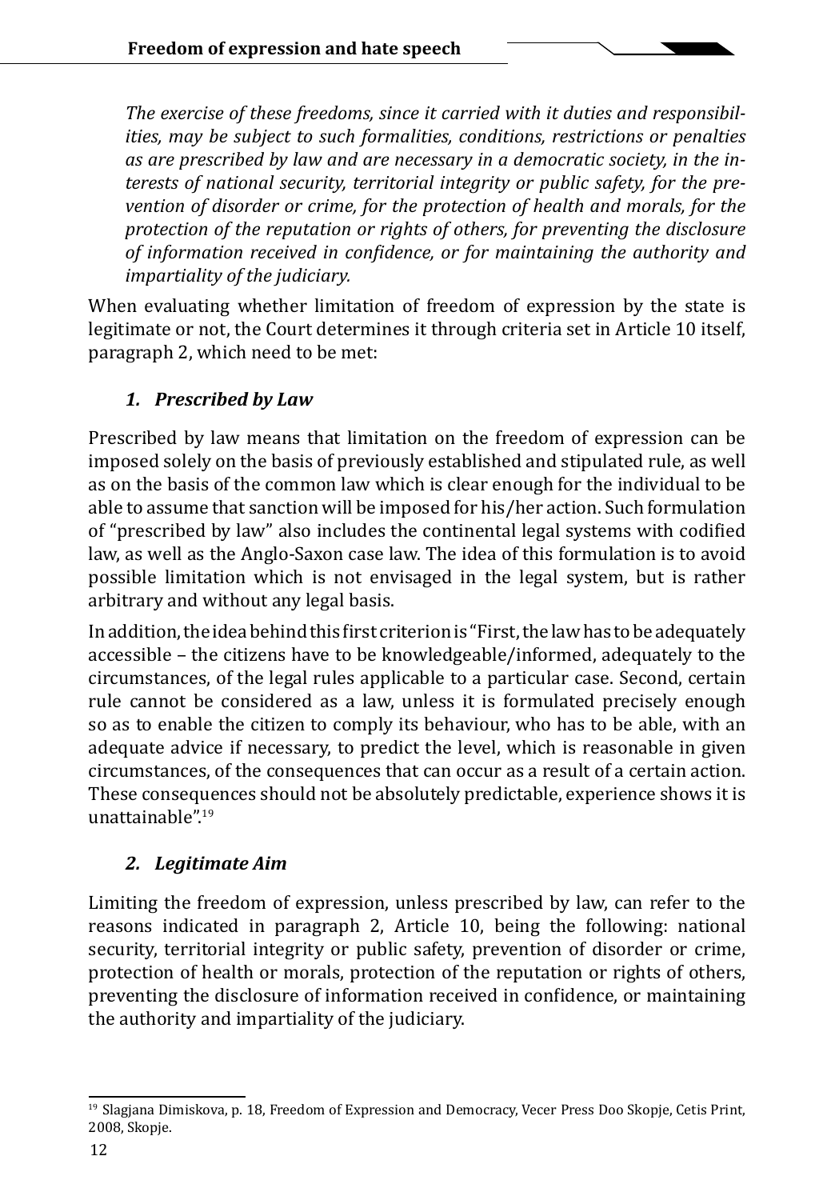*The exercise of these freedoms, since it carried with it duties and responsibilities, may be subject to such formalities, conditions, restrictions or penalties as are prescribed by law and are necessary in a democratic society, in the interests of national security, territorial integrity or public safety, for the prevention of disorder or crime, for the protection of health and morals, for the protection of the reputation or rights of others, for preventing the disclosure of information received in confidence, or for maintaining the authority and impartiality of the judiciary.*

When evaluating whether limitation of freedom of expression by the state is legitimate or not, the Court determines it through criteria set in Article 10 itself, paragraph 2, which need to be met:

### *1. Prescribed by Law*

Prescribed by law means that limitation on the freedom of expression can be imposed solely on the basis of previously established and stipulated rule, as well as on the basis of the common law which is clear enough for the individual to be able to assume that sanction will be imposed for his/her action. Such formulation of "prescribed by law" also includes the continental legal systems with codified law, as well as the Anglo-Saxon case law. The idea of this formulation is to avoid possible limitation which is not envisaged in the legal system, but is rather arbitrary and without any legal basis.

In addition, the idea behind this first criterion is "First, the law has to be adequately accessible – the citizens have to be knowledgeable/informed, adequately to the circumstances, of the legal rules applicable to a particular case. Second, certain rule cannot be considered as a law, unless it is formulated precisely enough so as to enable the citizen to comply its behaviour, who has to be able, with an adequate advice if necessary, to predict the level, which is reasonable in given circumstances, of the consequences that can occur as a result of a certain action. These consequences should not be absolutely predictable, experience shows it is unattainable".[19]

### *2. Legitimate Aim*

Limiting the freedom of expression, unless prescribed by law, can refer to the reasons indicated in paragraph 2, Article 10, being the following: national security, territorial integrity or public safety, prevention of disorder or crime, protection of health or morals, protection of the reputation or rights of others, preventing the disclosure of information received in confidence, or maintaining the authority and impartiality of the judiciary.

---

[19] Slagjana Dimiskova, p. 18, Freedom of Expression and Democracy, Vecer Press Doo Skopje, Cetis Print, 2008, Skopje.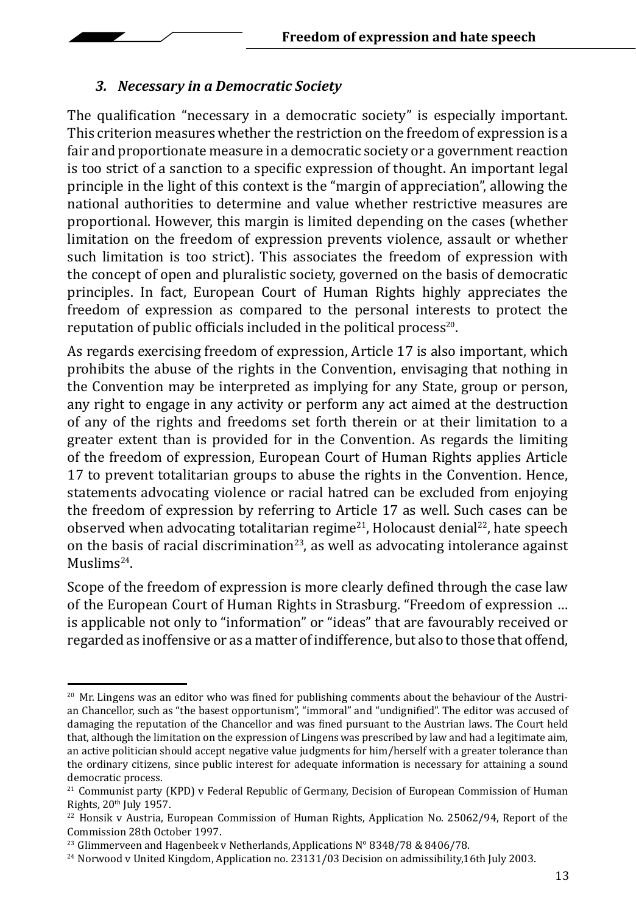### *3. Necessary in a Democratic Society*

The qualification "necessary in a democratic society" is especially important. This criterion measures whether the restriction on the freedom of expression is a fair and proportionate measure in a democratic society or a government reaction is too strict of a sanction to a specific expression of thought. An important legal principle in the light of this context is the "margin of appreciation", allowing the national authorities to determine and value whether restrictive measures are proportional. However, this margin is limited depending on the cases (whether limitation on the freedom of expression prevents violence, assault or whether such limitation is too strict). This associates the freedom of expression with the concept of open and pluralistic society, governed on the basis of democratic principles. In fact, European Court of Human Rights highly appreciates the freedom of expression as compared to the personal interests to protect the reputation of public officials included in the political process[20].

As regards exercising freedom of expression, Article 17 is also important, which prohibits the abuse of the rights in the Convention, envisaging that nothing in the Convention may be interpreted as implying for any State, group or person, any right to engage in any activity or perform any act aimed at the destruction of any of the rights and freedoms set forth therein or at their limitation to a greater extent than is provided for in the Convention. As regards the limiting of the freedom of expression, European Court of Human Rights applies Article 17 to prevent totalitarian groups to abuse the rights in the Convention. Hence, statements advocating violence or racial hatred can be excluded from enjoying the freedom of expression by referring to Article 17 as well. Such cases can be observed when advocating totalitarian regime[21], Holocaust denial[22], hate speech on the basis of racial discrimination[23], as well as advocating intolerance against Muslims[24].

Scope of the freedom of expression is more clearly defined through the case law of the European Court of Human Rights in Strasburg. "Freedom of expression … is applicable not only to "information" or "ideas" that are favourably received or regarded as inoffensive or as a matter of indifference, but also to those that offend,

---

[20] Mr. Lingens was an editor who was fined for publishing comments about the behaviour of the Austrian Chancellor, such as "the basest opportunism", "immoral" and "undignified". The editor was accused of damaging the reputation of the Chancellor and was fined pursuant to the Austrian laws. The Court held that, although the limitation on the expression of Lingens was prescribed by law and had a legitimate aim, an active politician should accept negative value judgments for him/herself with a greater tolerance than the ordinary citizens, since public interest for adequate information is necessary for attaining a sound democratic process.

[21] Communist party (KPD) v Federal Republic of Germany, Decision of European Commission of Human Rights, 20th July 1957.

[22] Honsik v Austria, European Commission of Human Rights, Application No. 25062/94, Report of the Commission 28th October 1997.

[23] Glimmerveen and Hagenbeek v Netherlands, Applications N° 8348/78 & 8406/78.

[24] Norwood v United Kingdom, Application no. 23131/03 Decision on admissibility,16th July 2003.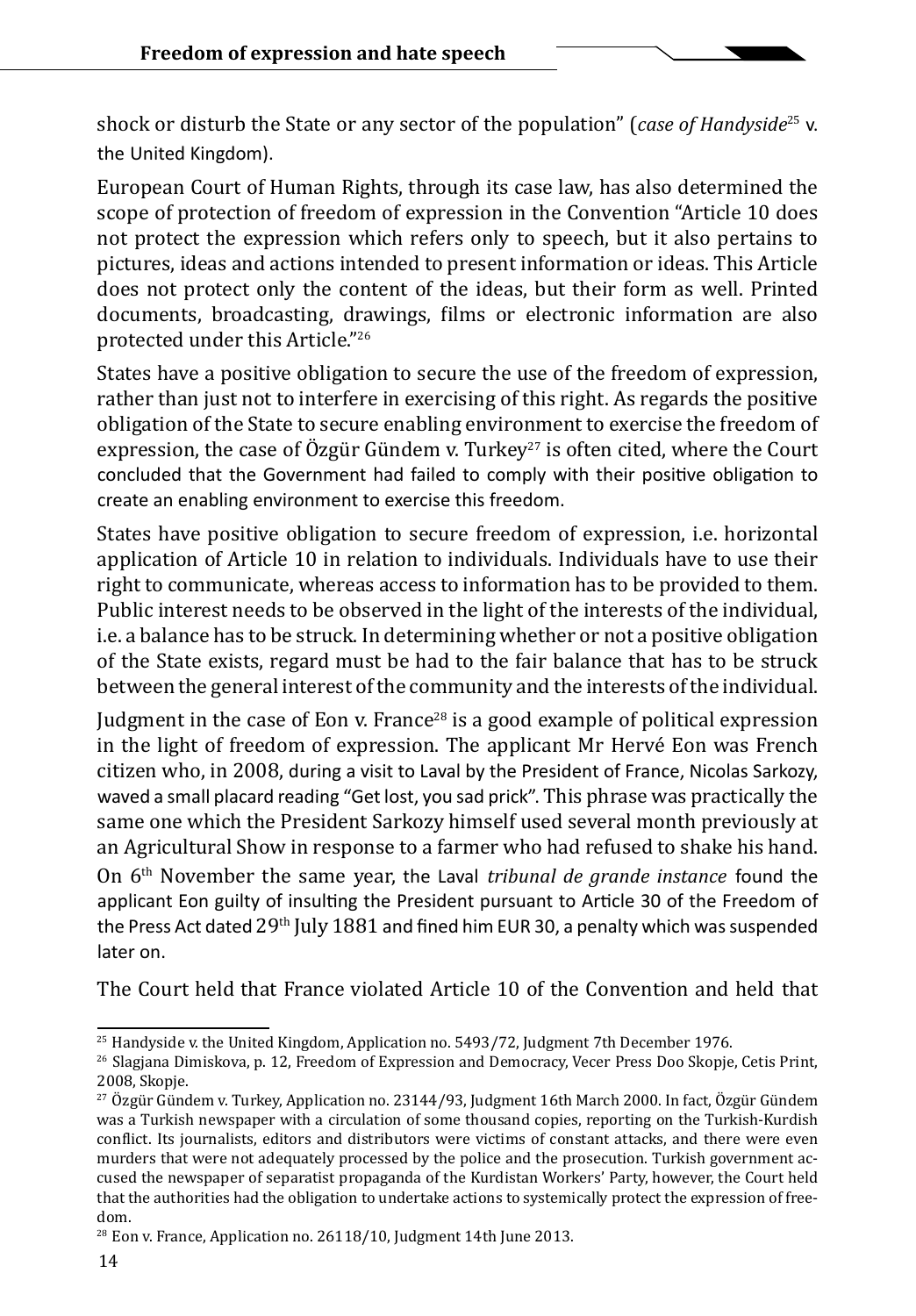shock or disturb the State or any sector of the population" (*case of Handyside*[25] v. the United Kingdom).

European Court of Human Rights, through its case law, has also determined the scope of protection of freedom of expression in the Convention "Article 10 does not protect the expression which refers only to speech, but it also pertains to pictures, ideas and actions intended to present information or ideas. This Article does not protect only the content of the ideas, but their form as well. Printed documents, broadcasting, drawings, films or electronic information are also protected under this Article."[26]

States have a positive obligation to secure the use of the freedom of expression, rather than just not to interfere in exercising of this right. As regards the positive obligation of the State to secure enabling environment to exercise the freedom of expression, the case of Özgür Gündem v. Turkey[27] is often cited, where the Court concluded that the Government had failed to comply with their positive obligation to create an enabling environment to exercise this freedom.

States have positive obligation to secure freedom of expression, i.e. horizontal application of Article 10 in relation to individuals. Individuals have to use their right to communicate, whereas access to information has to be provided to them. Public interest needs to be observed in the light of the interests of the individual, i.e. a balance has to be struck. In determining whether or not a positive obligation of the State exists, regard must be had to the fair balance that has to be struck between the general interest of the community and the interests of the individual.

Judgment in the case of Eon v. France[28] is a good example of political expression in the light of freedom of expression. The applicant Mr Hervé Eon was French citizen who, in 2008, during a visit to Laval by the President of France, Nicolas Sarkozy, waved a small placard reading "Get lost, you sad prick". This phrase was practically the same one which the President Sarkozy himself used several month previously at an Agricultural Show in response to a farmer who had refused to shake his hand. On 6th November the same year, the Laval *tribunal de grande instance* found the applicant Eon guilty of insulting the President pursuant to Article 30 of the Freedom of the Press Act dated 29th July 1881 and fined him EUR 30, a penalty which was suspended later on.

The Court held that France violated Article 10 of the Convention and held that

---

[25] Handyside v. the United Kingdom, Application no. 5493/72, Judgment 7th December 1976.

[26] Slagjana Dimiskova, p. 12, Freedom of Expression and Democracy, Vecer Press Doo Skopje, Cetis Print, 2008, Skopje.

[27] Özgür Gündem v. Turkey, Application no. 23144/93, Judgment 16th March 2000. In fact, Özgür Gündem was a Turkish newspaper with a circulation of some thousand copies, reporting on the Turkish-Kurdish conflict. Its journalists, editors and distributors were victims of constant attacks, and there were even murders that were not adequately processed by the police and the prosecution. Turkish government accused the newspaper of separatist propaganda of the Kurdistan Workers' Party, however, the Court held that the authorities had the obligation to undertake actions to systemically protect the expression of freedom.

[28] Eon v. France, Application no. 26118/10, Judgment 14th June 2013.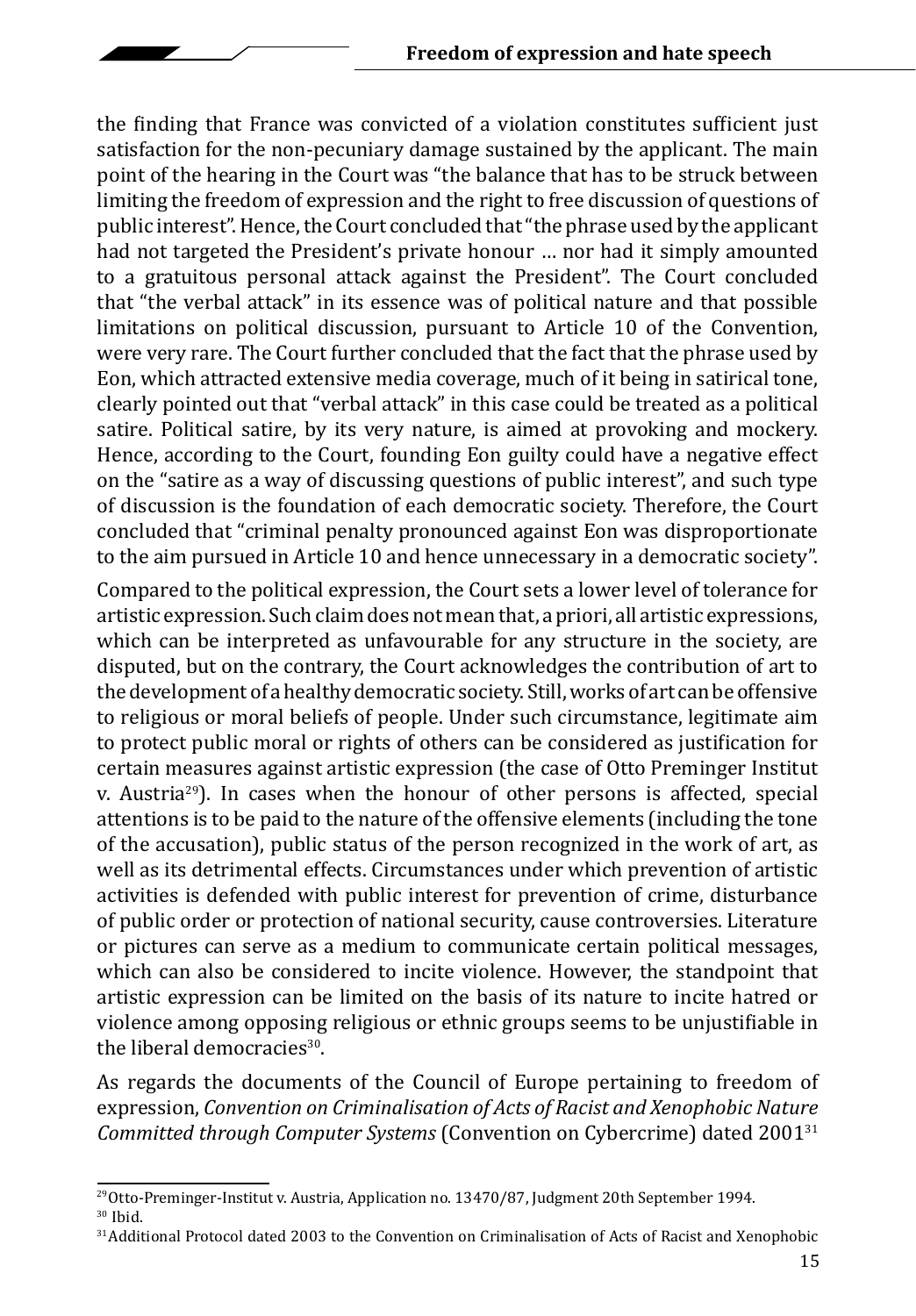the finding that France was convicted of a violation constitutes sufficient just satisfaction for the non-pecuniary damage sustained by the applicant. The main point of the hearing in the Court was "the balance that has to be struck between limiting the freedom of expression and the right to free discussion of questions of public interest". Hence, the Court concluded that "the phrase used by the applicant had not targeted the President's private honour … nor had it simply amounted to a gratuitous personal attack against the President". The Court concluded that "the verbal attack" in its essence was of political nature and that possible limitations on political discussion, pursuant to Article 10 of the Convention, were very rare. The Court further concluded that the fact that the phrase used by Eon, which attracted extensive media coverage, much of it being in satirical tone, clearly pointed out that "verbal attack" in this case could be treated as a political satire. Political satire, by its very nature, is aimed at provoking and mockery. Hence, according to the Court, founding Eon guilty could have a negative effect on the "satire as a way of discussing questions of public interest", and such type of discussion is the foundation of each democratic society. Therefore, the Court concluded that "criminal penalty pronounced against Eon was disproportionate to the aim pursued in Article 10 and hence unnecessary in a democratic society".

Compared to the political expression, the Court sets a lower level of tolerance for artistic expression. Such claim does not mean that, a priori, all artistic expressions, which can be interpreted as unfavourable for any structure in the society, are disputed, but on the contrary, the Court acknowledges the contribution of art to the development of a healthy democratic society. Still, works of art can be offensive to religious or moral beliefs of people. Under such circumstance, legitimate aim to protect public moral or rights of others can be considered as justification for certain measures against artistic expression (the case of Otto Preminger Institut v. Austria[29]). In cases when the honour of other persons is affected, special attentions is to be paid to the nature of the offensive elements (including the tone of the accusation), public status of the person recognized in the work of art, as well as its detrimental effects. Circumstances under which prevention of artistic activities is defended with public interest for prevention of crime, disturbance of public order or protection of national security, cause controversies. Literature or pictures can serve as a medium to communicate certain political messages, which can also be considered to incite violence. However, the standpoint that artistic expression can be limited on the basis of its nature to incite hatred or violence among opposing religious or ethnic groups seems to be unjustifiable in the liberal democracies[30].

As regards the documents of the Council of Europe pertaining to freedom of expression, *Convention on Criminalisation of Acts of Racist and Xenophobic Nature Committed through Computer Systems* (Convention on Cybercrime) dated 2001[31]

---

[29] Otto-Preminger-Institut v. Austria, Application no. 13470/87, Judgment 20th September 1994.

[30] Ibid.

[31] Additional Protocol dated 2003 to the Convention on Criminalisation of Acts of Racist and Xenophobic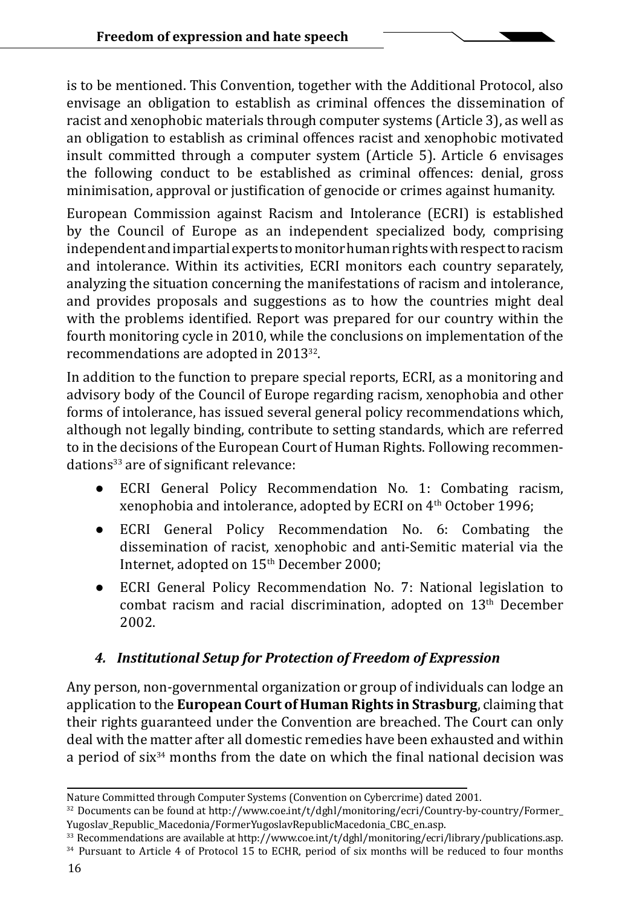is to be mentioned. This Convention, together with the Additional Protocol, also envisage an obligation to establish as criminal offences the dissemination of racist and xenophobic materials through computer systems (Article 3), as well as an obligation to establish as criminal offences racist and xenophobic motivated insult committed through a computer system (Article 5). Article 6 envisages the following conduct to be established as criminal offences: denial, gross minimisation, approval or justification of genocide or crimes against humanity.

European Commission against Racism and Intolerance (ECRI) is established by the Council of Europe as an independent specialized body, comprising independent and impartial experts to monitor human rights with respect to racism and intolerance. Within its activities, ECRI monitors each country separately, analyzing the situation concerning the manifestations of racism and intolerance, and provides proposals and suggestions as to how the countries might deal with the problems identified. Report was prepared for our country within the fourth monitoring cycle in 2010, while the conclusions on implementation of the recommendations are adopted in 2013[32].

In addition to the function to prepare special reports, ECRI, as a monitoring and advisory body of the Council of Europe regarding racism, xenophobia and other forms of intolerance, has issued several general policy recommendations which, although not legally binding, contribute to setting standards, which are referred to in the decisions of the European Court of Human Rights. Following recommendations[33] are of significant relevance:

- ECRI General Policy Recommendation No. 1: Combating racism, xenophobia and intolerance, adopted by ECRI on 4th October 1996;
- ECRI General Policy Recommendation No. 6: Combating the dissemination of racist, xenophobic and anti-Semitic material via the Internet, adopted on 15th December 2000;
- ECRI General Policy Recommendation No. 7: National legislation to combat racism and racial discrimination, adopted on 13th December 2002.

### *4. Institutional Setup for Protection of Freedom of Expression*

Any person, non-governmental organization or group of individuals can lodge an application to the **European Court of Human Rights in Strasburg**, claiming that their rights guaranteed under the Convention are breached. The Court can only deal with the matter after all domestic remedies have been exhausted and within a period of six[34] months from the date on which the final national decision was

---

Nature Committed through Computer Systems (Convention on Cybercrime) dated 2001.

[32] Documents can be found at http://www.coe.int/t/dghl/monitoring/ecri/Country-by-country/Former_Yugoslav_Republic_Macedonia/FormerYugoslavRepublicMacedonia_CBC_en.asp.

[33] Recommendations are available at http://www.coe.int/t/dghl/monitoring/ecri/library/publications.asp.

[34] Pursuant to Article 4 of Protocol 15 to ECHR, period of six months will be reduced to four months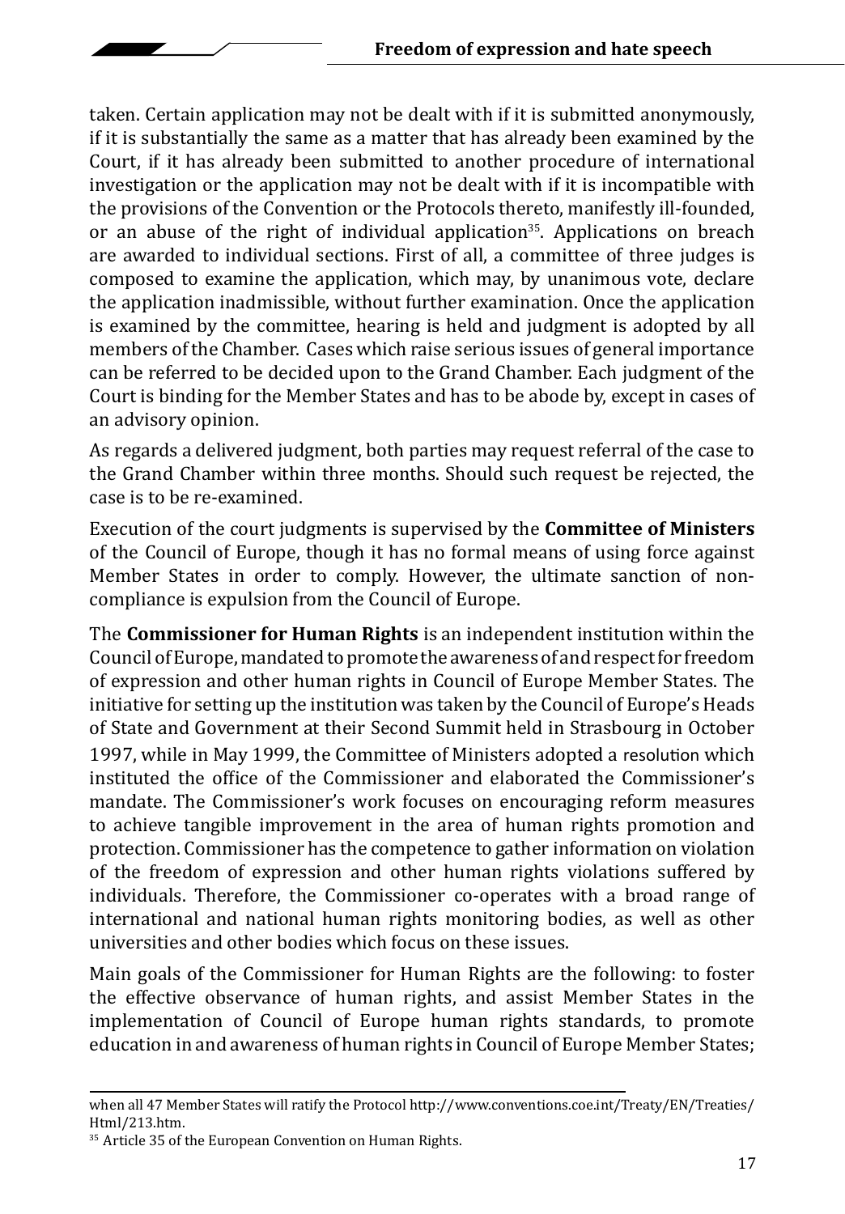taken. Certain application may not be dealt with if it is submitted anonymously, if it is substantially the same as a matter that has already been examined by the Court, if it has already been submitted to another procedure of international investigation or the application may not be dealt with if it is incompatible with the provisions of the Convention or the Protocols thereto, manifestly ill-founded, or an abuse of the right of individual application[35]. Applications on breach are awarded to individual sections. First of all, a committee of three judges is composed to examine the application, which may, by unanimous vote, declare the application inadmissible, without further examination. Once the application is examined by the committee, hearing is held and judgment is adopted by all members of the Chamber. Cases which raise serious issues of general importance can be referred to be decided upon to the Grand Chamber. Each judgment of the Court is binding for the Member States and has to be abode by, except in cases of an advisory opinion.

As regards a delivered judgment, both parties may request referral of the case to the Grand Chamber within three months. Should such request be rejected, the case is to be re-examined.

Execution of the court judgments is supervised by the **Committee of Ministers** of the Council of Europe, though it has no formal means of using force against Member States in order to comply. However, the ultimate sanction of non-compliance is expulsion from the Council of Europe.

The **Commissioner for Human Rights** is an independent institution within the Council of Europe, mandated to promote the awareness of and respect for freedom of expression and other human rights in Council of Europe Member States. The initiative for setting up the institution was taken by the Council of Europe's Heads of State and Government at their Second Summit held in Strasbourg in October 1997, while in May 1999, the Committee of Ministers adopted a resolution which instituted the office of the Commissioner and elaborated the Commissioner's mandate. The Commissioner's work focuses on encouraging reform measures to achieve tangible improvement in the area of human rights promotion and protection. Commissioner has the competence to gather information on violation of the freedom of expression and other human rights violations suffered by individuals. Therefore, the Commissioner co-operates with a broad range of international and national human rights monitoring bodies, as well as other universities and other bodies which focus on these issues.

Main goals of the Commissioner for Human Rights are the following: to foster the effective observance of human rights, and assist Member States in the implementation of Council of Europe human rights standards, to promote education in and awareness of human rights in Council of Europe Member States;

---

when all 47 Member States will ratify the Protocol http://www.conventions.coe.int/Treaty/EN/Treaties/Html/213.htm.

[35] Article 35 of the European Convention on Human Rights.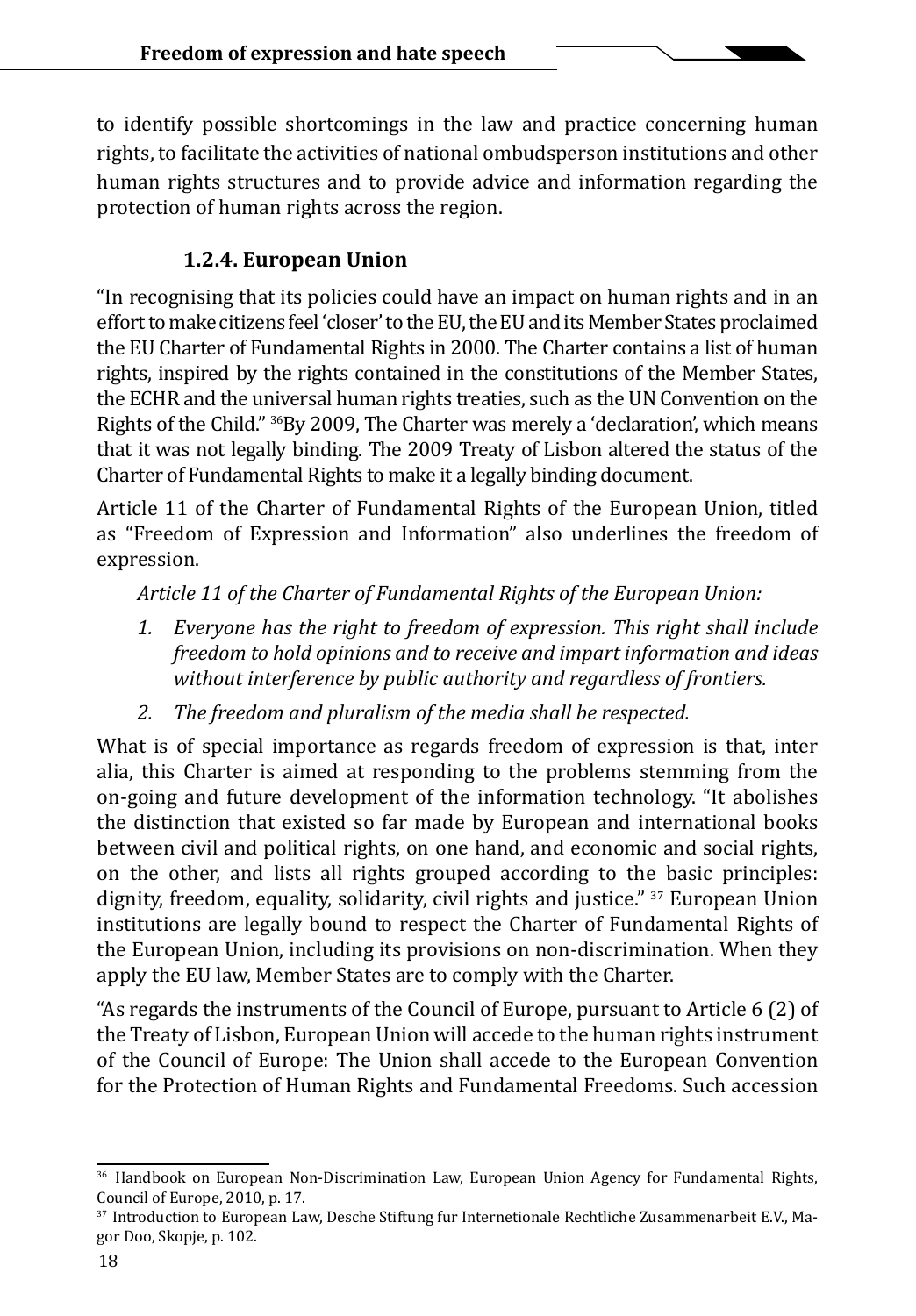to identify possible shortcomings in the law and practice concerning human rights, to facilitate the activities of national ombudsperson institutions and other human rights structures and to provide advice and information regarding the protection of human rights across the region.

### 1.2.4. European Union

"In recognising that its policies could have an impact on human rights and in an effort to make citizens feel 'closer' to the EU, the EU and its Member States proclaimed the EU Charter of Fundamental Rights in 2000. The Charter contains a list of human rights, inspired by the rights contained in the constitutions of the Member States, the ECHR and the universal human rights treaties, such as the UN Convention on the Rights of the Child." [36]By 2009, The Charter was merely a 'declaration', which means that it was not legally binding. The 2009 Treaty of Lisbon altered the status of the Charter of Fundamental Rights to make it a legally binding document.

Article 11 of the Charter of Fundamental Rights of the European Union, titled as "Freedom of Expression and Information" also underlines the freedom of expression.

*Article 11 of the Charter of Fundamental Rights of the European Union:*

1. *Everyone has the right to freedom of expression. This right shall include freedom to hold opinions and to receive and impart information and ideas without interference by public authority and regardless of frontiers.*
2. *The freedom and pluralism of the media shall be respected.*

What is of special importance as regards freedom of expression is that, inter alia, this Charter is aimed at responding to the problems stemming from the on-going and future development of the information technology. "It abolishes the distinction that existed so far made by European and international books between civil and political rights, on one hand, and economic and social rights, on the other, and lists all rights grouped according to the basic principles: dignity, freedom, equality, solidarity, civil rights and justice." [37] European Union institutions are legally bound to respect the Charter of Fundamental Rights of the European Union, including its provisions on non-discrimination. When they apply the EU law, Member States are to comply with the Charter.

"As regards the instruments of the Council of Europe, pursuant to Article 6 (2) of the Treaty of Lisbon, European Union will accede to the human rights instrument of the Council of Europe: The Union shall accede to the European Convention for the Protection of Human Rights and Fundamental Freedoms. Such accession

---

[36] Handbook on European Non-Discrimination Law, European Union Agency for Fundamental Rights, Council of Europe, 2010, p. 17.

[37] Introduction to European Law, Desche Stiftung fur Internetionale Rechtliche Zusammenarbeit E.V., Magor Doo, Skopje, p. 102.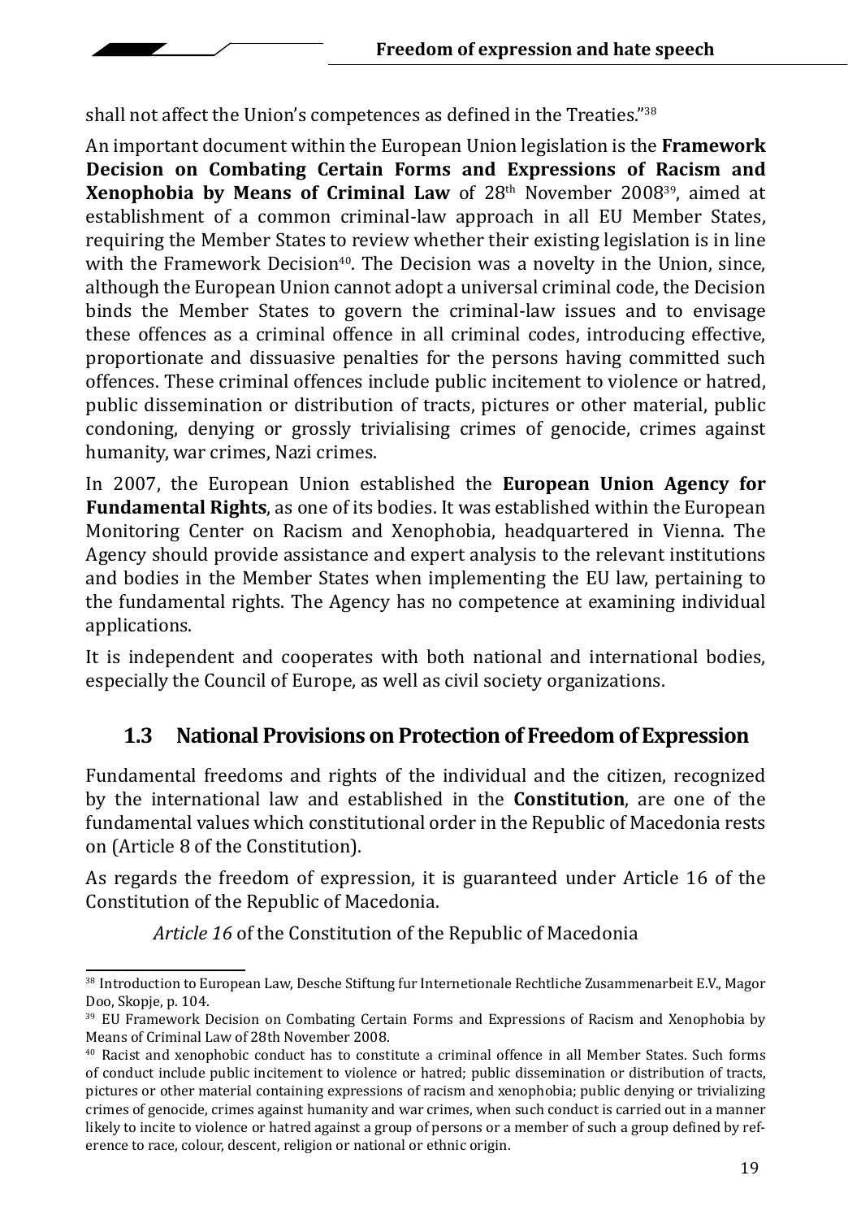shall not affect the Union's competences as defined in the Treaties."[38]

An important document within the European Union legislation is the **Framework Decision on Combating Certain Forms and Expressions of Racism and Xenophobia by Means of Criminal Law** of 28th November 2008[39], aimed at establishment of a common criminal-law approach in all EU Member States, requiring the Member States to review whether their existing legislation is in line with the Framework Decision[40]. The Decision was a novelty in the Union, since, although the European Union cannot adopt a universal criminal code, the Decision binds the Member States to govern the criminal-law issues and to envisage these offences as a criminal offence in all criminal codes, introducing effective, proportionate and dissuasive penalties for the persons having committed such offences. These criminal offences include public incitement to violence or hatred, public dissemination or distribution of tracts, pictures or other material, public condoning, denying or grossly trivialising crimes of genocide, crimes against humanity, war crimes, Nazi crimes.

In 2007, the European Union established the **European Union Agency for Fundamental Rights**, as one of its bodies. It was established within the European Monitoring Center on Racism and Xenophobia, headquartered in Vienna. The Agency should provide assistance and expert analysis to the relevant institutions and bodies in the Member States when implementing the EU law, pertaining to the fundamental rights. The Agency has no competence at examining individual applications.

It is independent and cooperates with both national and international bodies, especially the Council of Europe, as well as civil society organizations.

## 1.3 National Provisions on Protection of Freedom of Expression

Fundamental freedoms and rights of the individual and the citizen, recognized by the international law and established in the **Constitution**, are one of the fundamental values which constitutional order in the Republic of Macedonia rests on (Article 8 of the Constitution).

As regards the freedom of expression, it is guaranteed under Article 16 of the Constitution of the Republic of Macedonia.

*Article 16* of the Constitution of the Republic of Macedonia

---

[38] Introduction to European Law, Desche Stiftung fur Internetionale Rechtliche Zusammenarbeit E.V., Magor Doo, Skopje, p. 104.

[39] EU Framework Decision on Combating Certain Forms and Expressions of Racism and Xenophobia by Means of Criminal Law of 28th November 2008.

[40] Racist and xenophobic conduct has to constitute a criminal offence in all Member States. Such forms of conduct include public incitement to violence or hatred; public dissemination or distribution of tracts, pictures or other material containing expressions of racism and xenophobia; public denying or trivializing crimes of genocide, crimes against humanity and war crimes, when such conduct is carried out in a manner likely to incite to violence or hatred against a group of persons or a member of such a group defined by reference to race, colour, descent, religion or national or ethnic origin.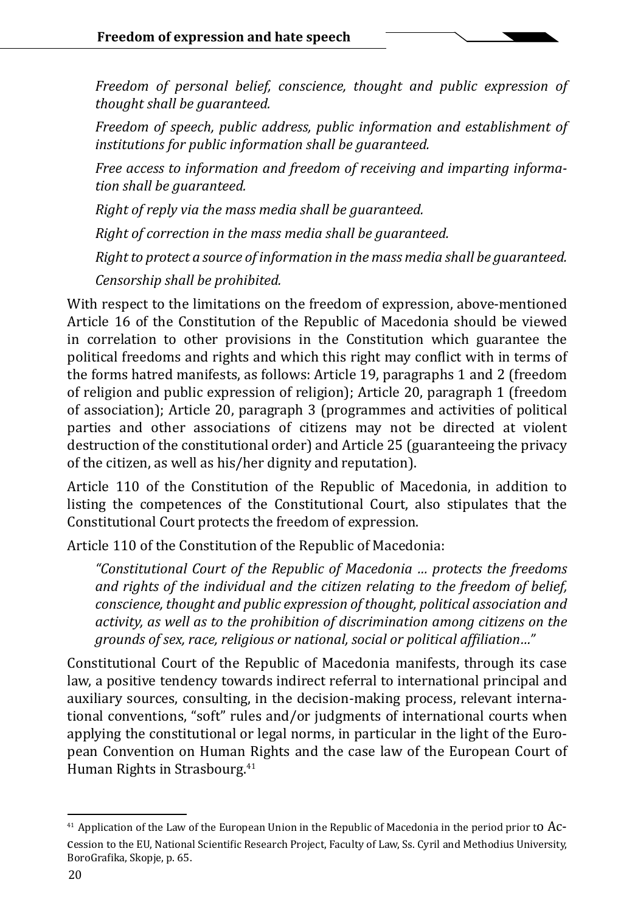*Freedom of personal belief, conscience, thought and public expression of thought shall be guaranteed.*

*Freedom of speech, public address, public information and establishment of institutions for public information shall be guaranteed.*

*Free access to information and freedom of receiving and imparting information shall be guaranteed.*

*Right of reply via the mass media shall be guaranteed.*

*Right of correction in the mass media shall be guaranteed.*

*Right to protect a source of information in the mass media shall be guaranteed.*

*Censorship shall be prohibited.*

With respect to the limitations on the freedom of expression, above-mentioned Article 16 of the Constitution of the Republic of Macedonia should be viewed in correlation to other provisions in the Constitution which guarantee the political freedoms and rights and which this right may conflict with in terms of the forms hatred manifests, as follows: Article 19, paragraphs 1 and 2 (freedom of religion and public expression of religion); Article 20, paragraph 1 (freedom of association); Article 20, paragraph 3 (programmes and activities of political parties and other associations of citizens may not be directed at violent destruction of the constitutional order) and Article 25 (guaranteeing the privacy of the citizen, as well as his/her dignity and reputation).

Article 110 of the Constitution of the Republic of Macedonia, in addition to listing the competences of the Constitutional Court, also stipulates that the Constitutional Court protects the freedom of expression.

Article 110 of the Constitution of the Republic of Macedonia:

*"Constitutional Court of the Republic of Macedonia … protects the freedoms and rights of the individual and the citizen relating to the freedom of belief, conscience, thought and public expression of thought, political association and activity, as well as to the prohibition of discrimination among citizens on the grounds of sex, race, religious or national, social or political affiliation…"*

Constitutional Court of the Republic of Macedonia manifests, through its case law, a positive tendency towards indirect referral to international principal and auxiliary sources, consulting, in the decision-making process, relevant international conventions, "soft" rules and/or judgments of international courts when applying the constitutional or legal norms, in particular in the light of the European Convention on Human Rights and the case law of the European Court of Human Rights in Strasbourg.[41]

---

[41] Application of the Law of the European Union in the Republic of Macedonia in the period prior to Accession to the EU, National Scientific Research Project, Faculty of Law, Ss. Cyril and Methodius University, BoroGrafika, Skopje, p. 65.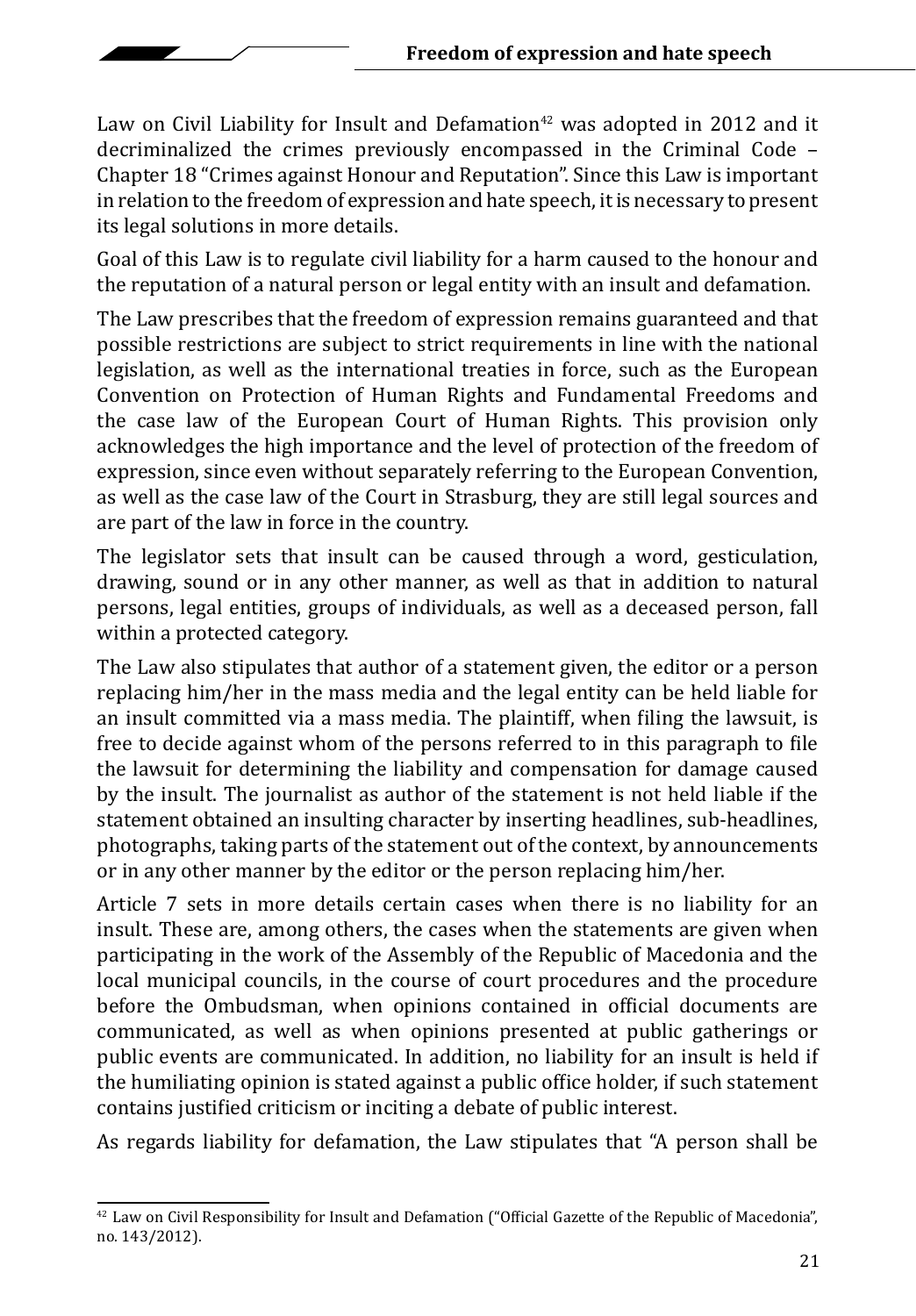Law on Civil Liability for Insult and Defamation[42] was adopted in 2012 and it decriminalized the crimes previously encompassed in the Criminal Code – Chapter 18 "Crimes against Honour and Reputation". Since this Law is important in relation to the freedom of expression and hate speech, it is necessary to present its legal solutions in more details.

Goal of this Law is to regulate civil liability for a harm caused to the honour and the reputation of a natural person or legal entity with an insult and defamation.

The Law prescribes that the freedom of expression remains guaranteed and that possible restrictions are subject to strict requirements in line with the national legislation, as well as the international treaties in force, such as the European Convention on Protection of Human Rights and Fundamental Freedoms and the case law of the European Court of Human Rights. This provision only acknowledges the high importance and the level of protection of the freedom of expression, since even without separately referring to the European Convention, as well as the case law of the Court in Strasburg, they are still legal sources and are part of the law in force in the country.

The legislator sets that insult can be caused through a word, gesticulation, drawing, sound or in any other manner, as well as that in addition to natural persons, legal entities, groups of individuals, as well as a deceased person, fall within a protected category.

The Law also stipulates that author of a statement given, the editor or a person replacing him/her in the mass media and the legal entity can be held liable for an insult committed via a mass media. The plaintiff, when filing the lawsuit, is free to decide against whom of the persons referred to in this paragraph to file the lawsuit for determining the liability and compensation for damage caused by the insult. The journalist as author of the statement is not held liable if the statement obtained an insulting character by inserting headlines, sub-headlines, photographs, taking parts of the statement out of the context, by announcements or in any other manner by the editor or the person replacing him/her.

Article 7 sets in more details certain cases when there is no liability for an insult. These are, among others, the cases when the statements are given when participating in the work of the Assembly of the Republic of Macedonia and the local municipal councils, in the course of court procedures and the procedure before the Ombudsman, when opinions contained in official documents are communicated, as well as when opinions presented at public gatherings or public events are communicated. In addition, no liability for an insult is held if the humiliating opinion is stated against a public office holder, if such statement contains justified criticism or inciting a debate of public interest.

As regards liability for defamation, the Law stipulates that "A person shall be

[42] Law on Civil Responsibility for Insult and Defamation ("Official Gazette of the Republic of Macedonia", no. 143/2012).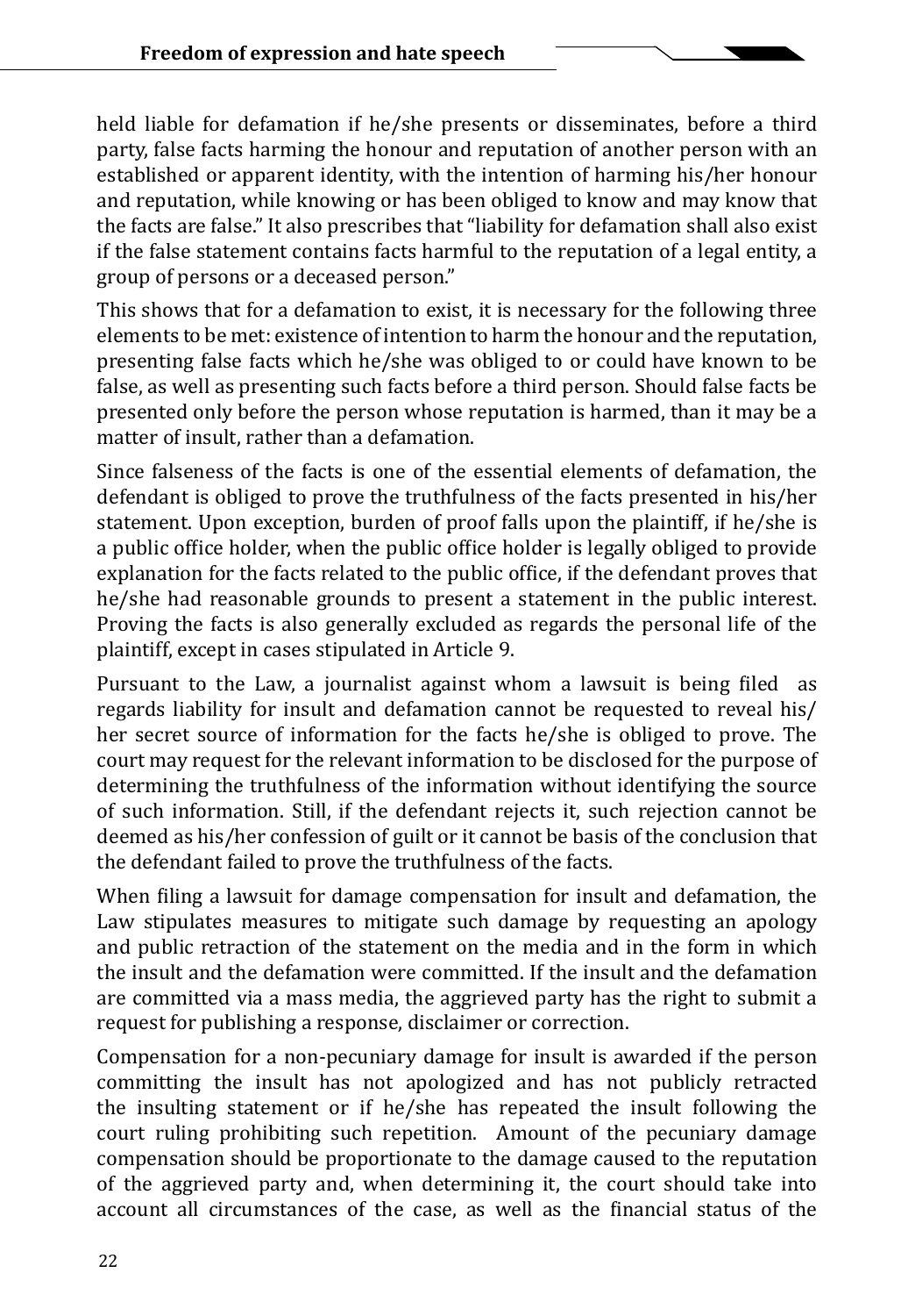held liable for defamation if he/she presents or disseminates, before a third party, false facts harming the honour and reputation of another person with an established or apparent identity, with the intention of harming his/her honour and reputation, while knowing or has been obliged to know and may know that the facts are false." It also prescribes that "liability for defamation shall also exist if the false statement contains facts harmful to the reputation of a legal entity, a group of persons or a deceased person."

This shows that for a defamation to exist, it is necessary for the following three elements to be met: existence of intention to harm the honour and the reputation, presenting false facts which he/she was obliged to or could have known to be false, as well as presenting such facts before a third person. Should false facts be presented only before the person whose reputation is harmed, than it may be a matter of insult, rather than a defamation.

Since falseness of the facts is one of the essential elements of defamation, the defendant is obliged to prove the truthfulness of the facts presented in his/her statement. Upon exception, burden of proof falls upon the plaintiff, if he/she is a public office holder, when the public office holder is legally obliged to provide explanation for the facts related to the public office, if the defendant proves that he/she had reasonable grounds to present a statement in the public interest. Proving the facts is also generally excluded as regards the personal life of the plaintiff, except in cases stipulated in Article 9.

Pursuant to the Law, a journalist against whom a lawsuit is being filed as regards liability for insult and defamation cannot be requested to reveal his/her secret source of information for the facts he/she is obliged to prove. The court may request for the relevant information to be disclosed for the purpose of determining the truthfulness of the information without identifying the source of such information. Still, if the defendant rejects it, such rejection cannot be deemed as his/her confession of guilt or it cannot be basis of the conclusion that the defendant failed to prove the truthfulness of the facts.

When filing a lawsuit for damage compensation for insult and defamation, the Law stipulates measures to mitigate such damage by requesting an apology and public retraction of the statement on the media and in the form in which the insult and the defamation were committed. If the insult and the defamation are committed via a mass media, the aggrieved party has the right to submit a request for publishing a response, disclaimer or correction.

Compensation for a non-pecuniary damage for insult is awarded if the person committing the insult has not apologized and has not publicly retracted the insulting statement or if he/she has repeated the insult following the court ruling prohibiting such repetition. Amount of the pecuniary damage compensation should be proportionate to the damage caused to the reputation of the aggrieved party and, when determining it, the court should take into account all circumstances of the case, as well as the financial status of the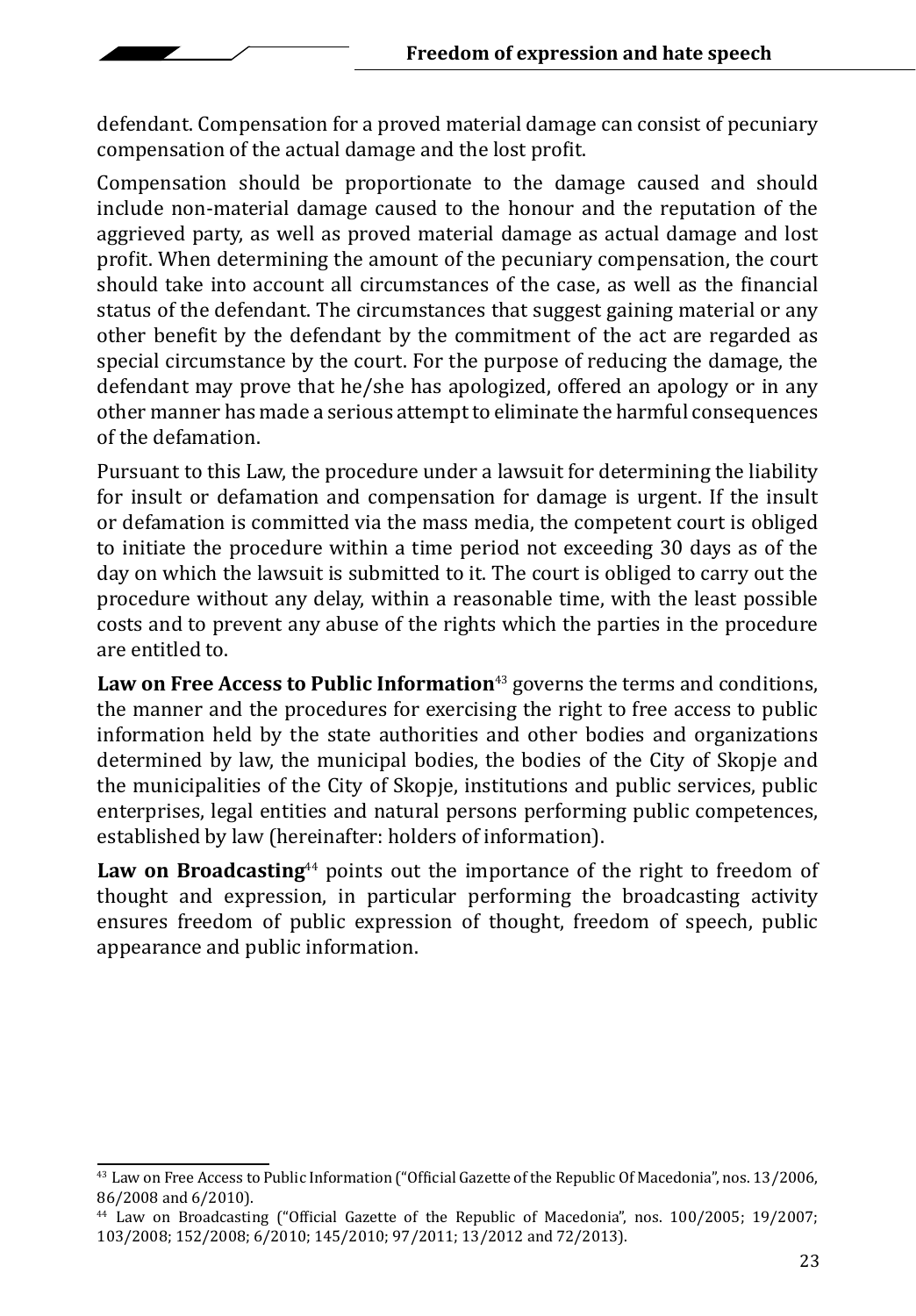defendant. Compensation for a proved material damage can consist of pecuniary compensation of the actual damage and the lost profit.

Compensation should be proportionate to the damage caused and should include non-material damage caused to the honour and the reputation of the aggrieved party, as well as proved material damage as actual damage and lost profit. When determining the amount of the pecuniary compensation, the court should take into account all circumstances of the case, as well as the financial status of the defendant. The circumstances that suggest gaining material or any other benefit by the defendant by the commitment of the act are regarded as special circumstance by the court. For the purpose of reducing the damage, the defendant may prove that he/she has apologized, offered an apology or in any other manner has made a serious attempt to eliminate the harmful consequences of the defamation.

Pursuant to this Law, the procedure under a lawsuit for determining the liability for insult or defamation and compensation for damage is urgent. If the insult or defamation is committed via the mass media, the competent court is obliged to initiate the procedure within a time period not exceeding 30 days as of the day on which the lawsuit is submitted to it. The court is obliged to carry out the procedure without any delay, within a reasonable time, with the least possible costs and to prevent any abuse of the rights which the parties in the procedure are entitled to.

**Law on Free Access to Public Information**[43] governs the terms and conditions, the manner and the procedures for exercising the right to free access to public information held by the state authorities and other bodies and organizations determined by law, the municipal bodies, the bodies of the City of Skopje and the municipalities of the City of Skopje, institutions and public services, public enterprises, legal entities and natural persons performing public competences, established by law (hereinafter: holders of information).

**Law on Broadcasting**[44] points out the importance of the right to freedom of thought and expression, in particular performing the broadcasting activity ensures freedom of public expression of thought, freedom of speech, public appearance and public information.

---

[43] Law on Free Access to Public Information ("Official Gazette of the Republic Of Macedonia", nos. 13/2006, 86/2008 and 6/2010).

[44] Law on Broadcasting ("Official Gazette of the Republic of Macedonia", nos. 100/2005; 19/2007; 103/2008; 152/2008; 6/2010; 145/2010; 97/2011; 13/2012 and 72/2013).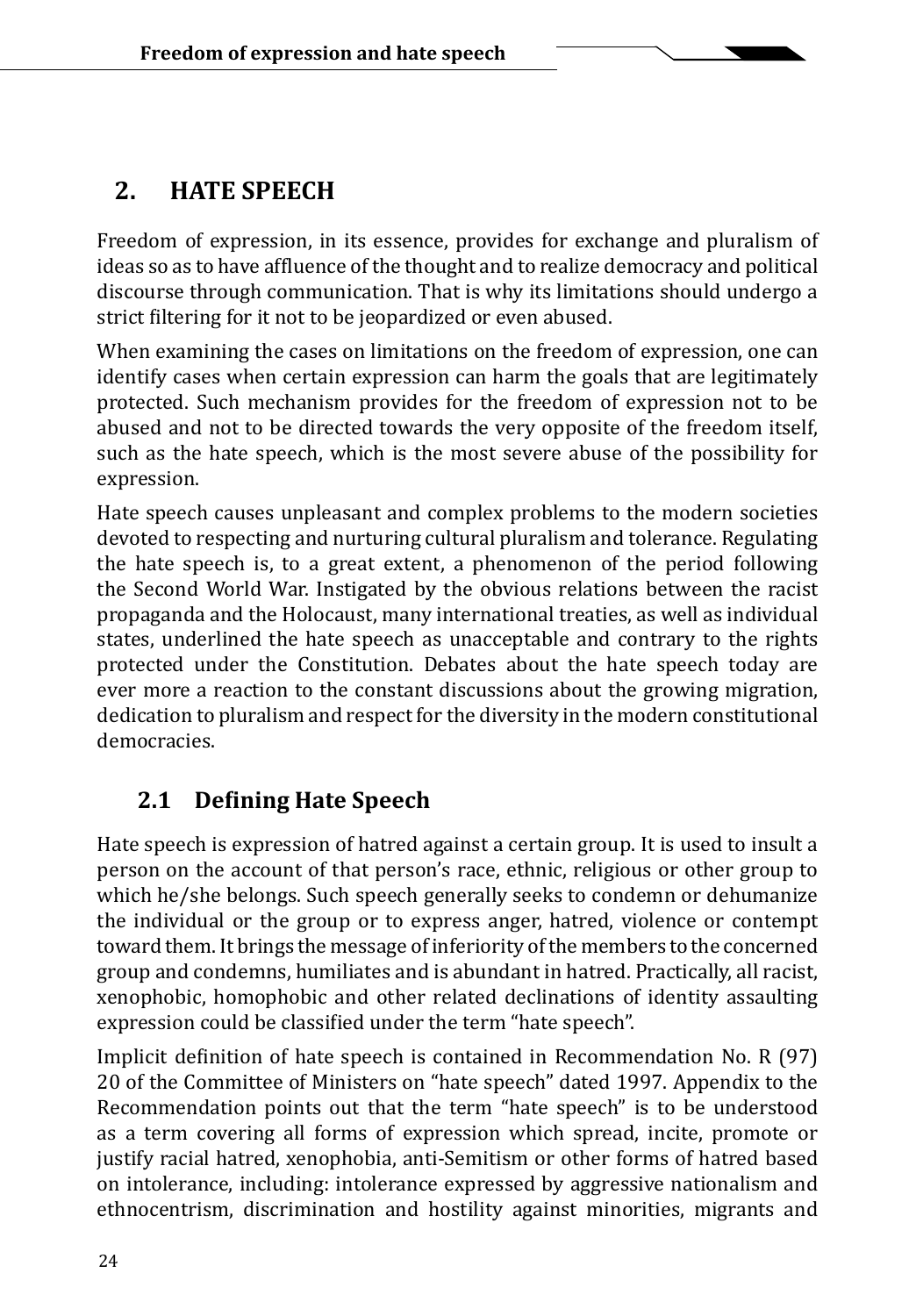## 2. HATE SPEECH

Freedom of expression, in its essence, provides for exchange and pluralism of ideas so as to have affluence of the thought and to realize democracy and political discourse through communication. That is why its limitations should undergo a strict filtering for it not to be jeopardized or even abused.

When examining the cases on limitations on the freedom of expression, one can identify cases when certain expression can harm the goals that are legitimately protected. Such mechanism provides for the freedom of expression not to be abused and not to be directed towards the very opposite of the freedom itself, such as the hate speech, which is the most severe abuse of the possibility for expression.

Hate speech causes unpleasant and complex problems to the modern societies devoted to respecting and nurturing cultural pluralism and tolerance. Regulating the hate speech is, to a great extent, a phenomenon of the period following the Second World War. Instigated by the obvious relations between the racist propaganda and the Holocaust, many international treaties, as well as individual states, underlined the hate speech as unacceptable and contrary to the rights protected under the Constitution. Debates about the hate speech today are ever more a reaction to the constant discussions about the growing migration, dedication to pluralism and respect for the diversity in the modern constitutional democracies.

### 2.1 Defining Hate Speech

Hate speech is expression of hatred against a certain group. It is used to insult a person on the account of that person's race, ethnic, religious or other group to which he/she belongs. Such speech generally seeks to condemn or dehumanize the individual or the group or to express anger, hatred, violence or contempt toward them. It brings the message of inferiority of the members to the concerned group and condemns, humiliates and is abundant in hatred. Practically, all racist, xenophobic, homophobic and other related declinations of identity assaulting expression could be classified under the term "hate speech".

Implicit definition of hate speech is contained in Recommendation No. R (97) 20 of the Committee of Ministers on "hate speech" dated 1997. Appendix to the Recommendation points out that the term "hate speech" is to be understood as a term covering all forms of expression which spread, incite, promote or justify racial hatred, xenophobia, anti-Semitism or other forms of hatred based on intolerance, including: intolerance expressed by aggressive nationalism and ethnocentrism, discrimination and hostility against minorities, migrants and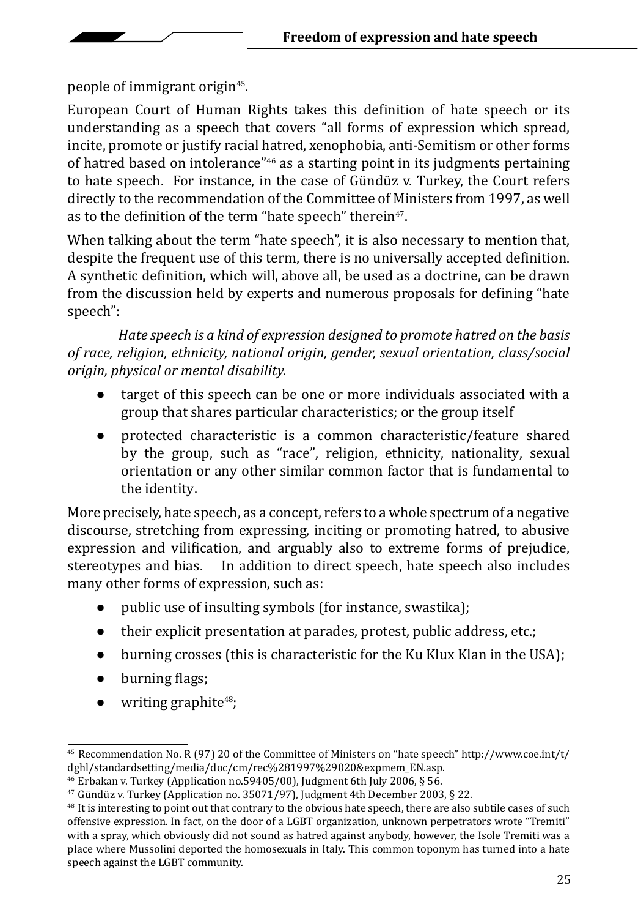people of immigrant origin[45].

European Court of Human Rights takes this definition of hate speech or its understanding as a speech that covers "all forms of expression which spread, incite, promote or justify racial hatred, xenophobia, anti-Semitism or other forms of hatred based on intolerance"[46] as a starting point in its judgments pertaining to hate speech. For instance, in the case of Gündüz v. Turkey, the Court refers directly to the recommendation of the Committee of Ministers from 1997, as well as to the definition of the term "hate speech" therein[47].

When talking about the term "hate speech", it is also necessary to mention that, despite the frequent use of this term, there is no universally accepted definition. A synthetic definition, which will, above all, be used as a doctrine, can be drawn from the discussion held by experts and numerous proposals for defining "hate speech":

*Hate speech is a kind of expression designed to promote hatred on the basis of race, religion, ethnicity, national origin, gender, sexual orientation, class/social origin, physical or mental disability.*

- target of this speech can be one or more individuals associated with a group that shares particular characteristics; or the group itself
- protected characteristic is a common characteristic/feature shared by the group, such as "race", religion, ethnicity, nationality, sexual orientation or any other similar common factor that is fundamental to the identity.

More precisely, hate speech, as a concept, refers to a whole spectrum of a negative discourse, stretching from expressing, inciting or promoting hatred, to abusive expression and vilification, and arguably also to extreme forms of prejudice, stereotypes and bias. In addition to direct speech, hate speech also includes many other forms of expression, such as:

- public use of insulting symbols (for instance, swastika);
- their explicit presentation at parades, protest, public address, etc.;
- burning crosses (this is characteristic for the Ku Klux Klan in the USA);
- burning flags;
- writing graphite[48];

---

[45] Recommendation No. R (97) 20 of the Committee of Ministers on "hate speech" http://www.coe.int/t/dghl/standardsetting/media/doc/cm/rec%281997%29020&expmem_EN.asp.

[46] Erbakan v. Turkey (Application no.59405/00), Judgment 6th July 2006, § 56.

[47] Gündüz v. Turkey (Application no. 35071/97), Judgment 4th December 2003, § 22.

[48] It is interesting to point out that contrary to the obvious hate speech, there are also subtile cases of such offensive expression. In fact, on the door of a LGBT organization, unknown perpetrators wrote "Tremiti" with a spray, which obviously did not sound as hatred against anybody, however, the Isole Tremiti was a place where Mussolini deported the homosexuals in Italy. This common toponym has turned into a hate speech against the LGBT community.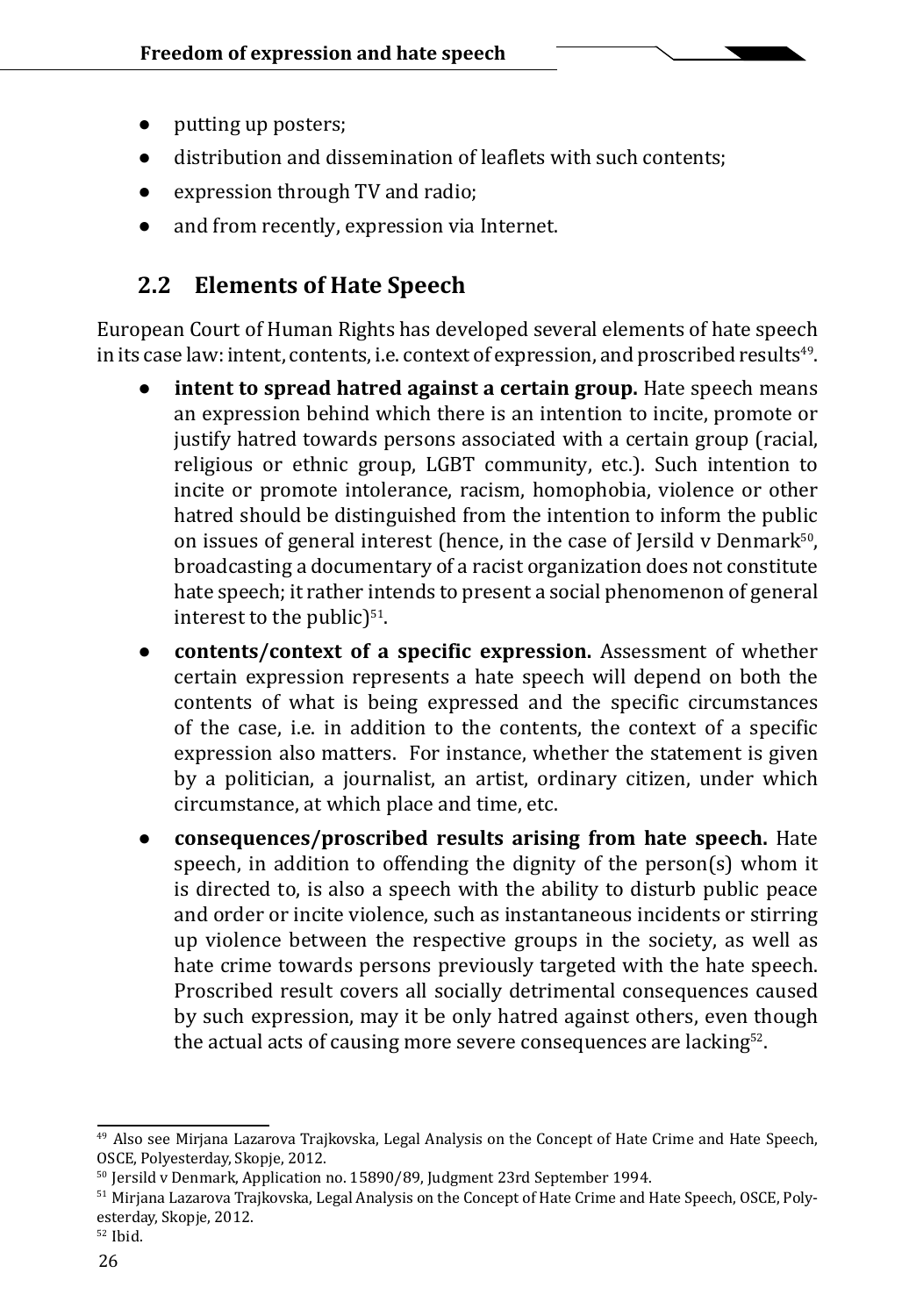- putting up posters;
- distribution and dissemination of leaflets with such contents;
- expression through TV and radio;
- and from recently, expression via Internet.

## 2.2 Elements of Hate Speech

European Court of Human Rights has developed several elements of hate speech in its case law: intent, contents, i.e. context of expression, and proscribed results[49].

- **intent to spread hatred against a certain group.** Hate speech means an expression behind which there is an intention to incite, promote or justify hatred towards persons associated with a certain group (racial, religious or ethnic group, LGBT community, etc.). Such intention to incite or promote intolerance, racism, homophobia, violence or other hatred should be distinguished from the intention to inform the public on issues of general interest (hence, in the case of Jersild v Denmark[50], broadcasting a documentary of a racist organization does not constitute hate speech; it rather intends to present a social phenomenon of general interest to the public)[51].
- **contents/context of a specific expression.** Assessment of whether certain expression represents a hate speech will depend on both the contents of what is being expressed and the specific circumstances of the case, i.e. in addition to the contents, the context of a specific expression also matters. For instance, whether the statement is given by a politician, a journalist, an artist, ordinary citizen, under which circumstance, at which place and time, etc.
- **consequences/proscribed results arising from hate speech.** Hate speech, in addition to offending the dignity of the person(s) whom it is directed to, is also a speech with the ability to disturb public peace and order or incite violence, such as instantaneous incidents or stirring up violence between the respective groups in the society, as well as hate crime towards persons previously targeted with the hate speech. Proscribed result covers all socially detrimental consequences caused by such expression, may it be only hatred against others, even though the actual acts of causing more severe consequences are lacking[52].

---

[49] Also see Mirjana Lazarova Trajkovska, Legal Analysis on the Concept of Hate Crime and Hate Speech, OSCE, Polyesterday, Skopje, 2012.

[50] Jersild v Denmark, Application no. 15890/89, Judgment 23rd September 1994.

[51] Mirjana Lazarova Trajkovska, Legal Analysis on the Concept of Hate Crime and Hate Speech, OSCE, Polyesterday, Skopje, 2012.

[52] Ibid.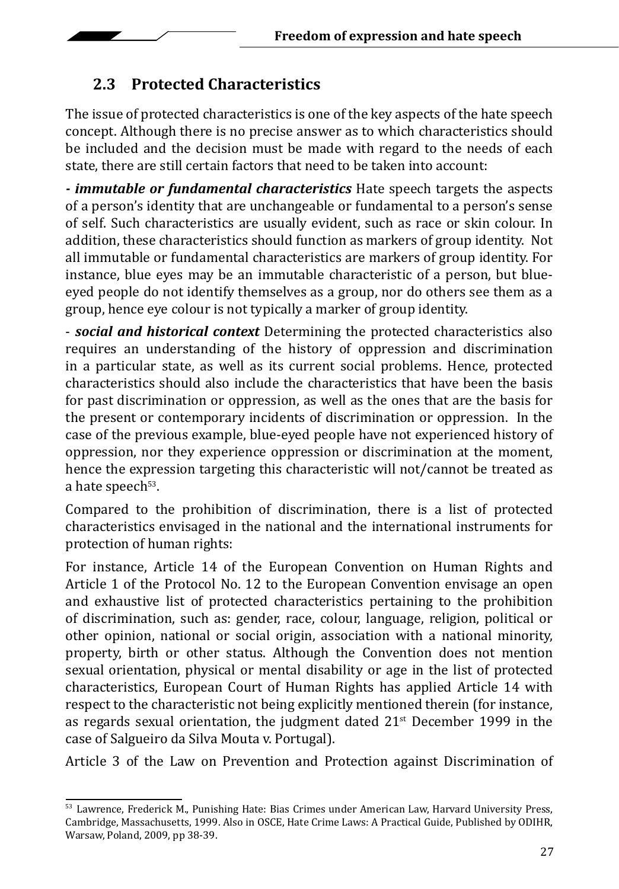## 2.3 Protected Characteristics

The issue of protected characteristics is one of the key aspects of the hate speech concept. Although there is no precise answer as to which characteristics should be included and the decision must be made with regard to the needs of each state, there are still certain factors that need to be taken into account:

***- immutable or fundamental characteristics*** Hate speech targets the aspects of a person's identity that are unchangeable or fundamental to a person's sense of self. Such characteristics are usually evident, such as race or skin colour. In addition, these characteristics should function as markers of group identity. Not all immutable or fundamental characteristics are markers of group identity. For instance, blue eyes may be an immutable characteristic of a person, but blue-eyed people do not identify themselves as a group, nor do others see them as a group, hence eye colour is not typically a marker of group identity.

- ***social and historical context*** Determining the protected characteristics also requires an understanding of the history of oppression and discrimination in a particular state, as well as its current social problems. Hence, protected characteristics should also include the characteristics that have been the basis for past discrimination or oppression, as well as the ones that are the basis for the present or contemporary incidents of discrimination or oppression. In the case of the previous example, blue-eyed people have not experienced history of oppression, nor they experience oppression or discrimination at the moment, hence the expression targeting this characteristic will not/cannot be treated as a hate speech[53].

Compared to the prohibition of discrimination, there is a list of protected characteristics envisaged in the national and the international instruments for protection of human rights:

For instance, Article 14 of the European Convention on Human Rights and Article 1 of the Protocol No. 12 to the European Convention envisage an open and exhaustive list of protected characteristics pertaining to the prohibition of discrimination, such as: gender, race, colour, language, religion, political or other opinion, national or social origin, association with a national minority, property, birth or other status. Although the Convention does not mention sexual orientation, physical or mental disability or age in the list of protected characteristics, European Court of Human Rights has applied Article 14 with respect to the characteristic not being explicitly mentioned therein (for instance, as regards sexual orientation, the judgment dated 21st December 1999 in the case of Salgueiro da Silva Mouta v. Portugal).

Article 3 of the Law on Prevention and Protection against Discrimination of

---

[53] Lawrence, Frederick M., Punishing Hate: Bias Crimes under American Law, Harvard University Press, Cambridge, Massachusetts, 1999. Also in OSCE, Hate Crime Laws: A Practical Guide, Published by ODIHR, Warsaw, Poland, 2009, pp 38-39.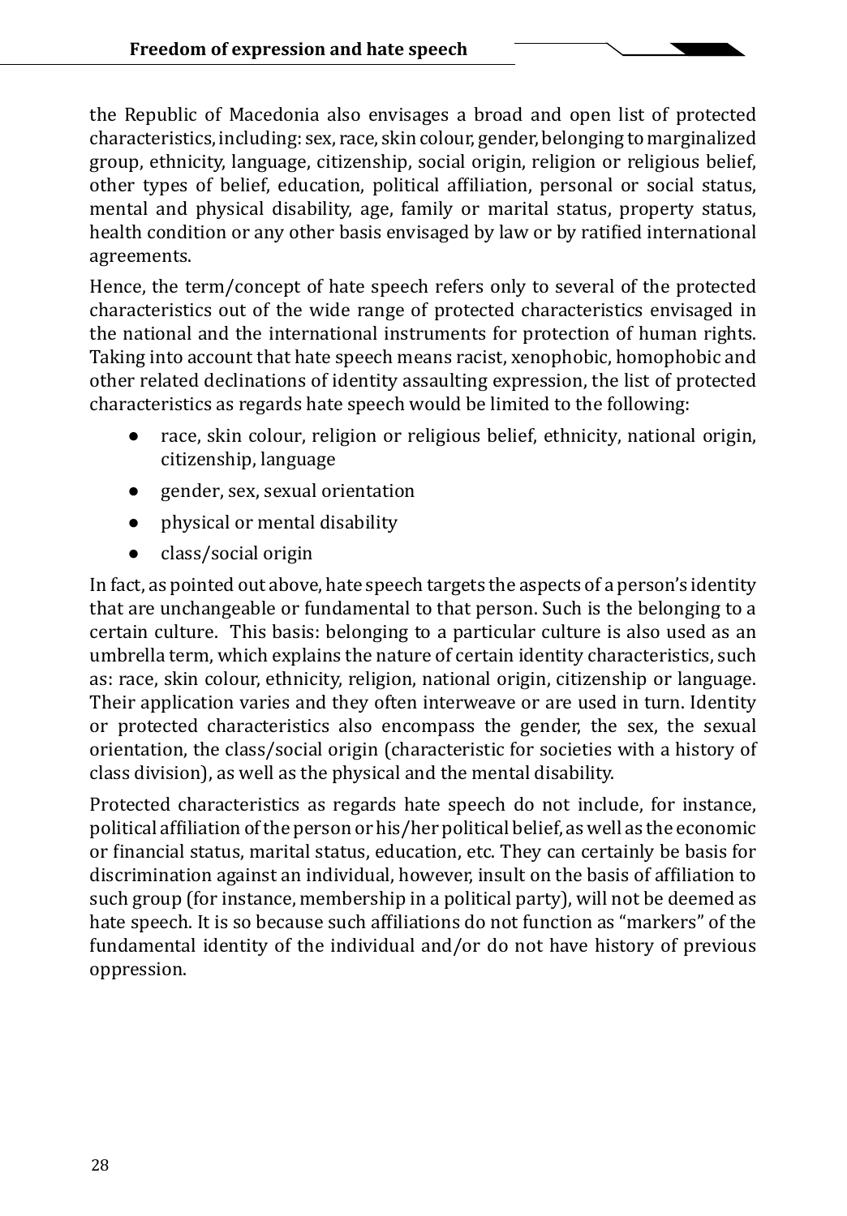the Republic of Macedonia also envisages a broad and open list of protected characteristics, including: sex, race, skin colour, gender, belonging to marginalized group, ethnicity, language, citizenship, social origin, religion or religious belief, other types of belief, education, political affiliation, personal or social status, mental and physical disability, age, family or marital status, property status, health condition or any other basis envisaged by law or by ratified international agreements.

Hence, the term/concept of hate speech refers only to several of the protected characteristics out of the wide range of protected characteristics envisaged in the national and the international instruments for protection of human rights. Taking into account that hate speech means racist, xenophobic, homophobic and other related declinations of identity assaulting expression, the list of protected characteristics as regards hate speech would be limited to the following:

- race, skin colour, religion or religious belief, ethnicity, national origin, citizenship, language
- gender, sex, sexual orientation
- physical or mental disability
- class/social origin

In fact, as pointed out above, hate speech targets the aspects of a person's identity that are unchangeable or fundamental to that person. Such is the belonging to a certain culture. This basis: belonging to a particular culture is also used as an umbrella term, which explains the nature of certain identity characteristics, such as: race, skin colour, ethnicity, religion, national origin, citizenship or language. Their application varies and they often interweave or are used in turn. Identity or protected characteristics also encompass the gender, the sex, the sexual orientation, the class/social origin (characteristic for societies with a history of class division), as well as the physical and the mental disability.

Protected characteristics as regards hate speech do not include, for instance, political affiliation of the person or his/her political belief, as well as the economic or financial status, marital status, education, etc. They can certainly be basis for discrimination against an individual, however, insult on the basis of affiliation to such group (for instance, membership in a political party), will not be deemed as hate speech. It is so because such affiliations do not function as "markers" of the fundamental identity of the individual and/or do not have history of previous oppression.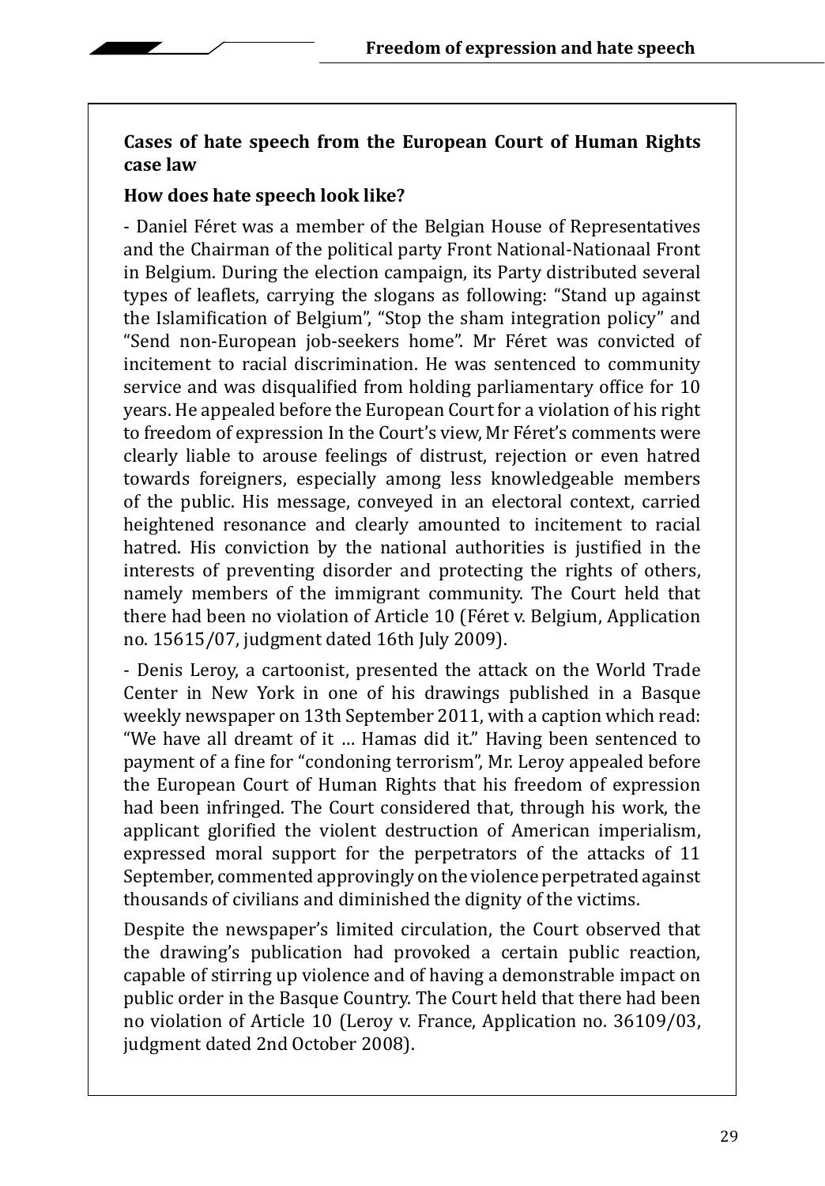**Cases of hate speech from the European Court of Human Rights case law**

**How does hate speech look like?**

- Daniel Féret was a member of the Belgian House of Representatives and the Chairman of the political party Front National-Nationaal Front in Belgium. During the election campaign, its Party distributed several types of leaflets, carrying the slogans as following: “Stand up against the Islamification of Belgium”, “Stop the sham integration policy” and “Send non-European job-seekers home”. Mr Féret was convicted of incitement to racial discrimination. He was sentenced to community service and was disqualified from holding parliamentary office for 10 years. He appealed before the European Court for a violation of his right to freedom of expression In the Court’s view, Mr Féret’s comments were clearly liable to arouse feelings of distrust, rejection or even hatred towards foreigners, especially among less knowledgeable members of the public. His message, conveyed in an electoral context, carried heightened resonance and clearly amounted to incitement to racial hatred. His conviction by the national authorities is justified in the interests of preventing disorder and protecting the rights of others, namely members of the immigrant community. The Court held that there had been no violation of Article 10 (Féret v. Belgium, Application no. 15615/07, judgment dated 16th July 2009).

- Denis Leroy, a cartoonist, presented the attack on the World Trade Center in New York in one of his drawings published in a Basque weekly newspaper on 13th September 2011, with a caption which read: “We have all dreamt of it … Hamas did it.” Having been sentenced to payment of a fine for “condoning terrorism”, Mr. Leroy appealed before the European Court of Human Rights that his freedom of expression had been infringed. The Court considered that, through his work, the applicant glorified the violent destruction of American imperialism, expressed moral support for the perpetrators of the attacks of 11 September, commented approvingly on the violence perpetrated against thousands of civilians and diminished the dignity of the victims.

Despite the newspaper’s limited circulation, the Court observed that the drawing’s publication had provoked a certain public reaction, capable of stirring up violence and of having a demonstrable impact on public order in the Basque Country. The Court held that there had been no violation of Article 10 (Leroy v. France, Application no. 36109/03, judgment dated 2nd October 2008).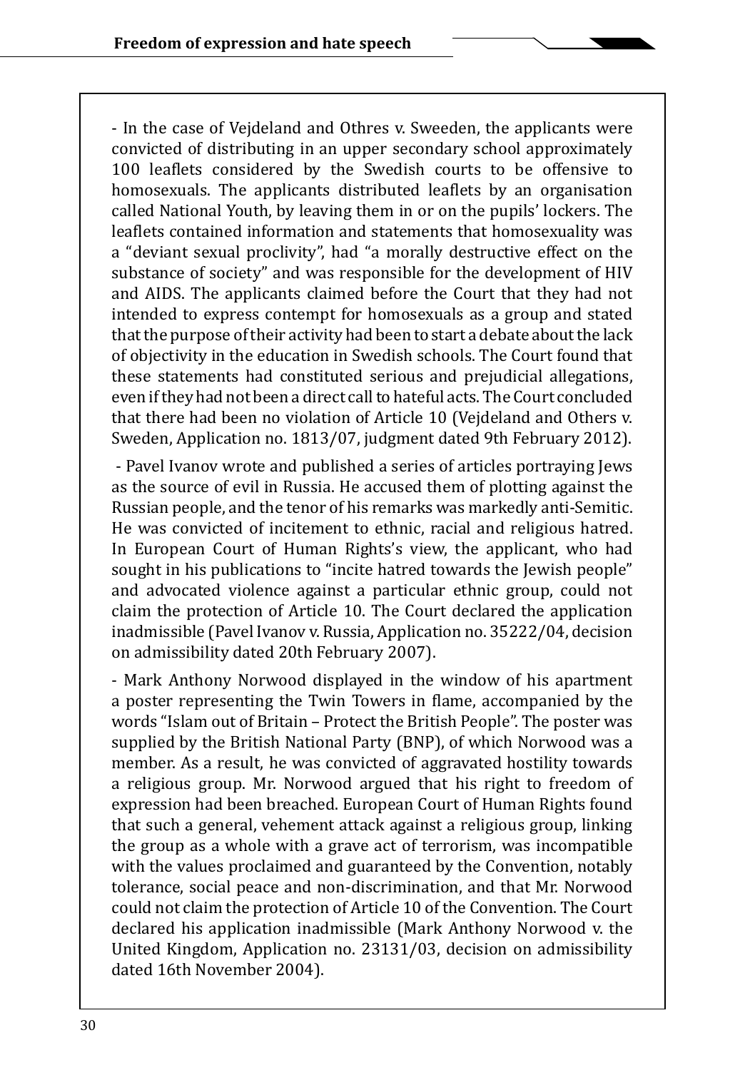- In the case of Vejdeland and Othres v. Sweeden, the applicants were convicted of distributing in an upper secondary school approximately 100 leaflets considered by the Swedish courts to be offensive to homosexuals. The applicants distributed leaflets by an organisation called National Youth, by leaving them in or on the pupils' lockers. The leaflets contained information and statements that homosexuality was a "deviant sexual proclivity", had "a morally destructive effect on the substance of society" and was responsible for the development of HIV and AIDS. The applicants claimed before the Court that they had not intended to express contempt for homosexuals as a group and stated that the purpose of their activity had been to start a debate about the lack of objectivity in the education in Swedish schools. The Court found that these statements had constituted serious and prejudicial allegations, even if they had not been a direct call to hateful acts. The Court concluded that there had been no violation of Article 10 (Vejdeland and Others v. Sweden, Application no. 1813/07, judgment dated 9th February 2012).

- Pavel Ivanov wrote and published a series of articles portraying Jews as the source of evil in Russia. He accused them of plotting against the Russian people, and the tenor of his remarks was markedly anti-Semitic. He was convicted of incitement to ethnic, racial and religious hatred. In European Court of Human Rights's view, the applicant, who had sought in his publications to "incite hatred towards the Jewish people" and advocated violence against a particular ethnic group, could not claim the protection of Article 10. The Court declared the application inadmissible (Pavel Ivanov v. Russia, Application no. 35222/04, decision on admissibility dated 20th February 2007).

- Mark Anthony Norwood displayed in the window of his apartment a poster representing the Twin Towers in flame, accompanied by the words "Islam out of Britain – Protect the British People". The poster was supplied by the British National Party (BNP), of which Norwood was a member. As a result, he was convicted of aggravated hostility towards a religious group. Mr. Norwood argued that his right to freedom of expression had been breached. European Court of Human Rights found that such a general, vehement attack against a religious group, linking the group as a whole with a grave act of terrorism, was incompatible with the values proclaimed and guaranteed by the Convention, notably tolerance, social peace and non-discrimination, and that Mr. Norwood could not claim the protection of Article 10 of the Convention. The Court declared his application inadmissible (Mark Anthony Norwood v. the United Kingdom, Application no. 23131/03, decision on admissibility dated 16th November 2004).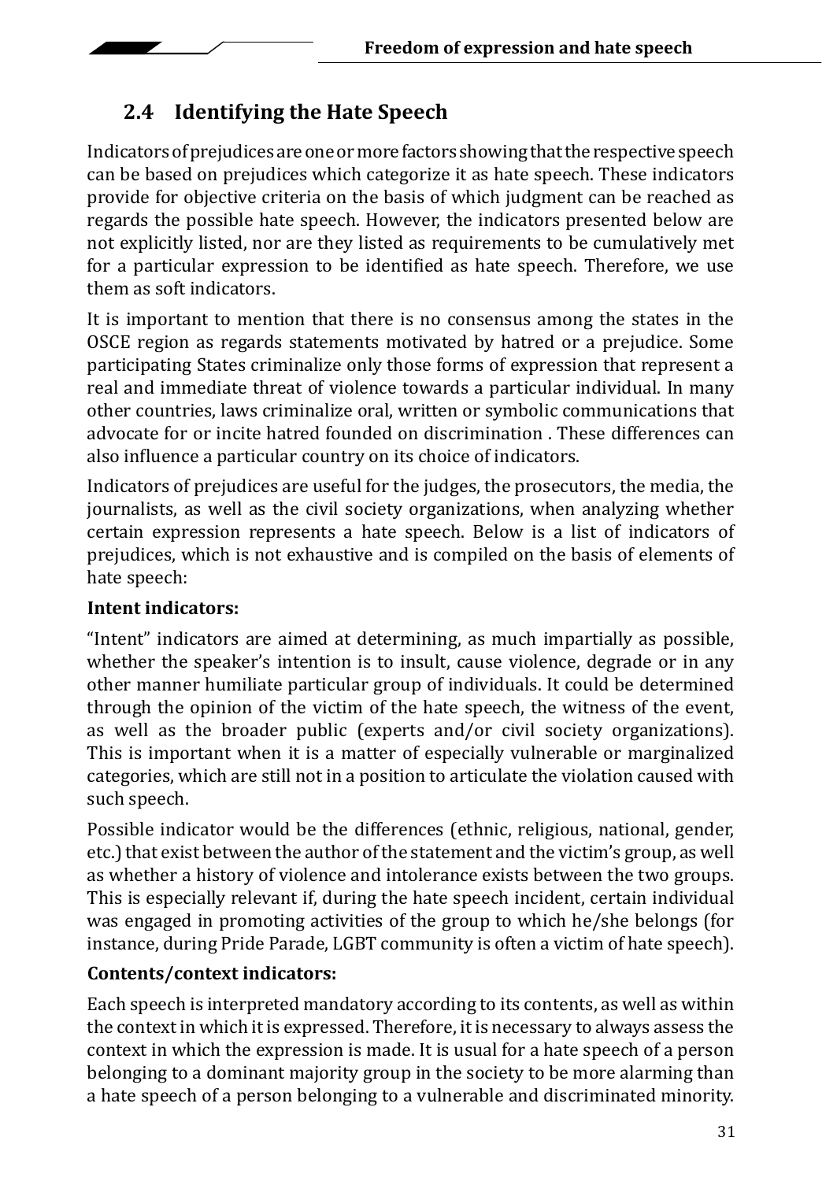## 2.4 Identifying the Hate Speech

Indicators of prejudices are one or more factors showing that the respective speech can be based on prejudices which categorize it as hate speech. These indicators provide for objective criteria on the basis of which judgment can be reached as regards the possible hate speech. However, the indicators presented below are not explicitly listed, nor are they listed as requirements to be cumulatively met for a particular expression to be identified as hate speech. Therefore, we use them as soft indicators.

It is important to mention that there is no consensus among the states in the OSCE region as regards statements motivated by hatred or a prejudice. Some participating States criminalize only those forms of expression that represent a real and immediate threat of violence towards a particular individual. In many other countries, laws criminalize oral, written or symbolic communications that advocate for or incite hatred founded on discrimination . These differences can also influence a particular country on its choice of indicators.

Indicators of prejudices are useful for the judges, the prosecutors, the media, the journalists, as well as the civil society organizations, when analyzing whether certain expression represents a hate speech. Below is a list of indicators of prejudices, which is not exhaustive and is compiled on the basis of elements of hate speech:

**Intent indicators:**

"Intent" indicators are aimed at determining, as much impartially as possible, whether the speaker's intention is to insult, cause violence, degrade or in any other manner humiliate particular group of individuals. It could be determined through the opinion of the victim of the hate speech, the witness of the event, as well as the broader public (experts and/or civil society organizations). This is important when it is a matter of especially vulnerable or marginalized categories, which are still not in a position to articulate the violation caused with such speech.

Possible indicator would be the differences (ethnic, religious, national, gender, etc.) that exist between the author of the statement and the victim's group, as well as whether a history of violence and intolerance exists between the two groups. This is especially relevant if, during the hate speech incident, certain individual was engaged in promoting activities of the group to which he/she belongs (for instance, during Pride Parade, LGBT community is often a victim of hate speech).

**Contents/context indicators:**

Each speech is interpreted mandatory according to its contents, as well as within the context in which it is expressed. Therefore, it is necessary to always assess the context in which the expression is made. It is usual for a hate speech of a person belonging to a dominant majority group in the society to be more alarming than a hate speech of a person belonging to a vulnerable and discriminated minority.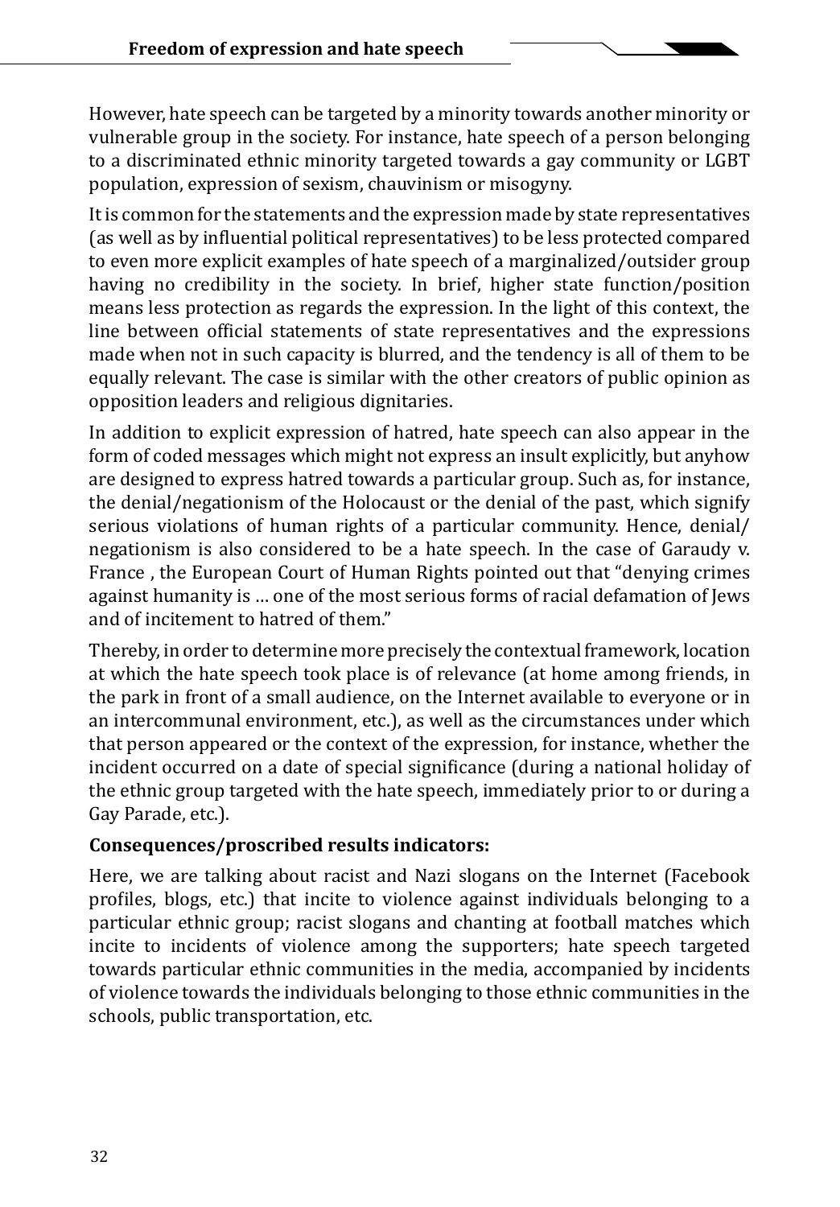However, hate speech can be targeted by a minority towards another minority or vulnerable group in the society. For instance, hate speech of a person belonging to a discriminated ethnic minority targeted towards a gay community or LGBT population, expression of sexism, chauvinism or misogyny.

It is common for the statements and the expression made by state representatives (as well as by influential political representatives) to be less protected compared to even more explicit examples of hate speech of a marginalized/outsider group having no credibility in the society. In brief, higher state function/position means less protection as regards the expression. In the light of this context, the line between official statements of state representatives and the expressions made when not in such capacity is blurred, and the tendency is all of them to be equally relevant. The case is similar with the other creators of public opinion as opposition leaders and religious dignitaries.

In addition to explicit expression of hatred, hate speech can also appear in the form of coded messages which might not express an insult explicitly, but anyhow are designed to express hatred towards a particular group. Such as, for instance, the denial/negationism of the Holocaust or the denial of the past, which signify serious violations of human rights of a particular community. Hence, denial/ negationism is also considered to be a hate speech. In the case of Garaudy v. France , the European Court of Human Rights pointed out that "denying crimes against humanity is … one of the most serious forms of racial defamation of Jews and of incitement to hatred of them."

Thereby, in order to determine more precisely the contextual framework, location at which the hate speech took place is of relevance (at home among friends, in the park in front of a small audience, on the Internet available to everyone or in an intercommunal environment, etc.), as well as the circumstances under which that person appeared or the context of the expression, for instance, whether the incident occurred on a date of special significance (during a national holiday of the ethnic group targeted with the hate speech, immediately prior to or during a Gay Parade, etc.).

**Consequences/proscribed results indicators:**

Here, we are talking about racist and Nazi slogans on the Internet (Facebook profiles, blogs, etc.) that incite to violence against individuals belonging to a particular ethnic group; racist slogans and chanting at football matches which incite to incidents of violence among the supporters; hate speech targeted towards particular ethnic communities in the media, accompanied by incidents of violence towards the individuals belonging to those ethnic communities in the schools, public transportation, etc.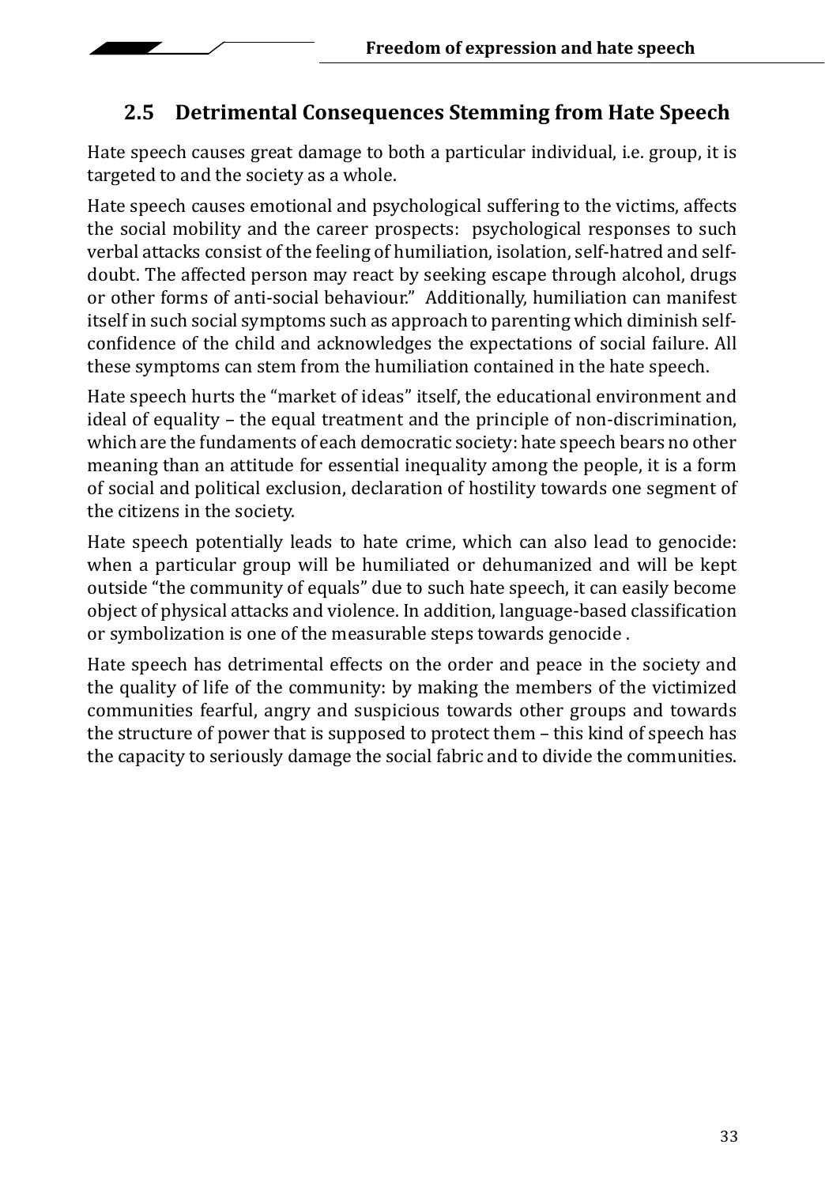## 2.5 Detrimental Consequences Stemming from Hate Speech

Hate speech causes great damage to both a particular individual, i.e. group, it is targeted to and the society as a whole.

Hate speech causes emotional and psychological suffering to the victims, affects the social mobility and the career prospects: psychological responses to such verbal attacks consist of the feeling of humiliation, isolation, self-hatred and self-doubt. The affected person may react by seeking escape through alcohol, drugs or other forms of anti-social behaviour." Additionally, humiliation can manifest itself in such social symptoms such as approach to parenting which diminish self-confidence of the child and acknowledges the expectations of social failure. All these symptoms can stem from the humiliation contained in the hate speech.

Hate speech hurts the "market of ideas" itself, the educational environment and ideal of equality – the equal treatment and the principle of non-discrimination, which are the fundaments of each democratic society: hate speech bears no other meaning than an attitude for essential inequality among the people, it is a form of social and political exclusion, declaration of hostility towards one segment of the citizens in the society.

Hate speech potentially leads to hate crime, which can also lead to genocide: when a particular group will be humiliated or dehumanized and will be kept outside "the community of equals" due to such hate speech, it can easily become object of physical attacks and violence. In addition, language-based classification or symbolization is one of the measurable steps towards genocide .

Hate speech has detrimental effects on the order and peace in the society and the quality of life of the community: by making the members of the victimized communities fearful, angry and suspicious towards other groups and towards the structure of power that is supposed to protect them – this kind of speech has the capacity to seriously damage the social fabric and to divide the communities.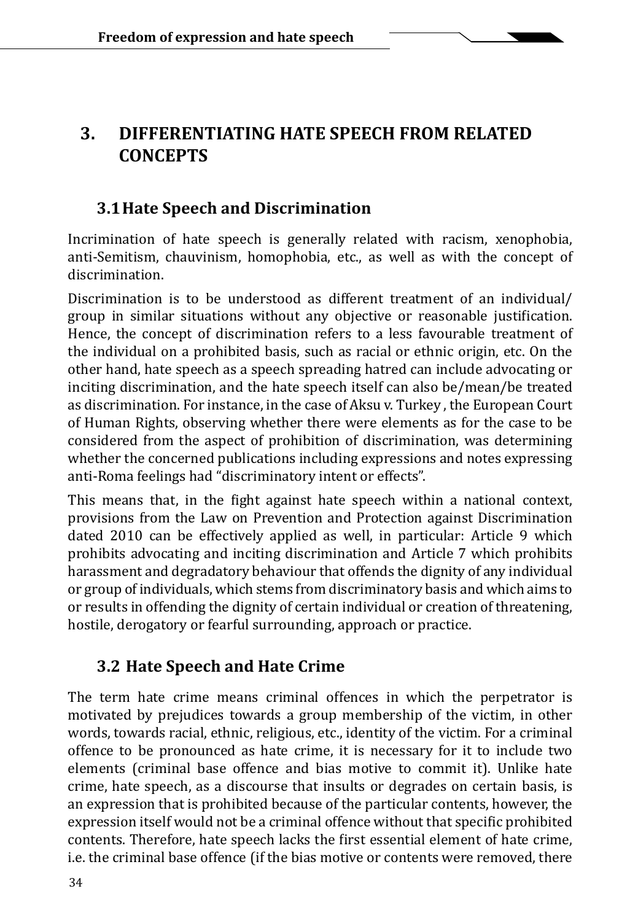# 3. DIFFERENTIATING HATE SPEECH FROM RELATED CONCEPTS

## 3.1 Hate Speech and Discrimination

Incrimination of hate speech is generally related with racism, xenophobia, anti-Semitism, chauvinism, homophobia, etc., as well as with the concept of discrimination.

Discrimination is to be understood as different treatment of an individual/ group in similar situations without any objective or reasonable justification. Hence, the concept of discrimination refers to a less favourable treatment of the individual on a prohibited basis, such as racial or ethnic origin, etc. On the other hand, hate speech as a speech spreading hatred can include advocating or inciting discrimination, and the hate speech itself can also be/mean/be treated as discrimination. For instance, in the case of Aksu v. Turkey , the European Court of Human Rights, observing whether there were elements as for the case to be considered from the aspect of prohibition of discrimination, was determining whether the concerned publications including expressions and notes expressing anti-Roma feelings had "discriminatory intent or effects".

This means that, in the fight against hate speech within a national context, provisions from the Law on Prevention and Protection against Discrimination dated 2010 can be effectively applied as well, in particular: Article 9 which prohibits advocating and inciting discrimination and Article 7 which prohibits harassment and degradatory behaviour that offends the dignity of any individual or group of individuals, which stems from discriminatory basis and which aims to or results in offending the dignity of certain individual or creation of threatening, hostile, derogatory or fearful surrounding, approach or practice.

## 3.2 Hate Speech and Hate Crime

The term hate crime means criminal offences in which the perpetrator is motivated by prejudices towards a group membership of the victim, in other words, towards racial, ethnic, religious, etc., identity of the victim. For a criminal offence to be pronounced as hate crime, it is necessary for it to include two elements (criminal base offence and bias motive to commit it). Unlike hate crime, hate speech, as a discourse that insults or degrades on certain basis, is an expression that is prohibited because of the particular contents, however, the expression itself would not be a criminal offence without that specific prohibited contents. Therefore, hate speech lacks the first essential element of hate crime, i.e. the criminal base offence (if the bias motive or contents were removed, there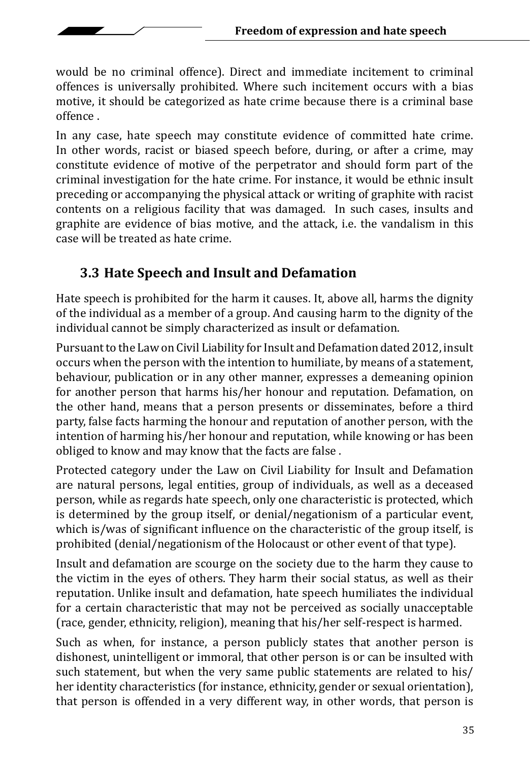would be no criminal offence). Direct and immediate incitement to criminal offences is universally prohibited. Where such incitement occurs with a bias motive, it should be categorized as hate crime because there is a criminal base offence .

In any case, hate speech may constitute evidence of committed hate crime. In other words, racist or biased speech before, during, or after a crime, may constitute evidence of motive of the perpetrator and should form part of the criminal investigation for the hate crime. For instance, it would be ethnic insult preceding or accompanying the physical attack or writing of graphite with racist contents on a religious facility that was damaged. In such cases, insults and graphite are evidence of bias motive, and the attack, i.e. the vandalism in this case will be treated as hate crime.

## 3.3 Hate Speech and Insult and Defamation

Hate speech is prohibited for the harm it causes. It, above all, harms the dignity of the individual as a member of a group. And causing harm to the dignity of the individual cannot be simply characterized as insult or defamation.

Pursuant to the Law on Civil Liability for Insult and Defamation dated 2012, insult occurs when the person with the intention to humiliate, by means of a statement, behaviour, publication or in any other manner, expresses a demeaning opinion for another person that harms his/her honour and reputation. Defamation, on the other hand, means that a person presents or disseminates, before a third party, false facts harming the honour and reputation of another person, with the intention of harming his/her honour and reputation, while knowing or has been obliged to know and may know that the facts are false .

Protected category under the Law on Civil Liability for Insult and Defamation are natural persons, legal entities, group of individuals, as well as a deceased person, while as regards hate speech, only one characteristic is protected, which is determined by the group itself, or denial/negationism of a particular event, which is/was of significant influence on the characteristic of the group itself, is prohibited (denial/negationism of the Holocaust or other event of that type).

Insult and defamation are scourge on the society due to the harm they cause to the victim in the eyes of others. They harm their social status, as well as their reputation. Unlike insult and defamation, hate speech humiliates the individual for a certain characteristic that may not be perceived as socially unacceptable (race, gender, ethnicity, religion), meaning that his/her self-respect is harmed.

Such as when, for instance, a person publicly states that another person is dishonest, unintelligent or immoral, that other person is or can be insulted with such statement, but when the very same public statements are related to his/her identity characteristics (for instance, ethnicity, gender or sexual orientation), that person is offended in a very different way, in other words, that person is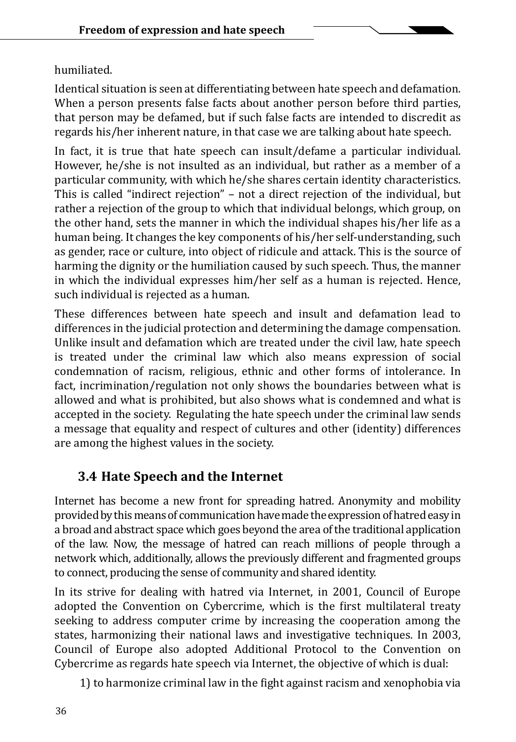humiliated.

Identical situation is seen at differentiating between hate speech and defamation. When a person presents false facts about another person before third parties, that person may be defamed, but if such false facts are intended to discredit as regards his/her inherent nature, in that case we are talking about hate speech.

In fact, it is true that hate speech can insult/defame a particular individual. However, he/she is not insulted as an individual, but rather as a member of a particular community, with which he/she shares certain identity characteristics. This is called "indirect rejection" – not a direct rejection of the individual, but rather a rejection of the group to which that individual belongs, which group, on the other hand, sets the manner in which the individual shapes his/her life as a human being. It changes the key components of his/her self-understanding, such as gender, race or culture, into object of ridicule and attack. This is the source of harming the dignity or the humiliation caused by such speech. Thus, the manner in which the individual expresses him/her self as a human is rejected. Hence, such individual is rejected as a human.

These differences between hate speech and insult and defamation lead to differences in the judicial protection and determining the damage compensation. Unlike insult and defamation which are treated under the civil law, hate speech is treated under the criminal law which also means expression of social condemnation of racism, religious, ethnic and other forms of intolerance. In fact, incrimination/regulation not only shows the boundaries between what is allowed and what is prohibited, but also shows what is condemned and what is accepted in the society. Regulating the hate speech under the criminal law sends a message that equality and respect of cultures and other (identity) differences are among the highest values in the society.

### 3.4 Hate Speech and the Internet

Internet has become a new front for spreading hatred. Anonymity and mobility provided by this means of communication have made the expression of hatred easy in a broad and abstract space which goes beyond the area of the traditional application of the law. Now, the message of hatred can reach millions of people through a network which, additionally, allows the previously different and fragmented groups to connect, producing the sense of community and shared identity.

In its strive for dealing with hatred via Internet, in 2001, Council of Europe adopted the Convention on Cybercrime, which is the first multilateral treaty seeking to address computer crime by increasing the cooperation among the states, harmonizing their national laws and investigative techniques. In 2003, Council of Europe also adopted Additional Protocol to the Convention on Cybercrime as regards hate speech via Internet, the objective of which is dual:

1) to harmonize criminal law in the fight against racism and xenophobia via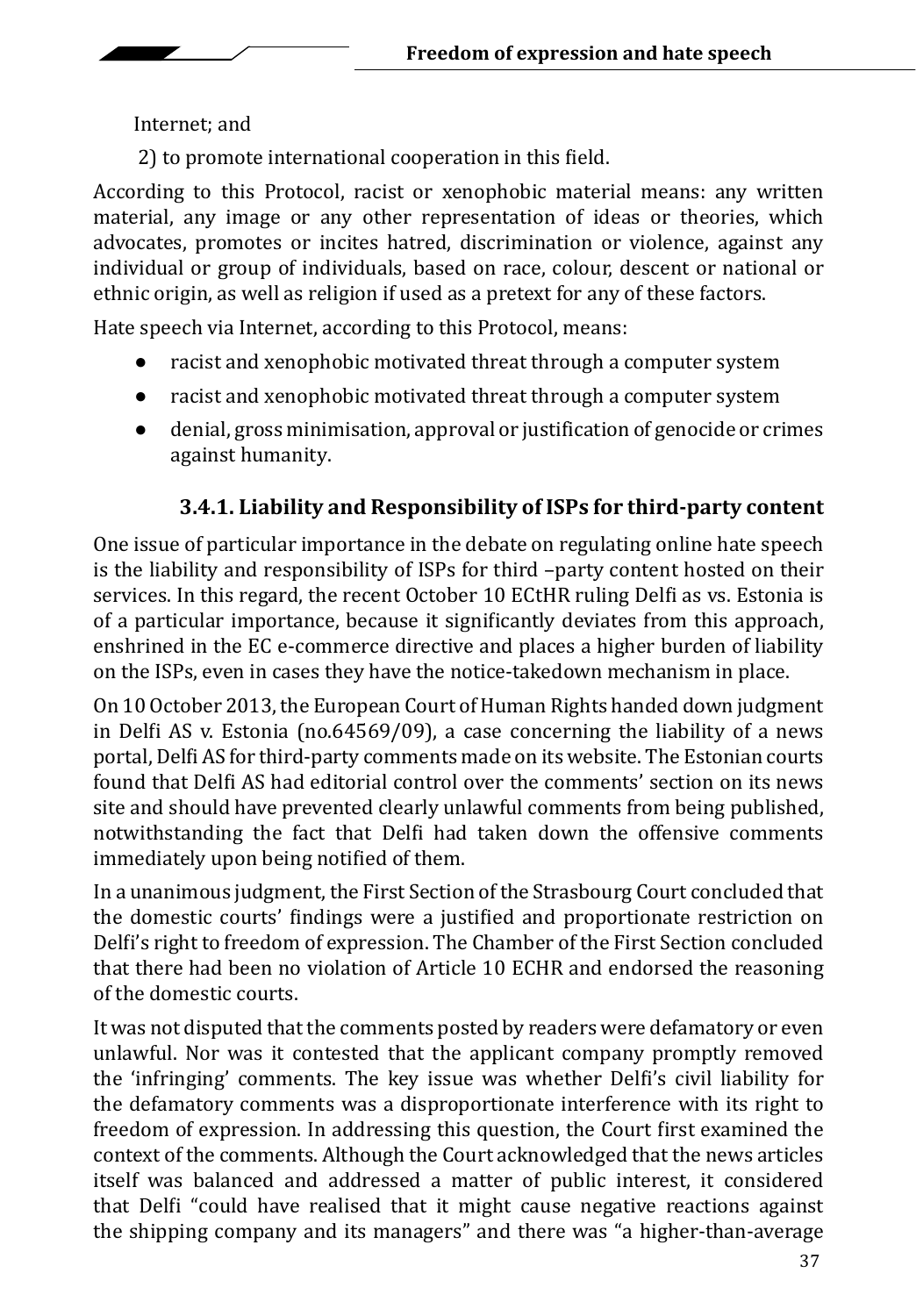Internet; and

2) to promote international cooperation in this field.

According to this Protocol, racist or xenophobic material means: any written material, any image or any other representation of ideas or theories, which advocates, promotes or incites hatred, discrimination or violence, against any individual or group of individuals, based on race, colour, descent or national or ethnic origin, as well as religion if used as a pretext for any of these factors.

Hate speech via Internet, according to this Protocol, means:

- racist and xenophobic motivated threat through a computer system
- racist and xenophobic motivated threat through a computer system
- denial, gross minimisation, approval or justification of genocide or crimes against humanity.

### 3.4.1. Liability and Responsibility of ISPs for third-party content

One issue of particular importance in the debate on regulating online hate speech is the liability and responsibility of ISPs for third –party content hosted on their services. In this regard, the recent October 10 ECtHR ruling Delfi as vs. Estonia is of a particular importance, because it significantly deviates from this approach, enshrined in the EC e-commerce directive and places a higher burden of liability on the ISPs, even in cases they have the notice-takedown mechanism in place.

On 10 October 2013, the European Court of Human Rights handed down judgment in Delfi AS v. Estonia (no.64569/09), a case concerning the liability of a news portal, Delfi AS for third-party comments made on its website. The Estonian courts found that Delfi AS had editorial control over the comments' section on its news site and should have prevented clearly unlawful comments from being published, notwithstanding the fact that Delfi had taken down the offensive comments immediately upon being notified of them.

In a unanimous judgment, the First Section of the Strasbourg Court concluded that the domestic courts' findings were a justified and proportionate restriction on Delfi's right to freedom of expression. The Chamber of the First Section concluded that there had been no violation of Article 10 ECHR and endorsed the reasoning of the domestic courts.

It was not disputed that the comments posted by readers were defamatory or even unlawful. Nor was it contested that the applicant company promptly removed the 'infringing' comments. The key issue was whether Delfi's civil liability for the defamatory comments was a disproportionate interference with its right to freedom of expression. In addressing this question, the Court first examined the context of the comments. Although the Court acknowledged that the news articles itself was balanced and addressed a matter of public interest, it considered that Delfi "could have realised that it might cause negative reactions against the shipping company and its managers" and there was "a higher-than-average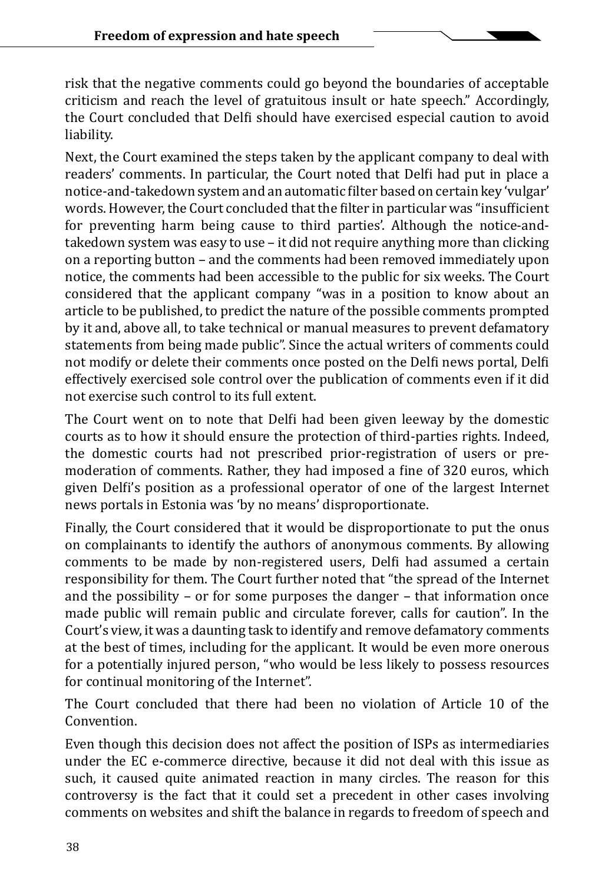risk that the negative comments could go beyond the boundaries of acceptable criticism and reach the level of gratuitous insult or hate speech." Accordingly, the Court concluded that Delfi should have exercised especial caution to avoid liability.

Next, the Court examined the steps taken by the applicant company to deal with readers' comments. In particular, the Court noted that Delfi had put in place a notice-and-takedown system and an automatic filter based on certain key 'vulgar' words. However, the Court concluded that the filter in particular was "insufficient for preventing harm being cause to third parties'. Although the notice-and-takedown system was easy to use – it did not require anything more than clicking on a reporting button – and the comments had been removed immediately upon notice, the comments had been accessible to the public for six weeks. The Court considered that the applicant company "was in a position to know about an article to be published, to predict the nature of the possible comments prompted by it and, above all, to take technical or manual measures to prevent defamatory statements from being made public". Since the actual writers of comments could not modify or delete their comments once posted on the Delfi news portal, Delfi effectively exercised sole control over the publication of comments even if it did not exercise such control to its full extent.

The Court went on to note that Delfi had been given leeway by the domestic courts as to how it should ensure the protection of third-parties rights. Indeed, the domestic courts had not prescribed prior-registration of users or pre-moderation of comments. Rather, they had imposed a fine of 320 euros, which given Delfi's position as a professional operator of one of the largest Internet news portals in Estonia was 'by no means' disproportionate.

Finally, the Court considered that it would be disproportionate to put the onus on complainants to identify the authors of anonymous comments. By allowing comments to be made by non-registered users, Delfi had assumed a certain responsibility for them. The Court further noted that "the spread of the Internet and the possibility – or for some purposes the danger – that information once made public will remain public and circulate forever, calls for caution". In the Court's view, it was a daunting task to identify and remove defamatory comments at the best of times, including for the applicant. It would be even more onerous for a potentially injured person, "who would be less likely to possess resources for continual monitoring of the Internet".

The Court concluded that there had been no violation of Article 10 of the Convention.

Even though this decision does not affect the position of ISPs as intermediaries under the EC e-commerce directive, because it did not deal with this issue as such, it caused quite animated reaction in many circles. The reason for this controversy is the fact that it could set a precedent in other cases involving comments on websites and shift the balance in regards to freedom of speech and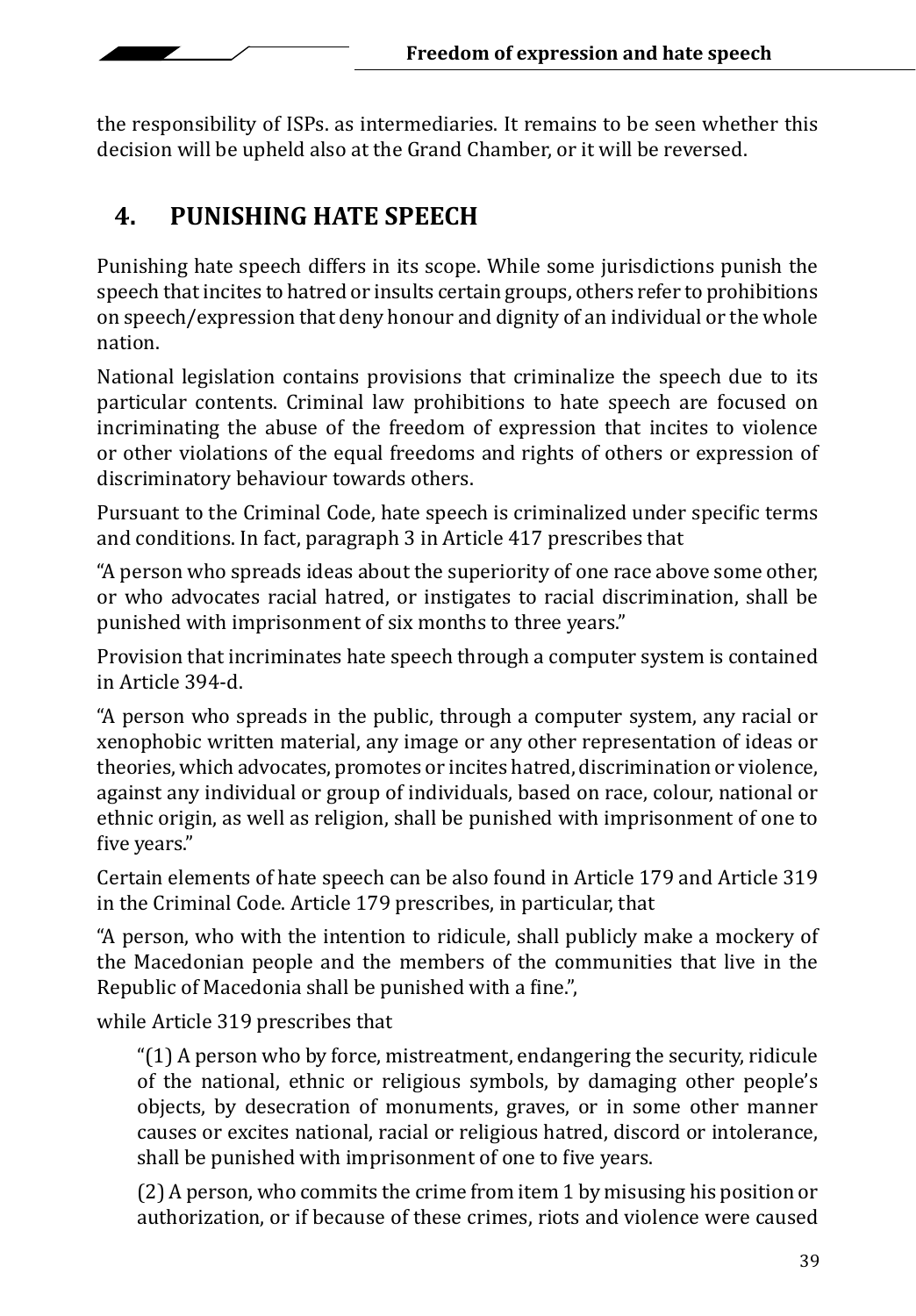the responsibility of ISPs. as intermediaries. It remains to be seen whether this decision will be upheld also at the Grand Chamber, or it will be reversed.

## 4. PUNISHING HATE SPEECH

Punishing hate speech differs in its scope. While some jurisdictions punish the speech that incites to hatred or insults certain groups, others refer to prohibitions on speech/expression that deny honour and dignity of an individual or the whole nation.

National legislation contains provisions that criminalize the speech due to its particular contents. Criminal law prohibitions to hate speech are focused on incriminating the abuse of the freedom of expression that incites to violence or other violations of the equal freedoms and rights of others or expression of discriminatory behaviour towards others.

Pursuant to the Criminal Code, hate speech is criminalized under specific terms and conditions. In fact, paragraph 3 in Article 417 prescribes that

"A person who spreads ideas about the superiority of one race above some other, or who advocates racial hatred, or instigates to racial discrimination, shall be punished with imprisonment of six months to three years."

Provision that incriminates hate speech through a computer system is contained in Article 394-d.

"A person who spreads in the public, through a computer system, any racial or xenophobic written material, any image or any other representation of ideas or theories, which advocates, promotes or incites hatred, discrimination or violence, against any individual or group of individuals, based on race, colour, national or ethnic origin, as well as religion, shall be punished with imprisonment of one to five years."

Certain elements of hate speech can be also found in Article 179 and Article 319 in the Criminal Code. Article 179 prescribes, in particular, that

"A person, who with the intention to ridicule, shall publicly make a mockery of the Macedonian people and the members of the communities that live in the Republic of Macedonia shall be punished with a fine.",

while Article 319 prescribes that

> "(1) A person who by force, mistreatment, endangering the security, ridicule of the national, ethnic or religious symbols, by damaging other people's objects, by desecration of monuments, graves, or in some other manner causes or excites national, racial or religious hatred, discord or intolerance, shall be punished with imprisonment of one to five years.
>
> (2) A person, who commits the crime from item 1 by misusing his position or authorization, or if because of these crimes, riots and violence were caused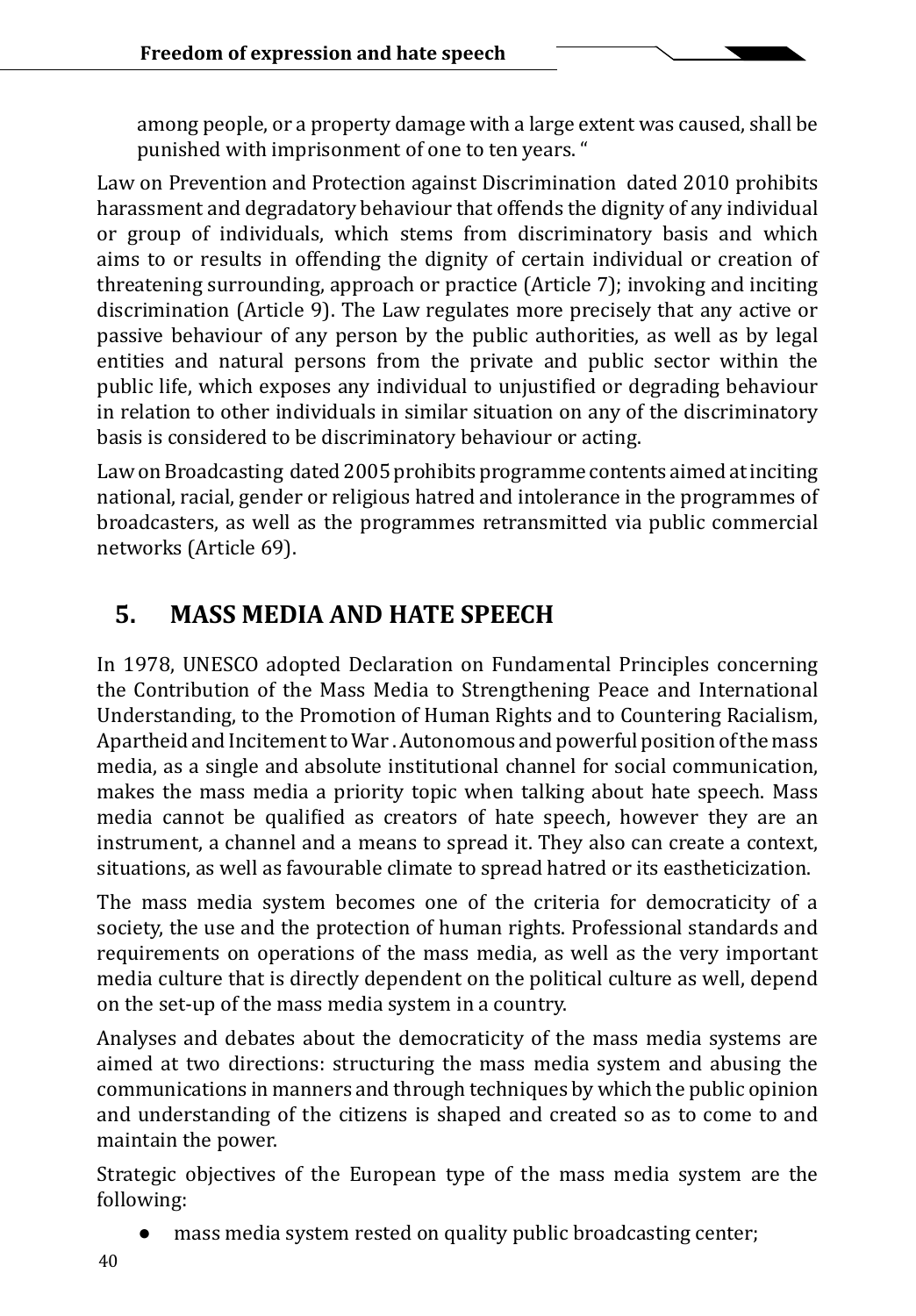among people, or a property damage with a large extent was caused, shall be punished with imprisonment of one to ten years. "

Law on Prevention and Protection against Discrimination dated 2010 prohibits harassment and degradatory behaviour that offends the dignity of any individual or group of individuals, which stems from discriminatory basis and which aims to or results in offending the dignity of certain individual or creation of threatening surrounding, approach or practice (Article 7); invoking and inciting discrimination (Article 9). The Law regulates more precisely that any active or passive behaviour of any person by the public authorities, as well as by legal entities and natural persons from the private and public sector within the public life, which exposes any individual to unjustified or degrading behaviour in relation to other individuals in similar situation on any of the discriminatory basis is considered to be discriminatory behaviour or acting.

Law on Broadcasting dated 2005 prohibits programme contents aimed at inciting national, racial, gender or religious hatred and intolerance in the programmes of broadcasters, as well as the programmes retransmitted via public commercial networks (Article 69).

## 5. MASS MEDIA AND HATE SPEECH

In 1978, UNESCO adopted Declaration on Fundamental Principles concerning the Contribution of the Mass Media to Strengthening Peace and International Understanding, to the Promotion of Human Rights and to Countering Racialism, Apartheid and Incitement to War . Autonomous and powerful position of the mass media, as a single and absolute institutional channel for social communication, makes the mass media a priority topic when talking about hate speech. Mass media cannot be qualified as creators of hate speech, however they are an instrument, a channel and a means to spread it. They also can create a context, situations, as well as favourable climate to spread hatred or its eastheticization.

The mass media system becomes one of the criteria for democraticity of a society, the use and the protection of human rights. Professional standards and requirements on operations of the mass media, as well as the very important media culture that is directly dependent on the political culture as well, depend on the set-up of the mass media system in a country.

Analyses and debates about the democraticity of the mass media systems are aimed at two directions: structuring the mass media system and abusing the communications in manners and through techniques by which the public opinion and understanding of the citizens is shaped and created so as to come to and maintain the power.

Strategic objectives of the European type of the mass media system are the following:

- mass media system rested on quality public broadcasting center;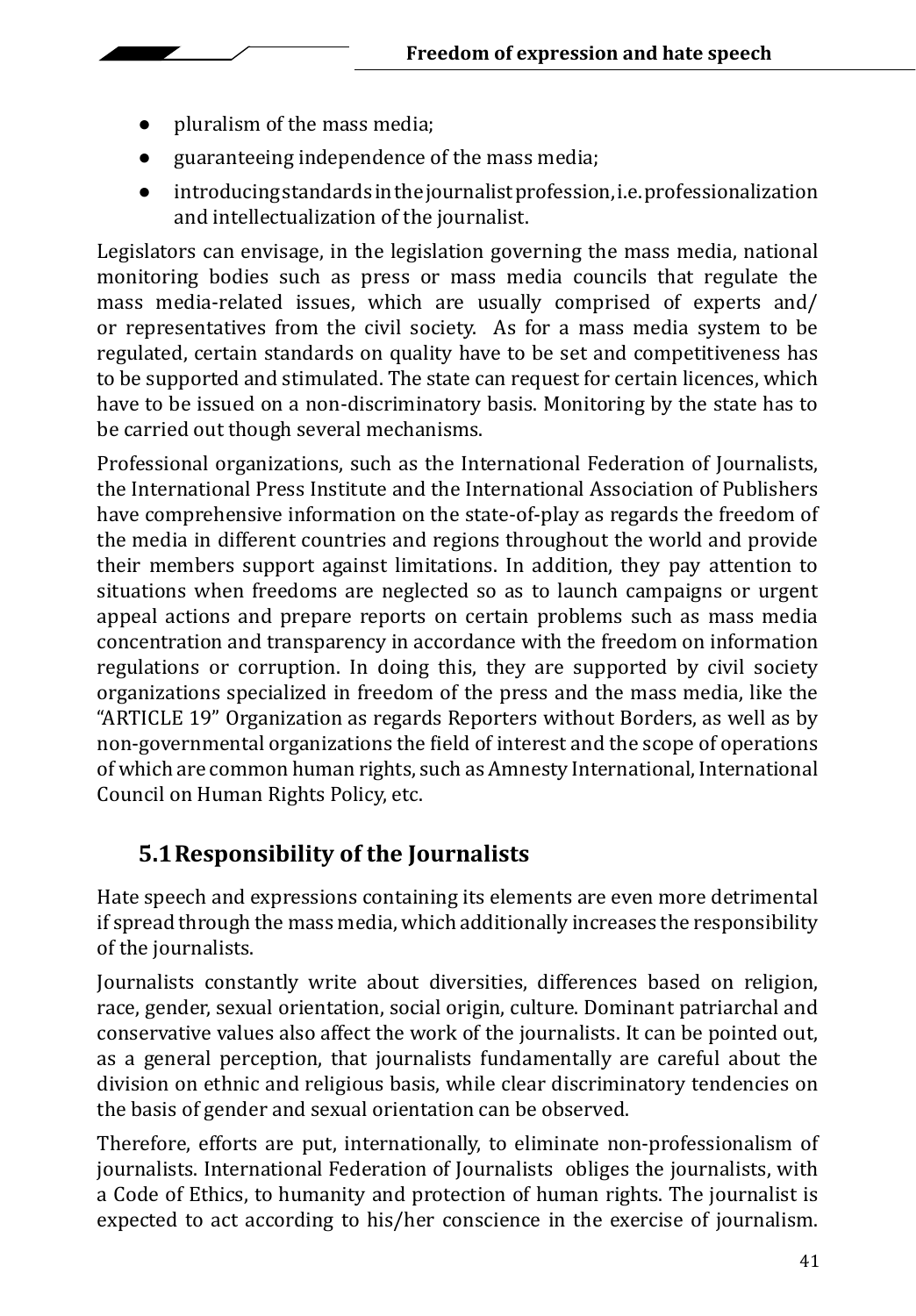- pluralism of the mass media;
- guaranteeing independence of the mass media;
- introducing standards in the journalist profession, i.e. professionalization and intellectualization of the journalist.

Legislators can envisage, in the legislation governing the mass media, national monitoring bodies such as press or mass media councils that regulate the mass media-related issues, which are usually comprised of experts and/or representatives from the civil society. As for a mass media system to be regulated, certain standards on quality have to be set and competitiveness has to be supported and stimulated. The state can request for certain licences, which have to be issued on a non-discriminatory basis. Monitoring by the state has to be carried out though several mechanisms.

Professional organizations, such as the International Federation of Journalists, the International Press Institute and the International Association of Publishers have comprehensive information on the state-of-play as regards the freedom of the media in different countries and regions throughout the world and provide their members support against limitations. In addition, they pay attention to situations when freedoms are neglected so as to launch campaigns or urgent appeal actions and prepare reports on certain problems such as mass media concentration and transparency in accordance with the freedom on information regulations or corruption. In doing this, they are supported by civil society organizations specialized in freedom of the press and the mass media, like the "ARTICLE 19" Organization as regards Reporters without Borders, as well as by non-governmental organizations the field of interest and the scope of operations of which are common human rights, such as Amnesty International, International Council on Human Rights Policy, etc.

## 5.1 Responsibility of the Journalists

Hate speech and expressions containing its elements are even more detrimental if spread through the mass media, which additionally increases the responsibility of the journalists.

Journalists constantly write about diversities, differences based on religion, race, gender, sexual orientation, social origin, culture. Dominant patriarchal and conservative values also affect the work of the journalists. It can be pointed out, as a general perception, that journalists fundamentally are careful about the division on ethnic and religious basis, while clear discriminatory tendencies on the basis of gender and sexual orientation can be observed.

Therefore, efforts are put, internationally, to eliminate non-professionalism of journalists. International Federation of Journalists obliges the journalists, with a Code of Ethics, to humanity and protection of human rights. The journalist is expected to act according to his/her conscience in the exercise of journalism.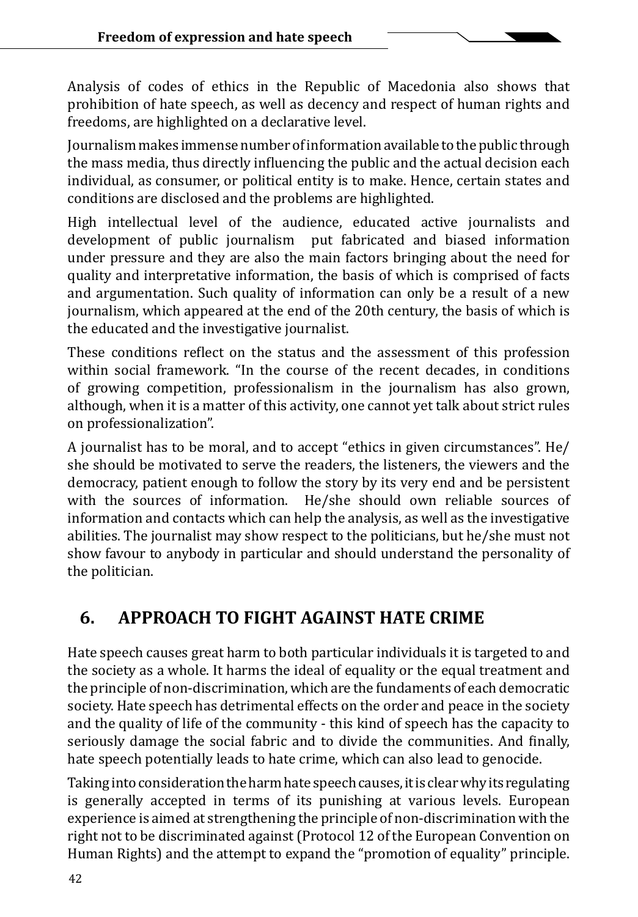Analysis of codes of ethics in the Republic of Macedonia also shows that prohibition of hate speech, as well as decency and respect of human rights and freedoms, are highlighted on a declarative level.

Journalism makes immense number of information available to the public through the mass media, thus directly influencing the public and the actual decision each individual, as consumer, or political entity is to make. Hence, certain states and conditions are disclosed and the problems are highlighted.

High intellectual level of the audience, educated active journalists and development of public journalism put fabricated and biased information under pressure and they are also the main factors bringing about the need for quality and interpretative information, the basis of which is comprised of facts and argumentation. Such quality of information can only be a result of a new journalism, which appeared at the end of the 20th century, the basis of which is the educated and the investigative journalist.

These conditions reflect on the status and the assessment of this profession within social framework. "In the course of the recent decades, in conditions of growing competition, professionalism in the journalism has also grown, although, when it is a matter of this activity, one cannot yet talk about strict rules on professionalization".

A journalist has to be moral, and to accept "ethics in given circumstances". He/she should be motivated to serve the readers, the listeners, the viewers and the democracy, patient enough to follow the story by its very end and be persistent with the sources of information. He/she should own reliable sources of information and contacts which can help the analysis, as well as the investigative abilities. The journalist may show respect to the politicians, but he/she must not show favour to anybody in particular and should understand the personality of the politician.

## 6. APPROACH TO FIGHT AGAINST HATE CRIME

Hate speech causes great harm to both particular individuals it is targeted to and the society as a whole. It harms the ideal of equality or the equal treatment and the principle of non-discrimination, which are the fundaments of each democratic society. Hate speech has detrimental effects on the order and peace in the society and the quality of life of the community - this kind of speech has the capacity to seriously damage the social fabric and to divide the communities. And finally, hate speech potentially leads to hate crime, which can also lead to genocide.

Taking into consideration the harm hate speech causes, it is clear why its regulating is generally accepted in terms of its punishing at various levels. European experience is aimed at strengthening the principle of non-discrimination with the right not to be discriminated against (Protocol 12 of the European Convention on Human Rights) and the attempt to expand the "promotion of equality" principle.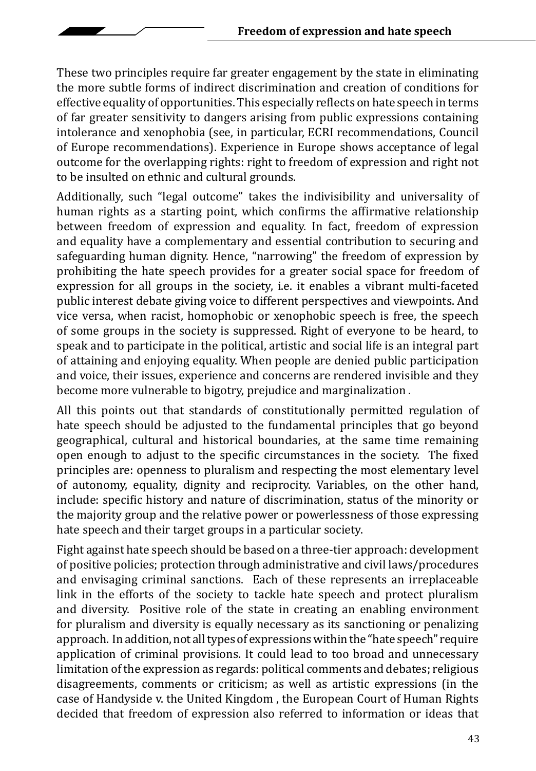These two principles require far greater engagement by the state in eliminating the more subtle forms of indirect discrimination and creation of conditions for effective equality of opportunities. This especially reflects on hate speech in terms of far greater sensitivity to dangers arising from public expressions containing intolerance and xenophobia (see, in particular, ECRI recommendations, Council of Europe recommendations). Experience in Europe shows acceptance of legal outcome for the overlapping rights: right to freedom of expression and right not to be insulted on ethnic and cultural grounds.

Additionally, such "legal outcome" takes the indivisibility and universality of human rights as a starting point, which confirms the affirmative relationship between freedom of expression and equality. In fact, freedom of expression and equality have a complementary and essential contribution to securing and safeguarding human dignity. Hence, "narrowing" the freedom of expression by prohibiting the hate speech provides for a greater social space for freedom of expression for all groups in the society, i.e. it enables a vibrant multi-faceted public interest debate giving voice to different perspectives and viewpoints. And vice versa, when racist, homophobic or xenophobic speech is free, the speech of some groups in the society is suppressed. Right of everyone to be heard, to speak and to participate in the political, artistic and social life is an integral part of attaining and enjoying equality. When people are denied public participation and voice, their issues, experience and concerns are rendered invisible and they become more vulnerable to bigotry, prejudice and marginalization .

All this points out that standards of constitutionally permitted regulation of hate speech should be adjusted to the fundamental principles that go beyond geographical, cultural and historical boundaries, at the same time remaining open enough to adjust to the specific circumstances in the society. The fixed principles are: openness to pluralism and respecting the most elementary level of autonomy, equality, dignity and reciprocity. Variables, on the other hand, include: specific history and nature of discrimination, status of the minority or the majority group and the relative power or powerlessness of those expressing hate speech and their target groups in a particular society.

Fight against hate speech should be based on a three-tier approach: development of positive policies; protection through administrative and civil laws/procedures and envisaging criminal sanctions. Each of these represents an irreplaceable link in the efforts of the society to tackle hate speech and protect pluralism and diversity. Positive role of the state in creating an enabling environment for pluralism and diversity is equally necessary as its sanctioning or penalizing approach. In addition, not all types of expressions within the "hate speech" require application of criminal provisions. It could lead to too broad and unnecessary limitation of the expression as regards: political comments and debates; religious disagreements, comments or criticism; as well as artistic expressions (in the case of Handyside v. the United Kingdom , the European Court of Human Rights decided that freedom of expression also referred to information or ideas that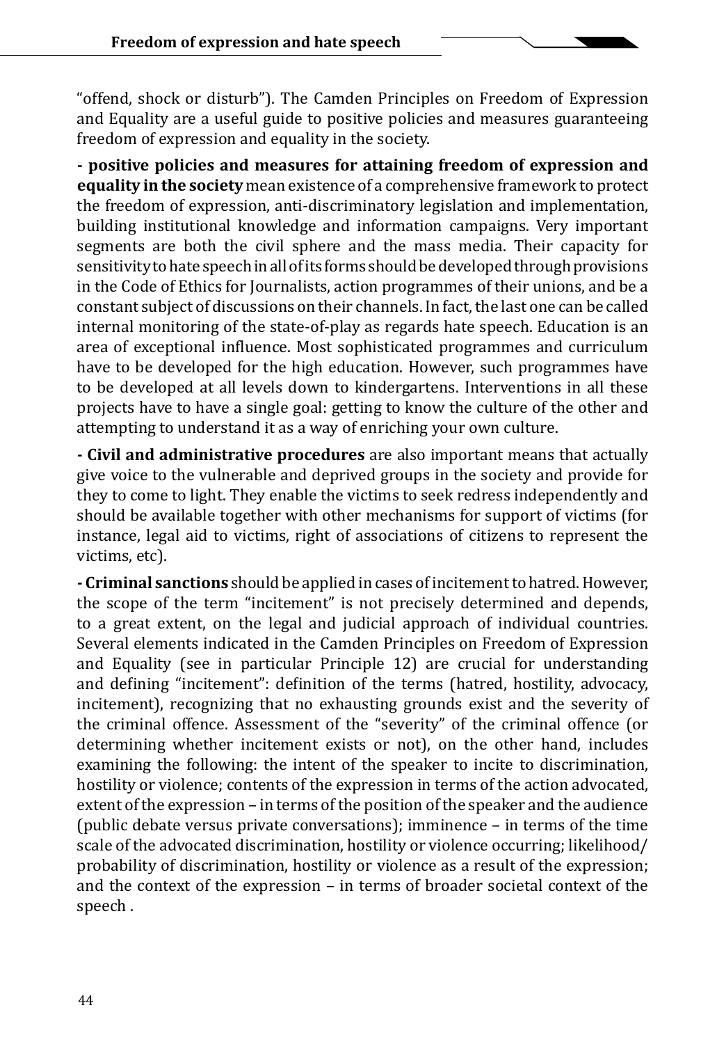"offend, shock or disturb"). The Camden Principles on Freedom of Expression and Equality are a useful guide to positive policies and measures guaranteeing freedom of expression and equality in the society.

**- positive policies and measures for attaining freedom of expression and equality in the society** mean existence of a comprehensive framework to protect the freedom of expression, anti-discriminatory legislation and implementation, building institutional knowledge and information campaigns. Very important segments are both the civil sphere and the mass media. Their capacity for sensitivity to hate speech in all of its forms should be developed through provisions in the Code of Ethics for Journalists, action programmes of their unions, and be a constant subject of discussions on their channels. In fact, the last one can be called internal monitoring of the state-of-play as regards hate speech. Education is an area of exceptional influence. Most sophisticated programmes and curriculum have to be developed for the high education. However, such programmes have to be developed at all levels down to kindergartens. Interventions in all these projects have to have a single goal: getting to know the culture of the other and attempting to understand it as a way of enriching your own culture.

**- Civil and administrative procedures** are also important means that actually give voice to the vulnerable and deprived groups in the society and provide for they to come to light. They enable the victims to seek redress independently and should be available together with other mechanisms for support of victims (for instance, legal aid to victims, right of associations of citizens to represent the victims, etc).

**- Criminal sanctions** should be applied in cases of incitement to hatred. However, the scope of the term "incitement" is not precisely determined and depends, to a great extent, on the legal and judicial approach of individual countries. Several elements indicated in the Camden Principles on Freedom of Expression and Equality (see in particular Principle 12) are crucial for understanding and defining "incitement": definition of the terms (hatred, hostility, advocacy, incitement), recognizing that no exhausting grounds exist and the severity of the criminal offence. Assessment of the "severity" of the criminal offence (or determining whether incitement exists or not), on the other hand, includes examining the following: the intent of the speaker to incite to discrimination, hostility or violence; contents of the expression in terms of the action advocated, extent of the expression – in terms of the position of the speaker and the audience (public debate versus private conversations); imminence – in terms of the time scale of the advocated discrimination, hostility or violence occurring; likelihood/probability of discrimination, hostility or violence as a result of the expression; and the context of the expression – in terms of broader societal context of the speech .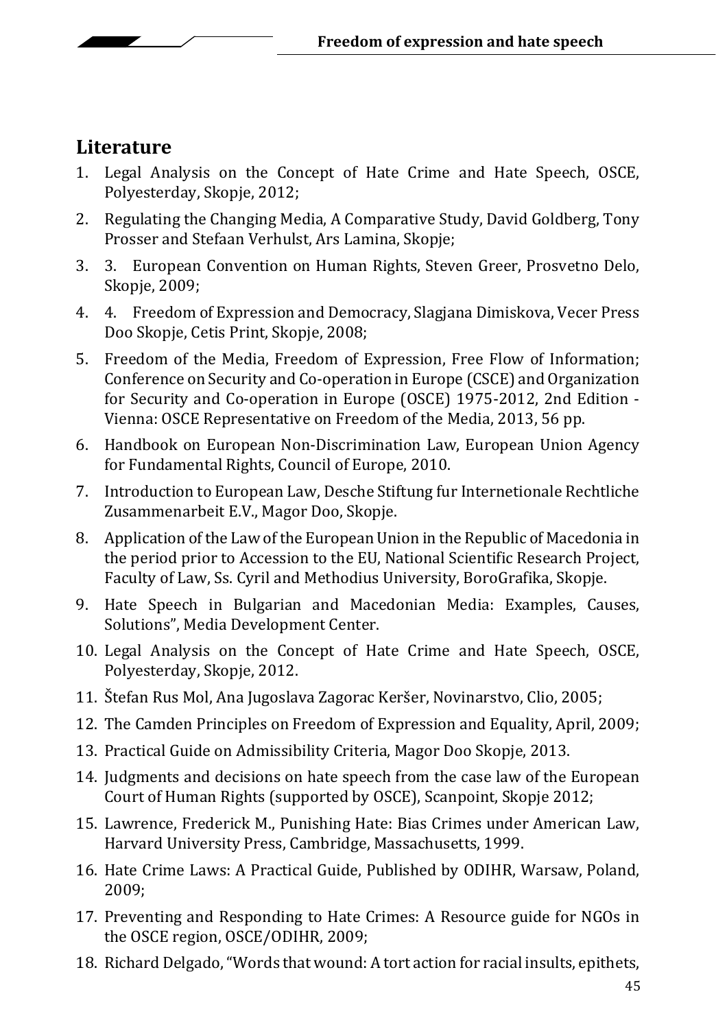## Literature

1. Legal Analysis on the Concept of Hate Crime and Hate Speech, OSCE, Polyesterday, Skopje, 2012;
2. Regulating the Changing Media, A Comparative Study, David Goldberg, Tony Prosser and Stefaan Verhulst, Ars Lamina, Skopje;
3. 3. European Convention on Human Rights, Steven Greer, Prosvetno Delo, Skopje, 2009;
4. 4. Freedom of Expression and Democracy, Slagjana Dimiskova, Vecer Press Doo Skopje, Cetis Print, Skopje, 2008;
5. Freedom of the Media, Freedom of Expression, Free Flow of Information; Conference on Security and Co-operation in Europe (CSCE) and Organization for Security and Co-operation in Europe (OSCE) 1975-2012, 2nd Edition - Vienna: OSCE Representative on Freedom of the Media, 2013, 56 pp.
6. Handbook on European Non-Discrimination Law, European Union Agency for Fundamental Rights, Council of Europe, 2010.
7. Introduction to European Law, Desche Stiftung fur Internetionale Rechtliche Zusammenarbeit E.V., Magor Doo, Skopje.
8. Application of the Law of the European Union in the Republic of Macedonia in the period prior to Accession to the EU, National Scientific Research Project, Faculty of Law, Ss. Cyril and Methodius University, BoroGrafika, Skopje.
9. Hate Speech in Bulgarian and Macedonian Media: Examples, Causes, Solutions", Media Development Center.
10. Legal Analysis on the Concept of Hate Crime and Hate Speech, OSCE, Polyesterday, Skopje, 2012.
11. Štefan Rus Mol, Ana Jugoslava Zagorac Keršer, Novinarstvo, Clio, 2005;
12. The Camden Principles on Freedom of Expression and Equality, April, 2009;
13. Practical Guide on Admissibility Criteria, Magor Doo Skopje, 2013.
14. Judgments and decisions on hate speech from the case law of the European Court of Human Rights (supported by OSCE), Scanpoint, Skopje 2012;
15. Lawrence, Frederick M., Punishing Hate: Bias Crimes under American Law, Harvard University Press, Cambridge, Massachusetts, 1999.
16. Hate Crime Laws: A Practical Guide, Published by ODIHR, Warsaw, Poland, 2009;
17. Preventing and Responding to Hate Crimes: A Resource guide for NGOs in the OSCE region, OSCE/ODIHR, 2009;
18. Richard Delgado, "Words that wound: A tort action for racial insults, epithets,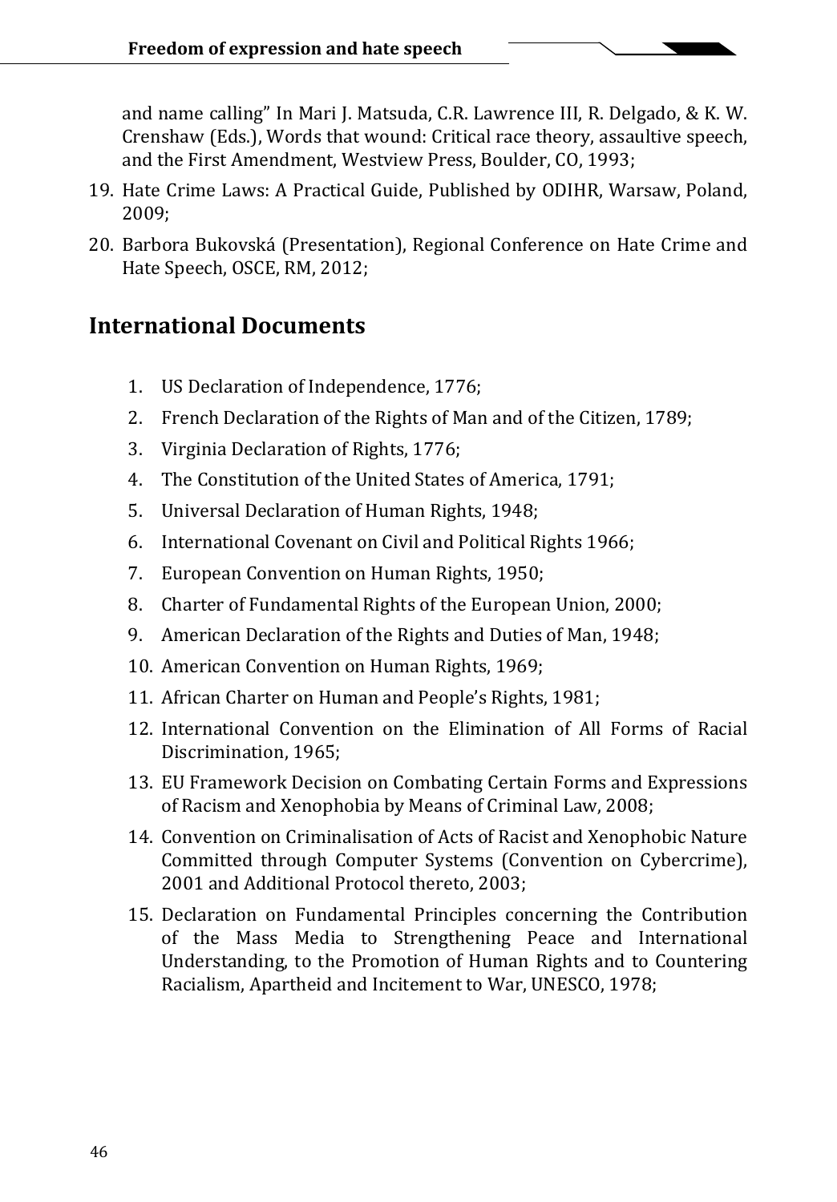and name calling" In Mari J. Matsuda, C.R. Lawrence III, R. Delgado, & K. W. Crenshaw (Eds.), Words that wound: Critical race theory, assaultive speech, and the First Amendment, Westview Press, Boulder, CO, 1993;

19. Hate Crime Laws: A Practical Guide, Published by ODIHR, Warsaw, Poland, 2009;
20. Barbora Bukovská (Presentation), Regional Conference on Hate Crime and Hate Speech, OSCE, RM, 2012;

## International Documents

1. US Declaration of Independence, 1776;
2. French Declaration of the Rights of Man and of the Citizen, 1789;
3. Virginia Declaration of Rights, 1776;
4. The Constitution of the United States of America, 1791;
5. Universal Declaration of Human Rights, 1948;
6. International Covenant on Civil and Political Rights 1966;
7. European Convention on Human Rights, 1950;
8. Charter of Fundamental Rights of the European Union, 2000;
9. American Declaration of the Rights and Duties of Man, 1948;
10. American Convention on Human Rights, 1969;
11. African Charter on Human and People's Rights, 1981;
12. International Convention on the Elimination of All Forms of Racial Discrimination, 1965;
13. EU Framework Decision on Combating Certain Forms and Expressions of Racism and Xenophobia by Means of Criminal Law, 2008;
14. Convention on Criminalisation of Acts of Racist and Xenophobic Nature Committed through Computer Systems (Convention on Cybercrime), 2001 and Additional Protocol thereto, 2003;
15. Declaration on Fundamental Principles concerning the Contribution of the Mass Media to Strengthening Peace and International Understanding, to the Promotion of Human Rights and to Countering Racialism, Apartheid and Incitement to War, UNESCO, 1978;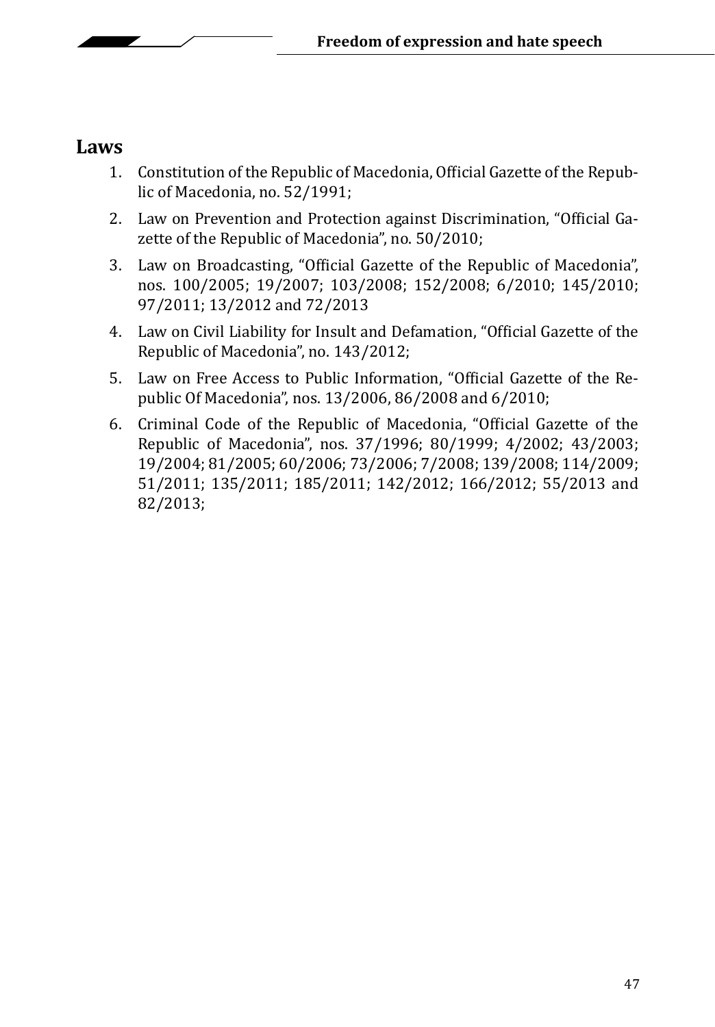## Laws

1. Constitution of the Republic of Macedonia, Official Gazette of the Republic of Macedonia, no. 52/1991;
2. Law on Prevention and Protection against Discrimination, "Official Gazette of the Republic of Macedonia", no. 50/2010;
3. Law on Broadcasting, "Official Gazette of the Republic of Macedonia", nos. 100/2005; 19/2007; 103/2008; 152/2008; 6/2010; 145/2010; 97/2011; 13/2012 and 72/2013
4. Law on Civil Liability for Insult and Defamation, "Official Gazette of the Republic of Macedonia", no. 143/2012;
5. Law on Free Access to Public Information, "Official Gazette of the Republic Of Macedonia", nos. 13/2006, 86/2008 and 6/2010;
6. Criminal Code of the Republic of Macedonia, "Official Gazette of the Republic of Macedonia", nos. 37/1996; 80/1999; 4/2002; 43/2003; 19/2004; 81/2005; 60/2006; 73/2006; 7/2008; 139/2008; 114/2009; 51/2011; 135/2011; 185/2011; 142/2012; 166/2012; 55/2013 and 82/2013;